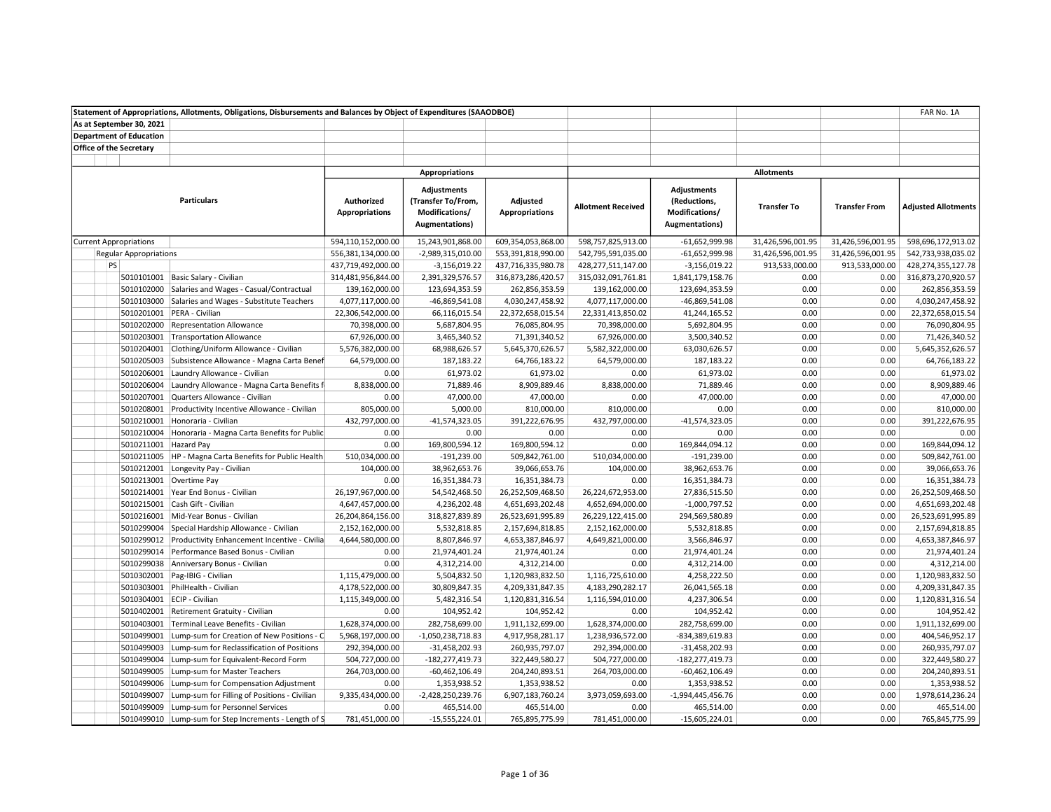**Statement of Appropriations, Allotments, Obligations, Disbursements and Balances by Object of Expenditures (SAAODBOE)** — FAR No. 1A

**As at September 30, 2021**

**Department of Education**

**Office of the Secretary**

| | | Appropriations | | | Allotments | | | | |
|---|---|---|---|---|---|---|---|---|---|
| Particulars | | Authorized Appropriations | Adjustments (Transfer To/From, Modifications/ Augmentations) | Adjusted Appropriations | Allotment Received | Adjustments (Reductions, Modifications/ Augmentations) | Transfer To | Transfer From | Adjusted Allotments |
| Current Appropriations | | 594,110,152,000.00 | 15,243,901,868.00 | 609,354,053,868.00 | 598,757,825,913.00 | -61,652,999.98 | 31,426,596,001.95 | 31,426,596,001.95 | 598,696,172,913.02 |
| Regular Appropriations | | 556,381,134,000.00 | -2,989,315,010.00 | 553,391,818,990.00 | 542,795,591,035.00 | -61,652,999.98 | 31,426,596,001.95 | 31,426,596,001.95 | 542,733,938,035.02 |
| PS | | 437,719,492,000.00 | -3,156,019.22 | 437,716,335,980.78 | 428,277,511,147.00 | -3,156,019.22 | 913,533,000.00 | 913,533,000.00 | 428,274,355,127.78 |
| 5010101001 | Basic Salary - Civilian | 314,481,956,844.00 | 2,391,329,576.57 | 316,873,286,420.57 | 315,032,091,761.81 | 1,841,179,158.76 | 0.00 | 0.00 | 316,873,270,920.57 |
| 5010102000 | Salaries and Wages - Casual/Contractual | 139,162,000.00 | 123,694,353.59 | 262,856,353.59 | 139,162,000.00 | 123,694,353.59 | 0.00 | 0.00 | 262,856,353.59 |
| 5010103000 | Salaries and Wages - Substitute Teachers | 4,077,117,000.00 | -46,869,541.08 | 4,030,247,458.92 | 4,077,117,000.00 | -46,869,541.08 | 0.00 | 0.00 | 4,030,247,458.92 |
| 5010201001 | PERA - Civilian | 22,306,542,000.00 | 66,116,015.54 | 22,372,658,015.54 | 22,331,413,850.02 | 41,244,165.52 | 0.00 | 0.00 | 22,372,658,015.54 |
| 5010202000 | Representation Allowance | 70,398,000.00 | 5,687,804.95 | 76,085,804.95 | 70,398,000.00 | 5,692,804.95 | 0.00 | 0.00 | 76,090,804.95 |
| 5010203001 | Transportation Allowance | 67,926,000.00 | 3,465,340.52 | 71,391,340.52 | 67,926,000.00 | 3,500,340.52 | 0.00 | 0.00 | 71,426,340.52 |
| 5010204001 | Clothing/Uniform Allowance - Civilian | 5,576,382,000.00 | 68,988,626.57 | 5,645,370,626.57 | 5,582,322,000.00 | 63,030,626.57 | 0.00 | 0.00 | 5,645,352,626.57 |
| 5010205003 | Subsistence Allowance - Magna Carta Benef | 64,579,000.00 | 187,183.22 | 64,766,183.22 | 64,579,000.00 | 187,183.22 | 0.00 | 0.00 | 64,766,183.22 |
| 5010206001 | Laundry Allowance - Civilian | 0.00 | 61,973.02 | 61,973.02 | 0.00 | 61,973.02 | 0.00 | 0.00 | 61,973.02 |
| 5010206004 | Laundry Allowance - Magna Carta Benefits f | 8,838,000.00 | 71,889.46 | 8,909,889.46 | 8,838,000.00 | 71,889.46 | 0.00 | 0.00 | 8,909,889.46 |
| 5010207001 | Quarters Allowance - Civilian | 0.00 | 47,000.00 | 47,000.00 | 0.00 | 47,000.00 | 0.00 | 0.00 | 47,000.00 |
| 5010208001 | Productivity Incentive Allowance - Civilian | 805,000.00 | 5,000.00 | 810,000.00 | 810,000.00 | 0.00 | 0.00 | 0.00 | 810,000.00 |
| 5010210001 | Honoraria - Civilian | 432,797,000.00 | -41,574,323.05 | 391,222,676.95 | 432,797,000.00 | -41,574,323.05 | 0.00 | 0.00 | 391,222,676.95 |
| 5010210004 | Honoraria - Magna Carta Benefits for Public | 0.00 | 0.00 | 0.00 | 0.00 | 0.00 | 0.00 | 0.00 | 0.00 |
| 5010211001 | Hazard Pay | 0.00 | 169,800,594.12 | 169,800,594.12 | 0.00 | 169,844,094.12 | 0.00 | 0.00 | 169,844,094.12 |
| 5010211005 | HP - Magna Carta Benefits for Public Health | 510,034,000.00 | -191,239.00 | 509,842,761.00 | 510,034,000.00 | -191,239.00 | 0.00 | 0.00 | 509,842,761.00 |
| 5010212001 | Longevity Pay - Civilian | 104,000.00 | 38,962,653.76 | 39,066,653.76 | 104,000.00 | 38,962,653.76 | 0.00 | 0.00 | 39,066,653.76 |
| 5010213001 | Overtime Pay | 0.00 | 16,351,384.73 | 16,351,384.73 | 0.00 | 16,351,384.73 | 0.00 | 0.00 | 16,351,384.73 |
| 5010214001 | Year End Bonus - Civilian | 26,197,967,000.00 | 54,542,468.50 | 26,252,509,468.50 | 26,224,672,953.00 | 27,836,515.50 | 0.00 | 0.00 | 26,252,509,468.50 |
| 5010215001 | Cash Gift - Civilian | 4,647,457,000.00 | 4,236,202.48 | 4,651,693,202.48 | 4,652,694,000.00 | -1,000,797.52 | 0.00 | 0.00 | 4,651,693,202.48 |
| 5010216001 | Mid-Year Bonus - Civilian | 26,204,864,156.00 | 318,827,839.89 | 26,523,691,995.89 | 26,229,122,415.00 | 294,569,580.89 | 0.00 | 0.00 | 26,523,691,995.89 |
| 5010299004 | Special Hardship Allowance - Civilian | 2,152,162,000.00 | 5,532,818.85 | 2,157,694,818.85 | 2,152,162,000.00 | 5,532,818.85 | 0.00 | 0.00 | 2,157,694,818.85 |
| 5010299012 | Productivity Enhancement Incentive - Civilia | 4,644,580,000.00 | 8,807,846.97 | 4,653,387,846.97 | 4,649,821,000.00 | 3,566,846.97 | 0.00 | 0.00 | 4,653,387,846.97 |
| 5010299014 | Performance Based Bonus - Civilian | 0.00 | 21,974,401.24 | 21,974,401.24 | 0.00 | 21,974,401.24 | 0.00 | 0.00 | 21,974,401.24 |
| 5010299038 | Anniversary Bonus - Civilian | 0.00 | 4,312,214.00 | 4,312,214.00 | 0.00 | 4,312,214.00 | 0.00 | 0.00 | 4,312,214.00 |
| 5010302001 | Pag-IBIG - Civilian | 1,115,479,000.00 | 5,504,832.50 | 1,120,983,832.50 | 1,116,725,610.00 | 4,258,222.50 | 0.00 | 0.00 | 1,120,983,832.50 |
| 5010303001 | PhilHealth - Civilian | 4,178,522,000.00 | 30,809,847.35 | 4,209,331,847.35 | 4,183,290,282.17 | 26,041,565.18 | 0.00 | 0.00 | 4,209,331,847.35 |
| 5010304001 | ECIP - Civilian | 1,115,349,000.00 | 5,482,316.54 | 1,120,831,316.54 | 1,116,594,010.00 | 4,237,306.54 | 0.00 | 0.00 | 1,120,831,316.54 |
| 5010402001 | Retirement Gratuity - Civilian | 0.00 | 104,952.42 | 104,952.42 | 0.00 | 104,952.42 | 0.00 | 0.00 | 104,952.42 |
| 5010403001 | Terminal Leave Benefits - Civilian | 1,628,374,000.00 | 282,758,699.00 | 1,911,132,699.00 | 1,628,374,000.00 | 282,758,699.00 | 0.00 | 0.00 | 1,911,132,699.00 |
| 5010499001 | Lump-sum for Creation of New Positions - C | 5,968,197,000.00 | -1,050,238,718.83 | 4,917,958,281.17 | 1,238,936,572.00 | -834,389,619.83 | 0.00 | 0.00 | 404,546,952.17 |
| 5010499003 | Lump-sum for Reclassification of Positions | 292,394,000.00 | -31,458,202.93 | 260,935,797.07 | 292,394,000.00 | -31,458,202.93 | 0.00 | 0.00 | 260,935,797.07 |
| 5010499004 | Lump-sum for Equivalent-Record Form | 504,727,000.00 | -182,277,419.73 | 322,449,580.27 | 504,727,000.00 | -182,277,419.73 | 0.00 | 0.00 | 322,449,580.27 |
| 5010499005 | Lump-sum for Master Teachers | 264,703,000.00 | -60,462,106.49 | 204,240,893.51 | 264,703,000.00 | -60,462,106.49 | 0.00 | 0.00 | 204,240,893.51 |
| 5010499006 | Lump-sum for Compensation Adjustment | 0.00 | 1,353,938.52 | 1,353,938.52 | 0.00 | 1,353,938.52 | 0.00 | 0.00 | 1,353,938.52 |
| 5010499007 | Lump-sum for Filling of Positions - Civilian | 9,335,434,000.00 | -2,428,250,239.76 | 6,907,183,760.24 | 3,973,059,693.00 | -1,994,445,456.76 | 0.00 | 0.00 | 1,978,614,236.24 |
| 5010499009 | Lump-sum for Personnel Services | 0.00 | 465,514.00 | 465,514.00 | 0.00 | 465,514.00 | 0.00 | 0.00 | 465,514.00 |
| 5010499010 | Lump-sum for Step Increments - Length of S | 781,451,000.00 | -15,555,224.01 | 765,895,775.99 | 781,451,000.00 | -15,605,224.01 | 0.00 | 0.00 | 765,845,775.99 |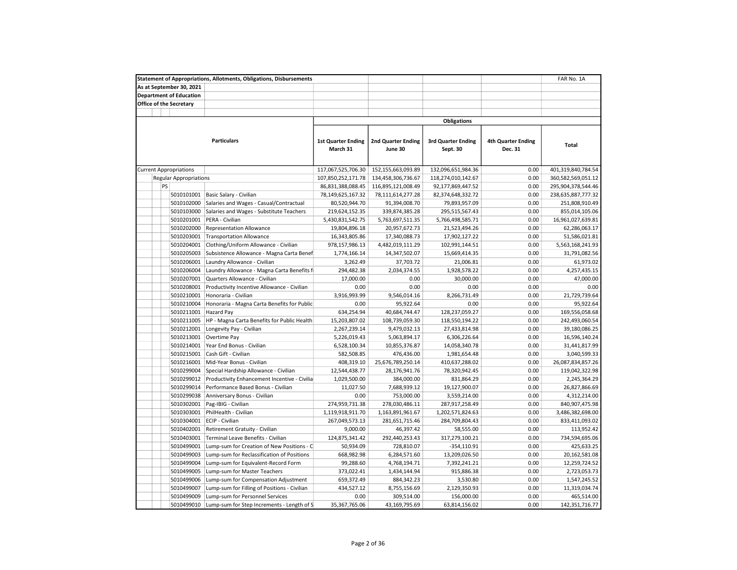**Statement of Appropriations, Allotments, Obligations, Disbursements** — FAR No. 1A

**As at September 30, 2021**

**Department of Education**

**Office of the Secretary**

| Particulars | | Obligations | | | | |
|---|---|---|---|---|---|---|
| | | 1st Quarter Ending March 31 | 2nd Quarter Ending June 30 | 3rd Quarter Ending Sept. 30 | 4th Quarter Ending Dec. 31 | Total |
| Current Appropriations | | 117,067,525,706.30 | 152,155,663,093.89 | 132,096,651,984.36 | 0.00 | 401,319,840,784.54 |
| Regular Appropriations | | 107,850,252,171.78 | 134,458,306,736.67 | 118,274,010,142.67 | 0.00 | 360,582,569,051.12 |
| PS | | 86,831,388,088.45 | 116,895,121,008.49 | 92,177,869,447.52 | 0.00 | 295,904,378,544.46 |
| 5010101001 | Basic Salary - Civilian | 78,149,625,167.32 | 78,111,614,277.28 | 82,374,648,332.72 | 0.00 | 238,635,887,777.32 |
| 5010102000 | Salaries and Wages - Casual/Contractual | 80,520,944.70 | 91,394,008.70 | 79,893,957.09 | 0.00 | 251,808,910.49 |
| 5010103000 | Salaries and Wages - Substitute Teachers | 219,624,152.35 | 339,874,385.28 | 295,515,567.43 | 0.00 | 855,014,105.06 |
| 5010201001 | PERA - Civilian | 5,430,831,542.75 | 5,763,697,511.35 | 5,766,498,585.71 | 0.00 | 16,961,027,639.81 |
| 5010202000 | Representation Allowance | 19,804,896.18 | 20,957,672.73 | 21,523,494.26 | 0.00 | 62,286,063.17 |
| 5010203001 | Transportation Allowance | 16,343,805.86 | 17,340,088.73 | 17,902,127.22 | 0.00 | 51,586,021.81 |
| 5010204001 | Clothing/Uniform Allowance - Civilian | 978,157,986.13 | 4,482,019,111.29 | 102,991,144.51 | 0.00 | 5,563,168,241.93 |
| 5010205003 | Subsistence Allowance - Magna Carta Benef | 1,774,166.14 | 14,347,502.07 | 15,669,414.35 | 0.00 | 31,791,082.56 |
| 5010206001 | Laundry Allowance - Civilian | 3,262.49 | 37,703.72 | 21,006.81 | 0.00 | 61,973.02 |
| 5010206004 | Laundry Allowance - Magna Carta Benefits f | 294,482.38 | 2,034,374.55 | 1,928,578.22 | 0.00 | 4,257,435.15 |
| 5010207001 | Quarters Allowance - Civilian | 17,000.00 | 0.00 | 30,000.00 | 0.00 | 47,000.00 |
| 5010208001 | Productivity Incentive Allowance - Civilian | 0.00 | 0.00 | 0.00 | 0.00 | 0.00 |
| 5010210001 | Honoraria - Civilian | 3,916,993.99 | 9,546,014.16 | 8,266,731.49 | 0.00 | 21,729,739.64 |
| 5010210004 | Honoraria - Magna Carta Benefits for Public | 0.00 | 95,922.64 | 0.00 | 0.00 | 95,922.64 |
| 5010211001 | Hazard Pay | 634,254.94 | 40,684,744.47 | 128,237,059.27 | 0.00 | 169,556,058.68 |
| 5010211005 | HP - Magna Carta Benefits for Public Health | 15,203,807.02 | 108,739,059.30 | 118,550,194.22 | 0.00 | 242,493,060.54 |
| 5010212001 | Longevity Pay - Civilian | 2,267,239.14 | 9,479,032.13 | 27,433,814.98 | 0.00 | 39,180,086.25 |
| 5010213001 | Overtime Pay | 5,226,019.43 | 5,063,894.17 | 6,306,226.64 | 0.00 | 16,596,140.24 |
| 5010214001 | Year End Bonus - Civilian | 6,528,100.34 | 10,855,376.87 | 14,058,340.78 | 0.00 | 31,441,817.99 |
| 5010215001 | Cash Gift - Civilian | 582,508.85 | 476,436.00 | 1,981,654.48 | 0.00 | 3,040,599.33 |
| 5010216001 | Mid-Year Bonus - Civilian | 408,319.10 | 25,676,789,250.14 | 410,637,288.02 | 0.00 | 26,087,834,857.26 |
| 5010299004 | Special Hardship Allowance - Civilian | 12,544,438.77 | 28,176,941.76 | 78,320,942.45 | 0.00 | 119,042,322.98 |
| 5010299012 | Productivity Enhancement Incentive - Civilia | 1,029,500.00 | 384,000.00 | 831,864.29 | 0.00 | 2,245,364.29 |
| 5010299014 | Performance Based Bonus - Civilian | 11,027.50 | 7,688,939.12 | 19,127,900.07 | 0.00 | 26,827,866.69 |
| 5010299038 | Anniversary Bonus - Civilian | 0.00 | 753,000.00 | 3,559,214.00 | 0.00 | 4,312,214.00 |
| 5010302001 | Pag-IBIG - Civilian | 274,959,731.38 | 278,030,486.11 | 287,917,258.49 | 0.00 | 840,907,475.98 |
| 5010303001 | PhilHealth - Civilian | 1,119,918,911.70 | 1,163,891,961.67 | 1,202,571,824.63 | 0.00 | 3,486,382,698.00 |
| 5010304001 | ECIP - Civilian | 267,049,573.13 | 281,651,715.46 | 284,709,804.43 | 0.00 | 833,411,093.02 |
| 5010402001 | Retirement Gratuity - Civilian | 9,000.00 | 46,397.42 | 58,555.00 | 0.00 | 113,952.42 |
| 5010403001 | Terminal Leave Benefits - Civilian | 124,875,341.42 | 292,440,253.43 | 317,279,100.21 | 0.00 | 734,594,695.06 |
| 5010499001 | Lump-sum for Creation of New Positions - C | 50,934.09 | 728,810.07 | -354,110.91 | 0.00 | 425,633.25 |
| 5010499003 | Lump-sum for Reclassification of Positions | 668,982.98 | 6,284,571.60 | 13,209,026.50 | 0.00 | 20,162,581.08 |
| 5010499004 | Lump-sum for Equivalent-Record Form | 99,288.60 | 4,768,194.71 | 7,392,241.21 | 0.00 | 12,259,724.52 |
| 5010499005 | Lump-sum for Master Teachers | 373,022.41 | 1,434,144.94 | 915,886.38 | 0.00 | 2,723,053.73 |
| 5010499006 | Lump-sum for Compensation Adjustment | 659,372.49 | 884,342.23 | 3,530.80 | 0.00 | 1,547,245.52 |
| 5010499007 | Lump-sum for Filling of Positions - Civilian | 434,527.12 | 8,755,156.69 | 2,129,350.93 | 0.00 | 11,319,034.74 |
| 5010499009 | Lump-sum for Personnel Services | 0.00 | 309,514.00 | 156,000.00 | 0.00 | 465,514.00 |
| 5010499010 | Lump-sum for Step Increments - Length of S | 35,367,765.06 | 43,169,795.69 | 63,814,156.02 | 0.00 | 142,351,716.77 |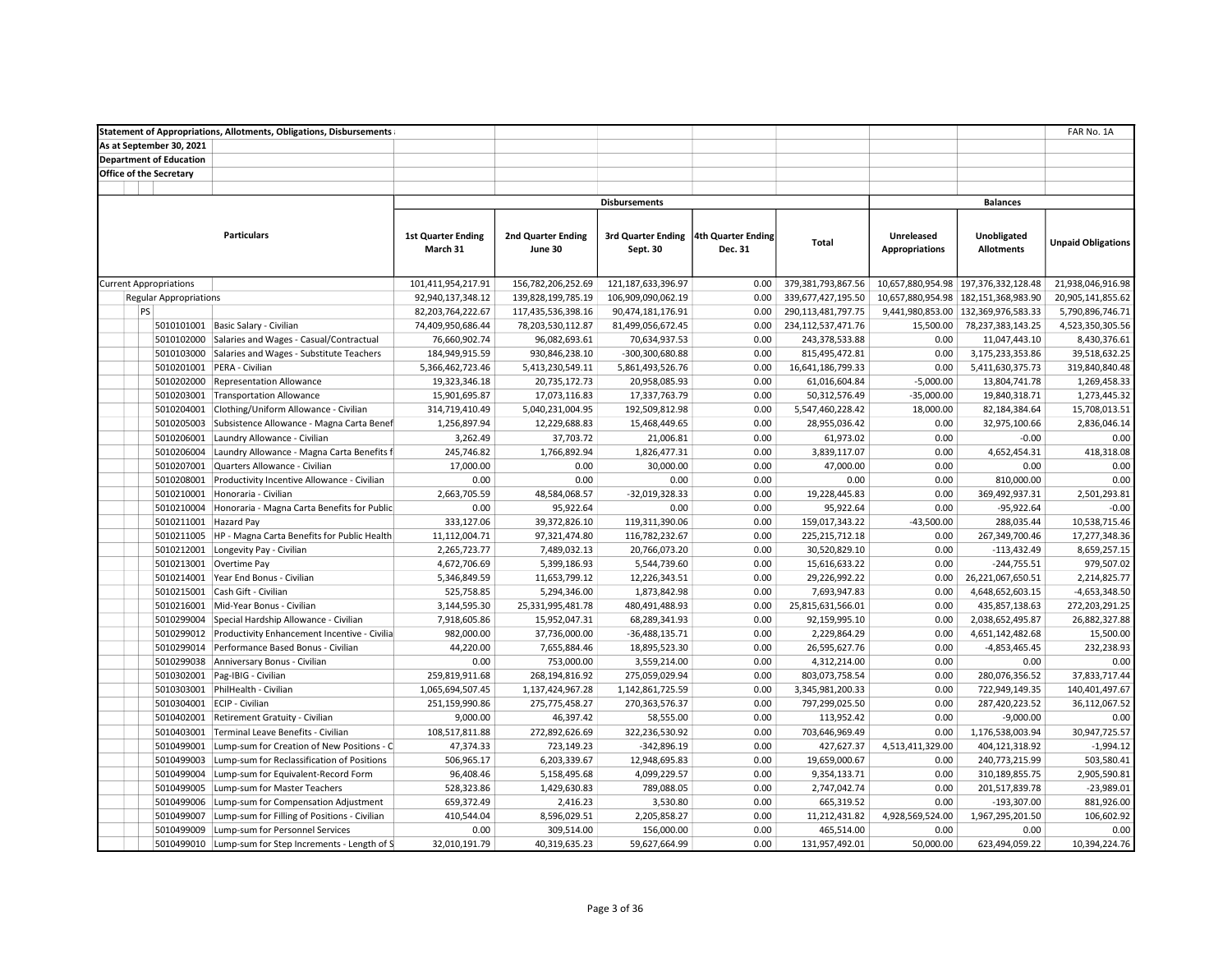**Statement of Appropriations, Allotments, Obligations, Disbursements**

FAR No. 1A

**As at September 30, 2021**

**Department of Education**

**Office of the Secretary**

| Particulars | | Disbursements | | | | | Balances | | |
|---|---|---|---|---|---|---|---|---|---|
| | | 1st Quarter Ending March 31 | 2nd Quarter Ending June 30 | 3rd Quarter Ending Sept. 30 | 4th Quarter Ending Dec. 31 | Total | Unreleased Appropriations | Unobligated Allotments | Unpaid Obligations |
| Current Appropriations | | 101,411,954,217.91 | 156,782,206,252.69 | 121,187,633,396.97 | 0.00 | 379,381,793,867.56 | 10,657,880,954.98 | 197,376,332,128.48 | 21,938,046,916.98 |
| Regular Appropriations | | 92,940,137,348.12 | 139,828,199,785.19 | 106,909,090,062.19 | 0.00 | 339,677,427,195.50 | 10,657,880,954.98 | 182,151,368,983.90 | 20,905,141,855.62 |
| PS | | 82,203,764,222.67 | 117,435,536,398.16 | 90,474,181,176.91 | 0.00 | 290,113,481,797.75 | 9,441,980,853.00 | 132,369,976,583.33 | 5,790,896,746.71 |
| 5010101001 | Basic Salary - Civilian | 74,409,950,686.44 | 78,203,530,112.87 | 81,499,056,672.45 | 0.00 | 234,112,537,471.76 | 15,500.00 | 78,237,383,143.25 | 4,523,350,305.56 |
| 5010102000 | Salaries and Wages - Casual/Contractual | 76,660,902.74 | 96,082,693.61 | 70,634,937.53 | 0.00 | 243,378,533.88 | 0.00 | 11,047,443.10 | 8,430,376.61 |
| 5010103000 | Salaries and Wages - Substitute Teachers | 184,949,915.59 | 930,846,238.10 | -300,300,680.88 | 0.00 | 815,495,472.81 | 0.00 | 3,175,233,353.86 | 39,518,632.25 |
| 5010201001 | PERA - Civilian | 5,366,462,723.46 | 5,413,230,549.11 | 5,861,493,526.76 | 0.00 | 16,641,186,799.33 | 0.00 | 5,411,630,375.73 | 319,840,840.48 |
| 5010202000 | Representation Allowance | 19,323,346.18 | 20,735,172.73 | 20,958,085.93 | 0.00 | 61,016,604.84 | -5,000.00 | 13,804,741.78 | 1,269,458.33 |
| 5010203001 | Transportation Allowance | 15,901,695.87 | 17,073,116.83 | 17,337,763.79 | 0.00 | 50,312,576.49 | -35,000.00 | 19,840,318.71 | 1,273,445.32 |
| 5010204001 | Clothing/Uniform Allowance - Civilian | 314,719,410.49 | 5,040,231,004.95 | 192,509,812.98 | 0.00 | 5,547,460,228.42 | 18,000.00 | 82,184,384.64 | 15,708,013.51 |
| 5010205003 | Subsistence Allowance - Magna Carta Benef | 1,256,897.94 | 12,229,688.83 | 15,468,449.65 | 0.00 | 28,955,036.42 | 0.00 | 32,975,100.66 | 2,836,046.14 |
| 5010206001 | Laundry Allowance - Civilian | 3,262.49 | 37,703.72 | 21,006.81 | 0.00 | 61,973.02 | 0.00 | -0.00 | 0.00 |
| 5010206004 | Laundry Allowance - Magna Carta Benefits f | 245,746.82 | 1,766,892.94 | 1,826,477.31 | 0.00 | 3,839,117.07 | 0.00 | 4,652,454.31 | 418,318.08 |
| 5010207001 | Quarters Allowance - Civilian | 17,000.00 | 0.00 | 30,000.00 | 0.00 | 47,000.00 | 0.00 | 0.00 | 0.00 |
| 5010208001 | Productivity Incentive Allowance - Civilian | 0.00 | 0.00 | 0.00 | 0.00 | 0.00 | 0.00 | 810,000.00 | 0.00 |
| 5010210001 | Honoraria - Civilian | 2,663,705.59 | 48,584,068.57 | -32,019,328.33 | 0.00 | 19,228,445.83 | 0.00 | 369,492,937.31 | 2,501,293.81 |
| 5010210004 | Honoraria - Magna Carta Benefits for Public | 0.00 | 95,922.64 | 0.00 | 0.00 | 95,922.64 | 0.00 | -95,922.64 | -0.00 |
| 5010211001 | Hazard Pay | 333,127.06 | 39,372,826.10 | 119,311,390.06 | 0.00 | 159,017,343.22 | -43,500.00 | 288,035.44 | 10,538,715.46 |
| 5010211005 | HP - Magna Carta Benefits for Public Health | 11,112,004.71 | 97,321,474.80 | 116,782,232.67 | 0.00 | 225,215,712.18 | 0.00 | 267,349,700.46 | 17,277,348.36 |
| 5010212001 | Longevity Pay - Civilian | 2,265,723.77 | 7,489,032.13 | 20,766,073.20 | 0.00 | 30,520,829.10 | 0.00 | -113,432.49 | 8,659,257.15 |
| 5010213001 | Overtime Pay | 4,672,706.69 | 5,399,186.93 | 5,544,739.60 | 0.00 | 15,616,633.22 | 0.00 | -244,755.51 | 979,507.02 |
| 5010214001 | Year End Bonus - Civilian | 5,346,849.59 | 11,653,799.12 | 12,226,343.51 | 0.00 | 29,226,992.22 | 0.00 | 26,221,067,650.51 | 2,214,825.77 |
| 5010215001 | Cash Gift - Civilian | 525,758.85 | 5,294,346.00 | 1,873,842.98 | 0.00 | 7,693,947.83 | 0.00 | 4,648,652,603.15 | -4,653,348.50 |
| 5010216001 | Mid-Year Bonus - Civilian | 3,144,595.30 | 25,331,995,481.78 | 480,491,488.93 | 0.00 | 25,815,631,566.01 | 0.00 | 435,857,138.63 | 272,203,291.25 |
| 5010299004 | Special Hardship Allowance - Civilian | 7,918,605.86 | 15,952,047.31 | 68,289,341.93 | 0.00 | 92,159,995.10 | 0.00 | 2,038,652,495.87 | 26,882,327.88 |
| 5010299012 | Productivity Enhancement Incentive - Civilia | 982,000.00 | 37,736,000.00 | -36,488,135.71 | 0.00 | 2,229,864.29 | 0.00 | 4,651,142,482.68 | 15,500.00 |
| 5010299014 | Performance Based Bonus - Civilian | 44,220.00 | 7,655,884.46 | 18,895,523.30 | 0.00 | 26,595,627.76 | 0.00 | -4,853,465.45 | 232,238.93 |
| 5010299038 | Anniversary Bonus - Civilian | 0.00 | 753,000.00 | 3,559,214.00 | 0.00 | 4,312,214.00 | 0.00 | 0.00 | 0.00 |
| 5010302001 | Pag-IBIG - Civilian | 259,819,911.68 | 268,194,816.92 | 275,059,029.94 | 0.00 | 803,073,758.54 | 0.00 | 280,076,356.52 | 37,833,717.44 |
| 5010303001 | PhilHealth - Civilian | 1,065,694,507.45 | 1,137,424,967.28 | 1,142,861,725.59 | 0.00 | 3,345,981,200.33 | 0.00 | 722,949,149.35 | 140,401,497.67 |
| 5010304001 | ECIP - Civilian | 251,159,990.86 | 275,775,458.27 | 270,363,576.37 | 0.00 | 797,299,025.50 | 0.00 | 287,420,223.52 | 36,112,067.52 |
| 5010402001 | Retirement Gratuity - Civilian | 9,000.00 | 46,397.42 | 58,555.00 | 0.00 | 113,952.42 | 0.00 | -9,000.00 | 0.00 |
| 5010403001 | Terminal Leave Benefits - Civilian | 108,517,811.88 | 272,892,626.69 | 322,236,530.92 | 0.00 | 703,646,969.49 | 0.00 | 1,176,538,003.94 | 30,947,725.57 |
| 5010499001 | Lump-sum for Creation of New Positions - C | 47,374.33 | 723,149.23 | -342,896.19 | 0.00 | 427,627.37 | 4,513,411,329.00 | 404,121,318.92 | -1,994.12 |
| 5010499003 | Lump-sum for Reclassification of Positions | 506,965.17 | 6,203,339.67 | 12,948,695.83 | 0.00 | 19,659,000.67 | 0.00 | 240,773,215.99 | 503,580.41 |
| 5010499004 | Lump-sum for Equivalent-Record Form | 96,408.46 | 5,158,495.68 | 4,099,229.57 | 0.00 | 9,354,133.71 | 0.00 | 310,189,855.75 | 2,905,590.81 |
| 5010499005 | Lump-sum for Master Teachers | 528,323.86 | 1,429,630.83 | 789,088.05 | 0.00 | 2,747,042.74 | 0.00 | 201,517,839.78 | -23,989.01 |
| 5010499006 | Lump-sum for Compensation Adjustment | 659,372.49 | 2,416.23 | 3,530.80 | 0.00 | 665,319.52 | 0.00 | -193,307.00 | 881,926.00 |
| 5010499007 | Lump-sum for Filling of Positions - Civilian | 410,544.04 | 8,596,029.51 | 2,205,858.27 | 0.00 | 11,212,431.82 | 4,928,569,524.00 | 1,967,295,201.50 | 106,602.92 |
| 5010499009 | Lump-sum for Personnel Services | 0.00 | 309,514.00 | 156,000.00 | 0.00 | 465,514.00 | 0.00 | 0.00 | 0.00 |
| 5010499010 | Lump-sum for Step Increments - Length of S | 32,010,191.79 | 40,319,635.23 | 59,627,664.99 | 0.00 | 131,957,492.01 | 50,000.00 | 623,494,059.22 | 10,394,224.76 |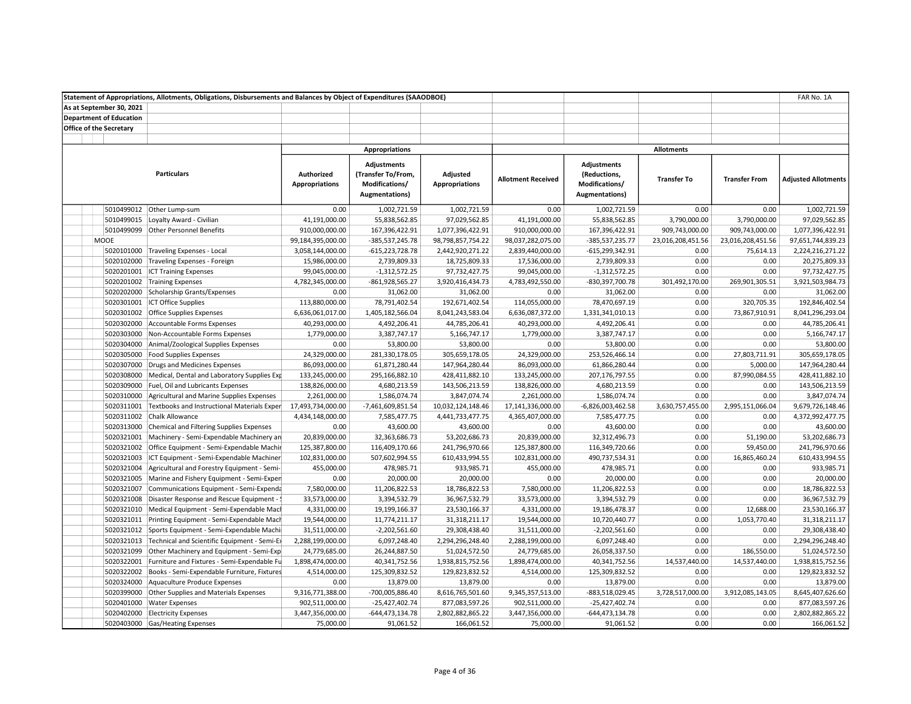**Statement of Appropriations, Allotments, Obligations, Disbursements and Balances by Object of Expenditures (SAAODBOE)** — FAR No. 1A

**As at September 30, 2021**

**Department of Education**

**Office of the Secretary**

| | Particulars | Appropriations | | | Allotments | | | | |
|---|---|---|---|---|---|---|---|---|---|
| | | Authorized Appropriations | Adjustments (Transfer To/From, Modifications/ Augmentations) | Adjusted Appropriations | Allotment Received | Adjustments (Reductions, Modifications/ Augmentations) | Transfer To | Transfer From | Adjusted Allotments |
| 5010499012 | Other Lump-sum | 0.00 | 1,002,721.59 | 1,002,721.59 | 0.00 | 1,002,721.59 | 0.00 | 0.00 | 1,002,721.59 |
| 5010499015 | Loyalty Award - Civilian | 41,191,000.00 | 55,838,562.85 | 97,029,562.85 | 41,191,000.00 | 55,838,562.85 | 3,790,000.00 | 3,790,000.00 | 97,029,562.85 |
| 5010499099 | Other Personnel Benefits | 910,000,000.00 | 167,396,422.91 | 1,077,396,422.91 | 910,000,000.00 | 167,396,422.91 | 909,743,000.00 | 909,743,000.00 | 1,077,396,422.91 |
| MOOE | | 99,184,395,000.00 | -385,537,245.78 | 98,798,857,754.22 | 98,037,282,075.00 | -385,537,235.77 | 23,016,208,451.56 | 23,016,208,451.56 | 97,651,744,839.23 |
| 5020101000 | Traveling Expenses - Local | 3,058,144,000.00 | -615,223,728.78 | 2,442,920,271.22 | 2,839,440,000.00 | -615,299,342.91 | 0.00 | 75,614.13 | 2,224,216,271.22 |
| 5020102000 | Traveling Expenses - Foreign | 15,986,000.00 | 2,739,809.33 | 18,725,809.33 | 17,536,000.00 | 2,739,809.33 | 0.00 | 0.00 | 20,275,809.33 |
| 5020201001 | ICT Training Expenses | 99,045,000.00 | -1,312,572.25 | 97,732,427.75 | 99,045,000.00 | -1,312,572.25 | 0.00 | 0.00 | 97,732,427.75 |
| 5020201002 | Training Expenses | 4,782,345,000.00 | -861,928,565.27 | 3,920,416,434.73 | 4,783,492,550.00 | -830,397,700.78 | 301,492,170.00 | 269,901,305.51 | 3,921,503,984.73 |
| 5020202000 | Scholarship Grants/Expenses | 0.00 | 31,062.00 | 31,062.00 | 0.00 | 31,062.00 | 0.00 | 0.00 | 31,062.00 |
| 5020301001 | ICT Office Supplies | 113,880,000.00 | 78,791,402.54 | 192,671,402.54 | 114,055,000.00 | 78,470,697.19 | 0.00 | 320,705.35 | 192,846,402.54 |
| 5020301002 | Office Supplies Expenses | 6,636,061,017.00 | 1,405,182,566.04 | 8,041,243,583.04 | 6,636,087,372.00 | 1,331,341,010.13 | 0.00 | 73,867,910.91 | 8,041,296,293.04 |
| 5020302000 | Accountable Forms Expenses | 40,293,000.00 | 4,492,206.41 | 44,785,206.41 | 40,293,000.00 | 4,492,206.41 | 0.00 | 0.00 | 44,785,206.41 |
| 5020303000 | Non-Accountable Forms Expenses | 1,779,000.00 | 3,387,747.17 | 5,166,747.17 | 1,779,000.00 | 3,387,747.17 | 0.00 | 0.00 | 5,166,747.17 |
| 5020304000 | Animal/Zoological Supplies Expenses | 0.00 | 53,800.00 | 53,800.00 | 0.00 | 53,800.00 | 0.00 | 0.00 | 53,800.00 |
| 5020305000 | Food Supplies Expenses | 24,329,000.00 | 281,330,178.05 | 305,659,178.05 | 24,329,000.00 | 253,526,466.14 | 0.00 | 27,803,711.91 | 305,659,178.05 |
| 5020307000 | Drugs and Medicines Expenses | 86,093,000.00 | 61,871,280.44 | 147,964,280.44 | 86,093,000.00 | 61,866,280.44 | 0.00 | 5,000.00 | 147,964,280.44 |
| 5020308000 | Medical, Dental and Laboratory Supplies Exp | 133,245,000.00 | 295,166,882.10 | 428,411,882.10 | 133,245,000.00 | 207,176,797.55 | 0.00 | 87,990,084.55 | 428,411,882.10 |
| 5020309000 | Fuel, Oil and Lubricants Expenses | 138,826,000.00 | 4,680,213.59 | 143,506,213.59 | 138,826,000.00 | 4,680,213.59 | 0.00 | 0.00 | 143,506,213.59 |
| 5020310000 | Agricultural and Marine Supplies Expenses | 2,261,000.00 | 1,586,074.74 | 3,847,074.74 | 2,261,000.00 | 1,586,074.74 | 0.00 | 0.00 | 3,847,074.74 |
| 5020311001 | Textbooks and Instructional Materials Exper | 17,493,734,000.00 | -7,461,609,851.54 | 10,032,124,148.46 | 17,141,336,000.00 | -6,826,003,462.58 | 3,630,757,455.00 | 2,995,151,066.04 | 9,679,726,148.46 |
| 5020311002 | Chalk Allowance | 4,434,148,000.00 | 7,585,477.75 | 4,441,733,477.75 | 4,365,407,000.00 | 7,585,477.75 | 0.00 | 0.00 | 4,372,992,477.75 |
| 5020313000 | Chemical and Filtering Supplies Expenses | 0.00 | 43,600.00 | 43,600.00 | 0.00 | 43,600.00 | 0.00 | 0.00 | 43,600.00 |
| 5020321001 | Machinery - Semi-Expendable Machinery an | 20,839,000.00 | 32,363,686.73 | 53,202,686.73 | 20,839,000.00 | 32,312,496.73 | 0.00 | 51,190.00 | 53,202,686.73 |
| 5020321002 | Office Equipment - Semi-Expendable Machir | 125,387,800.00 | 116,409,170.66 | 241,796,970.66 | 125,387,800.00 | 116,349,720.66 | 0.00 | 59,450.00 | 241,796,970.66 |
| 5020321003 | ICT Equipment - Semi-Expendable Machiner | 102,831,000.00 | 507,602,994.55 | 610,433,994.55 | 102,831,000.00 | 490,737,534.31 | 0.00 | 16,865,460.24 | 610,433,994.55 |
| 5020321004 | Agricultural and Forestry Equipment - Semi- | 455,000.00 | 478,985.71 | 933,985.71 | 455,000.00 | 478,985.71 | 0.00 | 0.00 | 933,985.71 |
| 5020321005 | Marine and Fishery Equipment - Semi-Exper | 0.00 | 20,000.00 | 20,000.00 | 0.00 | 20,000.00 | 0.00 | 0.00 | 20,000.00 |
| 5020321007 | Communications Equipment - Semi-Expenda | 7,580,000.00 | 11,206,822.53 | 18,786,822.53 | 7,580,000.00 | 11,206,822.53 | 0.00 | 0.00 | 18,786,822.53 |
| 5020321008 | Disaster Response and Rescue Equipment - | 33,573,000.00 | 3,394,532.79 | 36,967,532.79 | 33,573,000.00 | 3,394,532.79 | 0.00 | 0.00 | 36,967,532.79 |
| 5020321010 | Medical Equipment - Semi-Expendable Mach | 4,331,000.00 | 19,199,166.37 | 23,530,166.37 | 4,331,000.00 | 19,186,478.37 | 0.00 | 12,688.00 | 23,530,166.37 |
| 5020321011 | Printing Equipment - Semi-Expendable Mach | 19,544,000.00 | 11,774,211.17 | 31,318,211.17 | 19,544,000.00 | 10,720,440.77 | 0.00 | 1,053,770.40 | 31,318,211.17 |
| 5020321012 | Sports Equipment - Semi-Expendable Machi | 31,511,000.00 | -2,202,561.60 | 29,308,438.40 | 31,511,000.00 | -2,202,561.60 | 0.00 | 0.00 | 29,308,438.40 |
| 5020321013 | Technical and Scientific Equipment - Semi-Ex | 2,288,199,000.00 | 6,097,248.40 | 2,294,296,248.40 | 2,288,199,000.00 | 6,097,248.40 | 0.00 | 0.00 | 2,294,296,248.40 |
| 5020321099 | Other Machinery and Equipment - Semi-Exp | 24,779,685.00 | 26,244,887.50 | 51,024,572.50 | 24,779,685.00 | 26,058,337.50 | 0.00 | 186,550.00 | 51,024,572.50 |
| 5020322001 | Furniture and Fixtures - Semi-Expendable Fu | 1,898,474,000.00 | 40,341,752.56 | 1,938,815,752.56 | 1,898,474,000.00 | 40,341,752.56 | 14,537,440.00 | 14,537,440.00 | 1,938,815,752.56 |
| 5020322002 | Books - Semi-Expendable Furniture, Fixtures | 4,514,000.00 | 125,309,832.52 | 129,823,832.52 | 4,514,000.00 | 125,309,832.52 | 0.00 | 0.00 | 129,823,832.52 |
| 5020324000 | Aquaculture Produce Expenses | 0.00 | 13,879.00 | 13,879.00 | 0.00 | 13,879.00 | 0.00 | 0.00 | 13,879.00 |
| 5020399000 | Other Supplies and Materials Expenses | 9,316,771,388.00 | -700,005,886.40 | 8,616,765,501.60 | 9,345,357,513.00 | -883,518,029.45 | 3,728,517,000.00 | 3,912,085,143.05 | 8,645,407,626.60 |
| 5020401000 | Water Expenses | 902,511,000.00 | -25,427,402.74 | 877,083,597.26 | 902,511,000.00 | -25,427,402.74 | 0.00 | 0.00 | 877,083,597.26 |
| 5020402000 | Electricity Expenses | 3,447,356,000.00 | -644,473,134.78 | 2,802,882,865.22 | 3,447,356,000.00 | -644,473,134.78 | 0.00 | 0.00 | 2,802,882,865.22 |
| 5020403000 | Gas/Heating Expenses | 75,000.00 | 91,061.52 | 166,061.52 | 75,000.00 | 91,061.52 | 0.00 | 0.00 | 166,061.52 |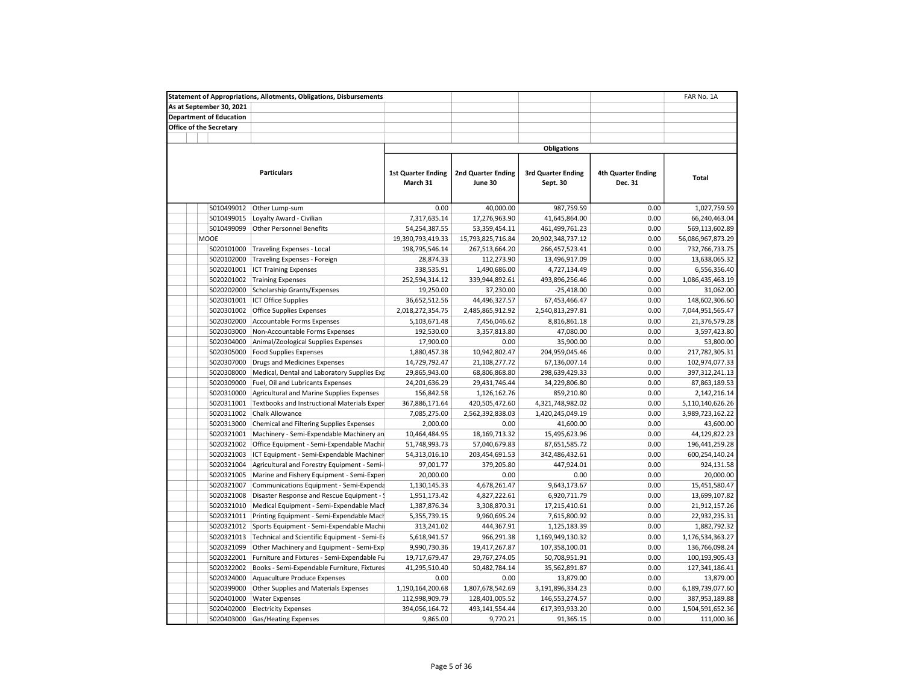| Statement of Appropriations, Allotments, Obligations, Disbursements | | | | | | FAR No. 1A |
|---|---|---|---|---|---|---|
| As at September 30, 2021 | | | | | | |
| Department of Education | | | | | | |
| Office of the Secretary | | | | | | |
| | | Obligations | | | | |
| Particulars | | 1st Quarter Ending March 31 | 2nd Quarter Ending June 30 | 3rd Quarter Ending Sept. 30 | 4th Quarter Ending Dec. 31 | Total |
| 5010499012 | Other Lump-sum | 0.00 | 40,000.00 | 987,759.59 | 0.00 | 1,027,759.59 |
| 5010499015 | Loyalty Award - Civilian | 7,317,635.14 | 17,276,963.90 | 41,645,864.00 | 0.00 | 66,240,463.04 |
| 5010499099 | Other Personnel Benefits | 54,254,387.55 | 53,359,454.11 | 461,499,761.23 | 0.00 | 569,113,602.89 |
| MOOE | | 19,390,793,419.33 | 15,793,825,716.84 | 20,902,348,737.12 | 0.00 | 56,086,967,873.29 |
| 5020101000 | Traveling Expenses - Local | 198,795,546.14 | 267,513,664.20 | 266,457,523.41 | 0.00 | 732,766,733.75 |
| 5020102000 | Traveling Expenses - Foreign | 28,874.33 | 112,273.90 | 13,496,917.09 | 0.00 | 13,638,065.32 |
| 5020201001 | ICT Training Expenses | 338,535.91 | 1,490,686.00 | 4,727,134.49 | 0.00 | 6,556,356.40 |
| 5020201002 | Training Expenses | 252,594,314.12 | 339,944,892.61 | 493,896,256.46 | 0.00 | 1,086,435,463.19 |
| 5020202000 | Scholarship Grants/Expenses | 19,250.00 | 37,230.00 | -25,418.00 | 0.00 | 31,062.00 |
| 5020301001 | ICT Office Supplies | 36,652,512.56 | 44,496,327.57 | 67,453,466.47 | 0.00 | 148,602,306.60 |
| 5020301002 | Office Supplies Expenses | 2,018,272,354.75 | 2,485,865,912.92 | 2,540,813,297.81 | 0.00 | 7,044,951,565.47 |
| 5020302000 | Accountable Forms Expenses | 5,103,671.48 | 7,456,046.62 | 8,816,861.18 | 0.00 | 21,376,579.28 |
| 5020303000 | Non-Accountable Forms Expenses | 192,530.00 | 3,357,813.80 | 47,080.00 | 0.00 | 3,597,423.80 |
| 5020304000 | Animal/Zoological Supplies Expenses | 17,900.00 | 0.00 | 35,900.00 | 0.00 | 53,800.00 |
| 5020305000 | Food Supplies Expenses | 1,880,457.38 | 10,942,802.47 | 204,959,045.46 | 0.00 | 217,782,305.31 |
| 5020307000 | Drugs and Medicines Expenses | 14,729,792.47 | 21,108,277.72 | 67,136,007.14 | 0.00 | 102,974,077.33 |
| 5020308000 | Medical, Dental and Laboratory Supplies Exp | 29,865,943.00 | 68,806,868.80 | 298,639,429.33 | 0.00 | 397,312,241.13 |
| 5020309000 | Fuel, Oil and Lubricants Expenses | 24,201,636.29 | 29,431,746.44 | 34,229,806.80 | 0.00 | 87,863,189.53 |
| 5020310000 | Agricultural and Marine Supplies Expenses | 156,842.58 | 1,126,162.76 | 859,210.80 | 0.00 | 2,142,216.14 |
| 5020311001 | Textbooks and Instructional Materials Exper | 367,886,171.64 | 420,505,472.60 | 4,321,748,982.02 | 0.00 | 5,110,140,626.26 |
| 5020311002 | Chalk Allowance | 7,085,275.00 | 2,562,392,838.03 | 1,420,245,049.19 | 0.00 | 3,989,723,162.22 |
| 5020313000 | Chemical and Filtering Supplies Expenses | 2,000.00 | 0.00 | 41,600.00 | 0.00 | 43,600.00 |
| 5020321001 | Machinery - Semi-Expendable Machinery an | 10,464,484.95 | 18,169,713.32 | 15,495,623.96 | 0.00 | 44,129,822.23 |
| 5020321002 | Office Equipment - Semi-Expendable Machir | 51,748,993.73 | 57,040,679.83 | 87,651,585.72 | 0.00 | 196,441,259.28 |
| 5020321003 | ICT Equipment - Semi-Expendable Machiner | 54,313,016.10 | 203,454,691.53 | 342,486,432.61 | 0.00 | 600,254,140.24 |
| 5020321004 | Agricultural and Forestry Equipment - Semi-l | 97,001.77 | 379,205.80 | 447,924.01 | 0.00 | 924,131.58 |
| 5020321005 | Marine and Fishery Equipment - Semi-Expen | 20,000.00 | 0.00 | 0.00 | 0.00 | 20,000.00 |
| 5020321007 | Communications Equipment - Semi-Expenda | 1,130,145.33 | 4,678,261.47 | 9,643,173.67 | 0.00 | 15,451,580.47 |
| 5020321008 | Disaster Response and Rescue Equipment - S | 1,951,173.42 | 4,827,222.61 | 6,920,711.79 | 0.00 | 13,699,107.82 |
| 5020321010 | Medical Equipment - Semi-Expendable Macl | 1,387,876.34 | 3,308,870.31 | 17,215,410.61 | 0.00 | 21,912,157.26 |
| 5020321011 | Printing Equipment - Semi-Expendable Macl | 5,355,739.15 | 9,960,695.24 | 7,615,800.92 | 0.00 | 22,932,235.31 |
| 5020321012 | Sports Equipment - Semi-Expendable Machi | 313,241.02 | 444,367.91 | 1,125,183.39 | 0.00 | 1,882,792.32 |
| 5020321013 | Technical and Scientific Equipment - Semi-Ex | 5,618,941.57 | 966,291.38 | 1,169,949,130.32 | 0.00 | 1,176,534,363.27 |
| 5020321099 | Other Machinery and Equipment - Semi-Exp | 9,990,730.36 | 19,417,267.87 | 107,358,100.01 | 0.00 | 136,766,098.24 |
| 5020322001 | Furniture and Fixtures - Semi-Expendable Fu | 19,717,679.47 | 29,767,274.05 | 50,708,951.91 | 0.00 | 100,193,905.43 |
| 5020322002 | Books - Semi-Expendable Furniture, Fixtures | 41,295,510.40 | 50,482,784.14 | 35,562,891.87 | 0.00 | 127,341,186.41 |
| 5020324000 | Aquaculture Produce Expenses | 0.00 | 0.00 | 13,879.00 | 0.00 | 13,879.00 |
| 5020399000 | Other Supplies and Materials Expenses | 1,190,164,200.68 | 1,807,678,542.69 | 3,191,896,334.23 | 0.00 | 6,189,739,077.60 |
| 5020401000 | Water Expenses | 112,998,909.79 | 128,401,005.52 | 146,553,274.57 | 0.00 | 387,953,189.88 |
| 5020402000 | Electricity Expenses | 394,056,164.72 | 493,141,554.44 | 617,393,933.20 | 0.00 | 1,504,591,652.36 |
| 5020403000 | Gas/Heating Expenses | 9,865.00 | 9,770.21 | 91,365.15 | 0.00 | 111,000.36 |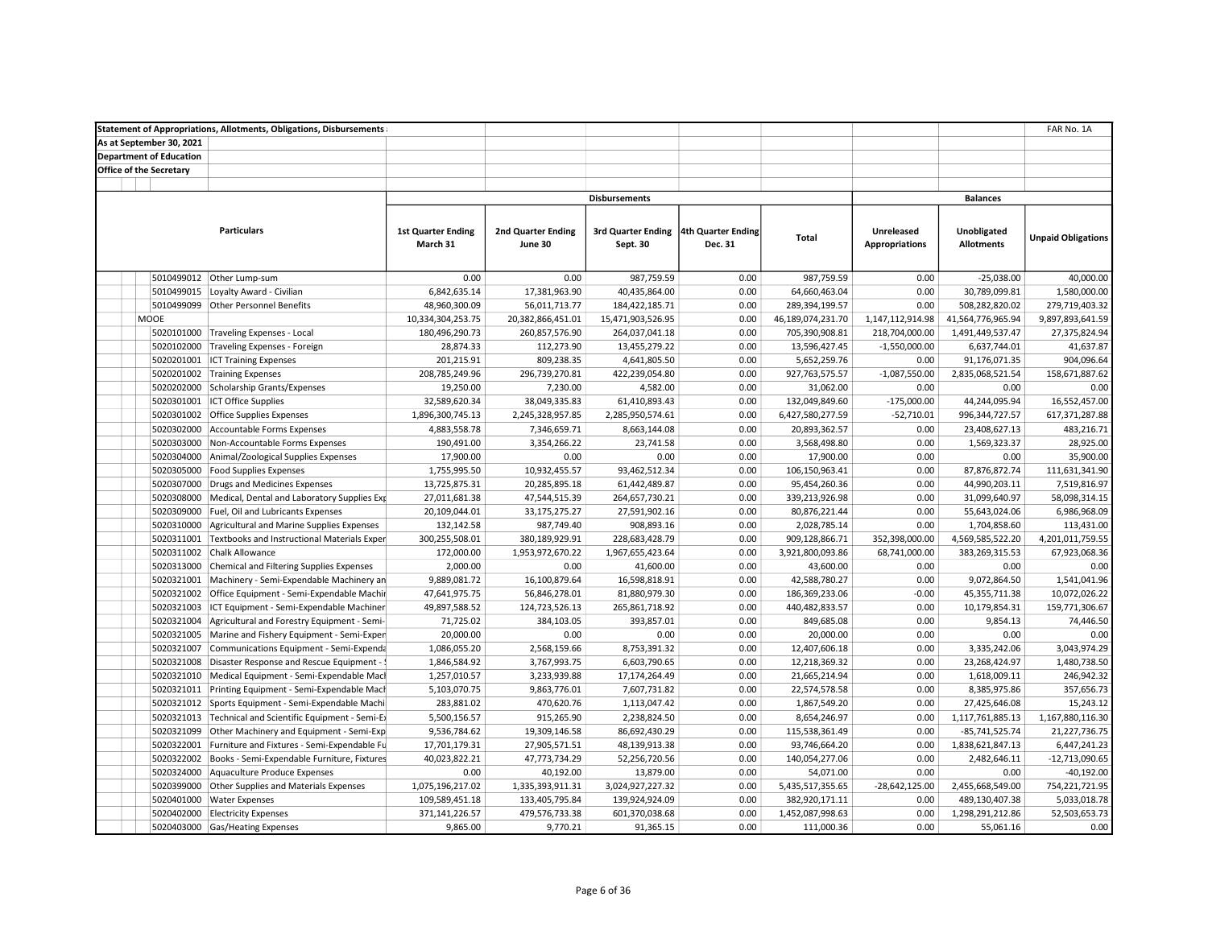| Statement of Appropriations, Allotments, Obligations, Disbursements | | | | | | | | | FAR No. 1A |
|---|---|---|---|---|---|---|---|---|---|
| As at September 30, 2021 | | | | | | | | | |
| Department of Education | | | | | | | | | |
| Office of the Secretary | | | | | | | | | |
| | Disbursements | | | | | Balances | | | |
| Particulars | 1st Quarter Ending March 31 | 2nd Quarter Ending June 30 | 3rd Quarter Ending Sept. 30 | 4th Quarter Ending Dec. 31 | Total | Unreleased Appropriations | Unobligated Allotments | Unpaid Obligations | |
| 5010499012 Other Lump-sum | 0.00 | 0.00 | 987,759.59 | 0.00 | 987,759.59 | 0.00 | -25,038.00 | 40,000.00 | |
| 5010499015 Loyalty Award - Civilian | 6,842,635.14 | 17,381,963.90 | 40,435,864.00 | 0.00 | 64,660,463.04 | 0.00 | 30,789,099.81 | 1,580,000.00 | |
| 5010499099 Other Personnel Benefits | 48,960,300.09 | 56,011,713.77 | 184,422,185.71 | 0.00 | 289,394,199.57 | 0.00 | 508,282,820.02 | 279,719,403.32 | |
| MOOE | 10,334,304,253.75 | 20,382,866,451.01 | 15,471,903,526.95 | 0.00 | 46,189,074,231.70 | 1,147,112,914.98 | 41,564,776,965.94 | 9,897,893,641.59 | |
| 5020101000 Traveling Expenses - Local | 180,496,290.73 | 260,857,576.90 | 264,037,041.18 | 0.00 | 705,390,908.81 | 218,704,000.00 | 1,491,449,537.47 | 27,375,824.94 | |
| 5020102000 Traveling Expenses - Foreign | 28,874.33 | 112,273.90 | 13,455,279.22 | 0.00 | 13,596,427.45 | -1,550,000.00 | 6,637,744.01 | 41,637.87 | |
| 5020201001 ICT Training Expenses | 201,215.91 | 809,238.35 | 4,641,805.50 | 0.00 | 5,652,259.76 | 0.00 | 91,176,071.35 | 904,096.64 | |
| 5020201002 Training Expenses | 208,785,249.96 | 296,739,270.81 | 422,239,054.80 | 0.00 | 927,763,575.57 | -1,087,550.00 | 2,835,068,521.54 | 158,671,887.62 | |
| 5020202000 Scholarship Grants/Expenses | 19,250.00 | 7,230.00 | 4,582.00 | 0.00 | 31,062.00 | 0.00 | 0.00 | 0.00 | |
| 5020301001 ICT Office Supplies | 32,589,620.34 | 38,049,335.83 | 61,410,893.43 | 0.00 | 132,049,849.60 | -175,000.00 | 44,244,095.94 | 16,552,457.00 | |
| 5020301002 Office Supplies Expenses | 1,896,300,745.13 | 2,245,328,957.85 | 2,285,950,574.61 | 0.00 | 6,427,580,277.59 | -52,710.01 | 996,344,727.57 | 617,371,287.88 | |
| 5020302000 Accountable Forms Expenses | 4,883,558.78 | 7,346,659.71 | 8,663,144.08 | 0.00 | 20,893,362.57 | 0.00 | 23,408,627.13 | 483,216.71 | |
| 5020303000 Non-Accountable Forms Expenses | 190,491.00 | 3,354,266.22 | 23,741.58 | 0.00 | 3,568,498.80 | 0.00 | 1,569,323.37 | 28,925.00 | |
| 5020304000 Animal/Zoological Supplies Expenses | 17,900.00 | 0.00 | 0.00 | 0.00 | 17,900.00 | 0.00 | 0.00 | 35,900.00 | |
| 5020305000 Food Supplies Expenses | 1,755,995.50 | 10,932,455.57 | 93,462,512.34 | 0.00 | 106,150,963.41 | 0.00 | 87,876,872.74 | 111,631,341.90 | |
| 5020307000 Drugs and Medicines Expenses | 13,725,875.31 | 20,285,895.18 | 61,442,489.87 | 0.00 | 95,454,260.36 | 0.00 | 44,990,203.11 | 7,519,816.97 | |
| 5020308000 Medical, Dental and Laboratory Supplies Exp | 27,011,681.38 | 47,544,515.39 | 264,657,730.21 | 0.00 | 339,213,926.98 | 0.00 | 31,099,640.97 | 58,098,314.15 | |
| 5020309000 Fuel, Oil and Lubricants Expenses | 20,109,044.01 | 33,175,275.27 | 27,591,902.16 | 0.00 | 80,876,221.44 | 0.00 | 55,643,024.06 | 6,986,968.09 | |
| 5020310000 Agricultural and Marine Supplies Expenses | 132,142.58 | 987,749.40 | 908,893.16 | 0.00 | 2,028,785.14 | 0.00 | 1,704,858.60 | 113,431.00 | |
| 5020311001 Textbooks and Instructional Materials Exper | 300,255,508.01 | 380,189,929.91 | 228,683,428.79 | 0.00 | 909,128,866.71 | 352,398,000.00 | 4,569,585,522.20 | 4,201,011,759.55 | |
| 5020311002 Chalk Allowance | 172,000.00 | 1,953,972,670.22 | 1,967,655,423.64 | 0.00 | 3,921,800,093.86 | 68,741,000.00 | 383,269,315.53 | 67,923,068.36 | |
| 5020313000 Chemical and Filtering Supplies Expenses | 2,000.00 | 0.00 | 41,600.00 | 0.00 | 43,600.00 | 0.00 | 0.00 | 0.00 | |
| 5020321001 Machinery - Semi-Expendable Machinery an | 9,889,081.72 | 16,100,879.64 | 16,598,818.91 | 0.00 | 42,588,780.27 | 0.00 | 9,072,864.50 | 1,541,041.96 | |
| 5020321002 Office Equipment - Semi-Expendable Machir | 47,641,975.75 | 56,846,278.01 | 81,880,979.30 | 0.00 | 186,369,233.06 | -0.00 | 45,355,711.38 | 10,072,026.22 | |
| 5020321003 ICT Equipment - Semi-Expendable Machiner | 49,897,588.52 | 124,723,526.13 | 265,861,718.92 | 0.00 | 440,482,833.57 | 0.00 | 10,179,854.31 | 159,771,306.67 | |
| 5020321004 Agricultural and Forestry Equipment - Semi- | 71,725.02 | 384,103.05 | 393,857.01 | 0.00 | 849,685.08 | 0.00 | 9,854.13 | 74,446.50 | |
| 5020321005 Marine and Fishery Equipment - Semi-Exper | 20,000.00 | 0.00 | 0.00 | 0.00 | 20,000.00 | 0.00 | 0.00 | 0.00 | |
| 5020321007 Communications Equipment - Semi-Expenda | 1,086,055.20 | 2,568,159.66 | 8,753,391.32 | 0.00 | 12,407,606.18 | 0.00 | 3,335,242.06 | 3,043,974.29 | |
| 5020321008 Disaster Response and Rescue Equipment - | 1,846,584.92 | 3,767,993.75 | 6,603,790.65 | 0.00 | 12,218,369.32 | 0.00 | 23,268,424.97 | 1,480,738.50 | |
| 5020321010 Medical Equipment - Semi-Expendable Macl | 1,257,010.57 | 3,233,939.88 | 17,174,264.49 | 0.00 | 21,665,214.94 | 0.00 | 1,618,009.11 | 246,942.32 | |
| 5020321011 Printing Equipment - Semi-Expendable Macl | 5,103,070.75 | 9,863,776.01 | 7,607,731.82 | 0.00 | 22,574,578.58 | 0.00 | 8,385,975.86 | 357,656.73 | |
| 5020321012 Sports Equipment - Semi-Expendable Machi | 283,881.02 | 470,620.76 | 1,113,047.42 | 0.00 | 1,867,549.20 | 0.00 | 27,425,646.08 | 15,243.12 | |
| 5020321013 Technical and Scientific Equipment - Semi-E | 5,500,156.57 | 915,265.90 | 2,238,824.50 | 0.00 | 8,654,246.97 | 0.00 | 1,117,761,885.13 | 1,167,880,116.30 | |
| 5020321099 Other Machinery and Equipment - Semi-Exp | 9,536,784.62 | 19,309,146.58 | 86,692,430.29 | 0.00 | 115,538,361.49 | 0.00 | -85,741,525.74 | 21,227,736.75 | |
| 5020322001 Furniture and Fixtures - Semi-Expendable Fu | 17,701,179.31 | 27,905,571.51 | 48,139,913.38 | 0.00 | 93,746,664.20 | 0.00 | 1,838,621,847.13 | 6,447,241.23 | |
| 5020322002 Books - Semi-Expendable Furniture, Fixtures | 40,023,822.21 | 47,773,734.29 | 52,256,720.56 | 0.00 | 140,054,277.06 | 0.00 | 2,482,646.11 | -12,713,090.65 | |
| 5020324000 Aquaculture Produce Expenses | 0.00 | 40,192.00 | 13,879.00 | 0.00 | 54,071.00 | 0.00 | 0.00 | -40,192.00 | |
| 5020399000 Other Supplies and Materials Expenses | 1,075,196,217.02 | 1,335,393,911.31 | 3,024,927,227.32 | 0.00 | 5,435,517,355.65 | -28,642,125.00 | 2,455,668,549.00 | 754,221,721.95 | |
| 5020401000 Water Expenses | 109,589,451.18 | 133,405,795.84 | 139,924,924.09 | 0.00 | 382,920,171.11 | 0.00 | 489,130,407.38 | 5,033,018.78 | |
| 5020402000 Electricity Expenses | 371,141,226.57 | 479,576,733.38 | 601,370,038.68 | 0.00 | 1,452,087,998.63 | 0.00 | 1,298,291,212.86 | 52,503,653.73 | |
| 5020403000 Gas/Heating Expenses | 9,865.00 | 9,770.21 | 91,365.15 | 0.00 | 111,000.36 | 0.00 | 55,061.16 | 0.00 | |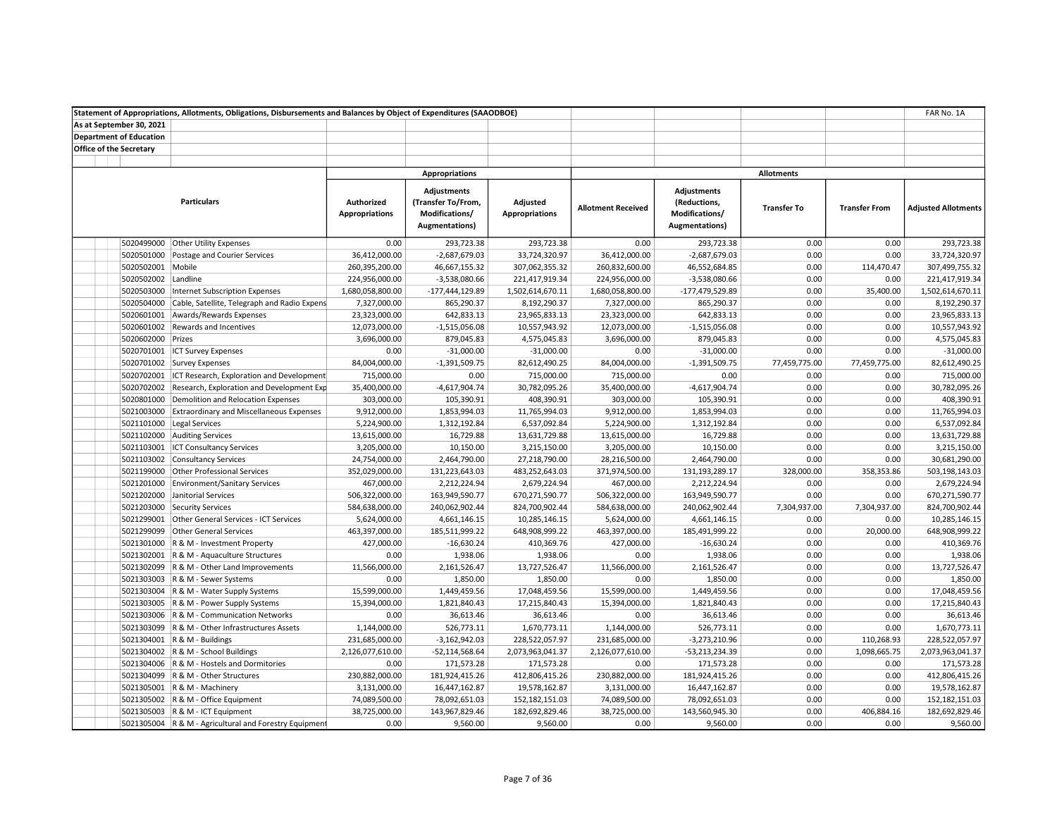Statement of Appropriations, Allotments, Obligations, Disbursements and Balances by Object of Expenditures (SAAODBOE)

FAR No. 1A

As at September 30, 2021

Department of Education

Office of the Secretary

| | | Appropriations | | | Allotments | | | | |
|---|---|---|---|---|---|---|---|---|---|
| Particulars | | Authorized Appropriations | Adjustments (Transfer To/From, Modifications/ Augmentations) | Adjusted Appropriations | Allotment Received | Adjustments (Reductions, Modifications/ Augmentations) | Transfer To | Transfer From | Adjusted Allotments |
| 5020499000 | Other Utility Expenses | 0.00 | 293,723.38 | 293,723.38 | 0.00 | 293,723.38 | 0.00 | 0.00 | 293,723.38 |
| 5020501000 | Postage and Courier Services | 36,412,000.00 | -2,687,679.03 | 33,724,320.97 | 36,412,000.00 | -2,687,679.03 | 0.00 | 0.00 | 33,724,320.97 |
| 5020502001 | Mobile | 260,395,200.00 | 46,667,155.32 | 307,062,355.32 | 260,832,600.00 | 46,552,684.85 | 0.00 | 114,470.47 | 307,499,755.32 |
| 5020502002 | Landline | 224,956,000.00 | -3,538,080.66 | 221,417,919.34 | 224,956,000.00 | -3,538,080.66 | 0.00 | 0.00 | 221,417,919.34 |
| 5020503000 | Internet Subscription Expenses | 1,680,058,800.00 | -177,444,129.89 | 1,502,614,670.11 | 1,680,058,800.00 | -177,479,529.89 | 0.00 | 35,400.00 | 1,502,614,670.11 |
| 5020504000 | Cable, Satellite, Telegraph and Radio Expens | 7,327,000.00 | 865,290.37 | 8,192,290.37 | 7,327,000.00 | 865,290.37 | 0.00 | 0.00 | 8,192,290.37 |
| 5020601001 | Awards/Rewards Expenses | 23,323,000.00 | 642,833.13 | 23,965,833.13 | 23,323,000.00 | 642,833.13 | 0.00 | 0.00 | 23,965,833.13 |
| 5020601002 | Rewards and Incentives | 12,073,000.00 | -1,515,056.08 | 10,557,943.92 | 12,073,000.00 | -1,515,056.08 | 0.00 | 0.00 | 10,557,943.92 |
| 5020602000 | Prizes | 3,696,000.00 | 879,045.83 | 4,575,045.83 | 3,696,000.00 | 879,045.83 | 0.00 | 0.00 | 4,575,045.83 |
| 5020701001 | ICT Survey Expenses | 0.00 | -31,000.00 | -31,000.00 | 0.00 | -31,000.00 | 0.00 | 0.00 | -31,000.00 |
| 5020701002 | Survey Expenses | 84,004,000.00 | -1,391,509.75 | 82,612,490.25 | 84,004,000.00 | -1,391,509.75 | 77,459,775.00 | 77,459,775.00 | 82,612,490.25 |
| 5020702001 | ICT Research, Exploration and Development | 715,000.00 | 0.00 | 715,000.00 | 715,000.00 | 0.00 | 0.00 | 0.00 | 715,000.00 |
| 5020702002 | Research, Exploration and Development Exp | 35,400,000.00 | -4,617,904.74 | 30,782,095.26 | 35,400,000.00 | -4,617,904.74 | 0.00 | 0.00 | 30,782,095.26 |
| 5020801000 | Demolition and Relocation Expenses | 303,000.00 | 105,390.91 | 408,390.91 | 303,000.00 | 105,390.91 | 0.00 | 0.00 | 408,390.91 |
| 5021003000 | Extraordinary and Miscellaneous Expenses | 9,912,000.00 | 1,853,994.03 | 11,765,994.03 | 9,912,000.00 | 1,853,994.03 | 0.00 | 0.00 | 11,765,994.03 |
| 5021101000 | Legal Services | 5,224,900.00 | 1,312,192.84 | 6,537,092.84 | 5,224,900.00 | 1,312,192.84 | 0.00 | 0.00 | 6,537,092.84 |
| 5021102000 | Auditing Services | 13,615,000.00 | 16,729.88 | 13,631,729.88 | 13,615,000.00 | 16,729.88 | 0.00 | 0.00 | 13,631,729.88 |
| 5021103001 | ICT Consultancy Services | 3,205,000.00 | 10,150.00 | 3,215,150.00 | 3,205,000.00 | 10,150.00 | 0.00 | 0.00 | 3,215,150.00 |
| 5021103002 | Consultancy Services | 24,754,000.00 | 2,464,790.00 | 27,218,790.00 | 28,216,500.00 | 2,464,790.00 | 0.00 | 0.00 | 30,681,290.00 |
| 5021199000 | Other Professional Services | 352,029,000.00 | 131,223,643.03 | 483,252,643.03 | 371,974,500.00 | 131,193,289.17 | 328,000.00 | 358,353.86 | 503,198,143.03 |
| 5021201000 | Environment/Sanitary Services | 467,000.00 | 2,212,224.94 | 2,679,224.94 | 467,000.00 | 2,212,224.94 | 0.00 | 0.00 | 2,679,224.94 |
| 5021202000 | Janitorial Services | 506,322,000.00 | 163,949,590.77 | 670,271,590.77 | 506,322,000.00 | 163,949,590.77 | 0.00 | 0.00 | 670,271,590.77 |
| 5021203000 | Security Services | 584,638,000.00 | 240,062,902.44 | 824,700,902.44 | 584,638,000.00 | 240,062,902.44 | 7,304,937.00 | 7,304,937.00 | 824,700,902.44 |
| 5021299001 | Other General Services - ICT Services | 5,624,000.00 | 4,661,146.15 | 10,285,146.15 | 5,624,000.00 | 4,661,146.15 | 0.00 | 0.00 | 10,285,146.15 |
| 5021299099 | Other General Services | 463,397,000.00 | 185,511,999.22 | 648,908,999.22 | 463,397,000.00 | 185,491,999.22 | 0.00 | 20,000.00 | 648,908,999.22 |
| 5021301000 | R & M - Investment Property | 427,000.00 | -16,630.24 | 410,369.76 | 427,000.00 | -16,630.24 | 0.00 | 0.00 | 410,369.76 |
| 5021302001 | R & M - Aquaculture Structures | 0.00 | 1,938.06 | 1,938.06 | 0.00 | 1,938.06 | 0.00 | 0.00 | 1,938.06 |
| 5021302099 | R & M - Other Land Improvements | 11,566,000.00 | 2,161,526.47 | 13,727,526.47 | 11,566,000.00 | 2,161,526.47 | 0.00 | 0.00 | 13,727,526.47 |
| 5021303003 | R & M - Sewer Systems | 0.00 | 1,850.00 | 1,850.00 | 0.00 | 1,850.00 | 0.00 | 0.00 | 1,850.00 |
| 5021303004 | R & M - Water Supply Systems | 15,599,000.00 | 1,449,459.56 | 17,048,459.56 | 15,599,000.00 | 1,449,459.56 | 0.00 | 0.00 | 17,048,459.56 |
| 5021303005 | R & M - Power Supply Systems | 15,394,000.00 | 1,821,840.43 | 17,215,840.43 | 15,394,000.00 | 1,821,840.43 | 0.00 | 0.00 | 17,215,840.43 |
| 5021303006 | R & M - Communication Networks | 0.00 | 36,613.46 | 36,613.46 | 0.00 | 36,613.46 | 0.00 | 0.00 | 36,613.46 |
| 5021303099 | R & M - Other Infrastructures Assets | 1,144,000.00 | 526,773.11 | 1,670,773.11 | 1,144,000.00 | 526,773.11 | 0.00 | 0.00 | 1,670,773.11 |
| 5021304001 | R & M - Buildings | 231,685,000.00 | -3,162,942.03 | 228,522,057.97 | 231,685,000.00 | -3,273,210.96 | 0.00 | 110,268.93 | 228,522,057.97 |
| 5021304002 | R & M - School Buildings | 2,126,077,610.00 | -52,114,568.64 | 2,073,963,041.37 | 2,126,077,610.00 | -53,213,234.39 | 0.00 | 1,098,665.75 | 2,073,963,041.37 |
| 5021304006 | R & M - Hostels and Dormitories | 0.00 | 171,573.28 | 171,573.28 | 0.00 | 171,573.28 | 0.00 | 0.00 | 171,573.28 |
| 5021304099 | R & M - Other Structures | 230,882,000.00 | 181,924,415.26 | 412,806,415.26 | 230,882,000.00 | 181,924,415.26 | 0.00 | 0.00 | 412,806,415.26 |
| 5021305001 | R & M - Machinery | 3,131,000.00 | 16,447,162.87 | 19,578,162.87 | 3,131,000.00 | 16,447,162.87 | 0.00 | 0.00 | 19,578,162.87 |
| 5021305002 | R & M - Office Equipment | 74,089,500.00 | 78,092,651.03 | 152,182,151.03 | 74,089,500.00 | 78,092,651.03 | 0.00 | 0.00 | 152,182,151.03 |
| 5021305003 | R & M - ICT Equipment | 38,725,000.00 | 143,967,829.46 | 182,692,829.46 | 38,725,000.00 | 143,560,945.30 | 0.00 | 406,884.16 | 182,692,829.46 |
| 5021305004 | R & M - Agricultural and Forestry Equipment | 0.00 | 9,560.00 | 9,560.00 | 0.00 | 9,560.00 | 0.00 | 0.00 | 9,560.00 |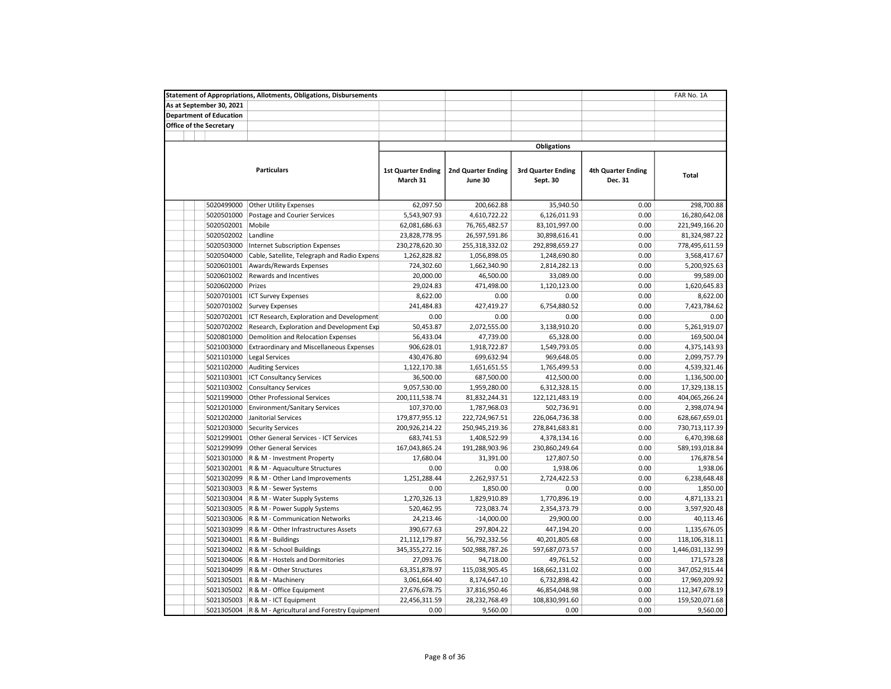| Statement of Appropriations, Allotments, Obligations, Disbursements | | | | | | FAR No. 1A |
|---|---|---|---|---|---|---|
| As at September 30, 2021 | | | | | | |
| Department of Education | | | | | | |
| Office of the Secretary | | | | | | |
| | | Obligations | | | | |
| | Particulars | 1st Quarter Ending March 31 | 2nd Quarter Ending June 30 | 3rd Quarter Ending Sept. 30 | 4th Quarter Ending Dec. 31 | Total |
| 5020499000 | Other Utility Expenses | 62,097.50 | 200,662.88 | 35,940.50 | 0.00 | 298,700.88 |
| 5020501000 | Postage and Courier Services | 5,543,907.93 | 4,610,722.22 | 6,126,011.93 | 0.00 | 16,280,642.08 |
| 5020502001 | Mobile | 62,081,686.63 | 76,765,482.57 | 83,101,997.00 | 0.00 | 221,949,166.20 |
| 5020502002 | Landline | 23,828,778.95 | 26,597,591.86 | 30,898,616.41 | 0.00 | 81,324,987.22 |
| 5020503000 | Internet Subscription Expenses | 230,278,620.30 | 255,318,332.02 | 292,898,659.27 | 0.00 | 778,495,611.59 |
| 5020504000 | Cable, Satellite, Telegraph and Radio Expens | 1,262,828.82 | 1,056,898.05 | 1,248,690.80 | 0.00 | 3,568,417.67 |
| 5020601001 | Awards/Rewards Expenses | 724,302.60 | 1,662,340.90 | 2,814,282.13 | 0.00 | 5,200,925.63 |
| 5020601002 | Rewards and Incentives | 20,000.00 | 46,500.00 | 33,089.00 | 0.00 | 99,589.00 |
| 5020602000 | Prizes | 29,024.83 | 471,498.00 | 1,120,123.00 | 0.00 | 1,620,645.83 |
| 5020701001 | ICT Survey Expenses | 8,622.00 | 0.00 | 0.00 | 0.00 | 8,622.00 |
| 5020701002 | Survey Expenses | 241,484.83 | 427,419.27 | 6,754,880.52 | 0.00 | 7,423,784.62 |
| 5020702001 | ICT Research, Exploration and Development | 0.00 | 0.00 | 0.00 | 0.00 | 0.00 |
| 5020702002 | Research, Exploration and Development Exp | 50,453.87 | 2,072,555.00 | 3,138,910.20 | 0.00 | 5,261,919.07 |
| 5020801000 | Demolition and Relocation Expenses | 56,433.04 | 47,739.00 | 65,328.00 | 0.00 | 169,500.04 |
| 5021003000 | Extraordinary and Miscellaneous Expenses | 906,628.01 | 1,918,722.87 | 1,549,793.05 | 0.00 | 4,375,143.93 |
| 5021101000 | Legal Services | 430,476.80 | 699,632.94 | 969,648.05 | 0.00 | 2,099,757.79 |
| 5021102000 | Auditing Services | 1,122,170.38 | 1,651,651.55 | 1,765,499.53 | 0.00 | 4,539,321.46 |
| 5021103001 | ICT Consultancy Services | 36,500.00 | 687,500.00 | 412,500.00 | 0.00 | 1,136,500.00 |
| 5021103002 | Consultancy Services | 9,057,530.00 | 1,959,280.00 | 6,312,328.15 | 0.00 | 17,329,138.15 |
| 5021199000 | Other Professional Services | 200,111,538.74 | 81,832,244.31 | 122,121,483.19 | 0.00 | 404,065,266.24 |
| 5021201000 | Environment/Sanitary Services | 107,370.00 | 1,787,968.03 | 502,736.91 | 0.00 | 2,398,074.94 |
| 5021202000 | Janitorial Services | 179,877,955.12 | 222,724,967.51 | 226,064,736.38 | 0.00 | 628,667,659.01 |
| 5021203000 | Security Services | 200,926,214.22 | 250,945,219.36 | 278,841,683.81 | 0.00 | 730,713,117.39 |
| 5021299001 | Other General Services - ICT Services | 683,741.53 | 1,408,522.99 | 4,378,134.16 | 0.00 | 6,470,398.68 |
| 5021299099 | Other General Services | 167,043,865.24 | 191,288,903.96 | 230,860,249.64 | 0.00 | 589,193,018.84 |
| 5021301000 | R & M - Investment Property | 17,680.04 | 31,391.00 | 127,807.50 | 0.00 | 176,878.54 |
| 5021302001 | R & M - Aquaculture Structures | 0.00 | 0.00 | 1,938.06 | 0.00 | 1,938.06 |
| 5021302099 | R & M - Other Land Improvements | 1,251,288.44 | 2,262,937.51 | 2,724,422.53 | 0.00 | 6,238,648.48 |
| 5021303003 | R & M - Sewer Systems | 0.00 | 1,850.00 | 0.00 | 0.00 | 1,850.00 |
| 5021303004 | R & M - Water Supply Systems | 1,270,326.13 | 1,829,910.89 | 1,770,896.19 | 0.00 | 4,871,133.21 |
| 5021303005 | R & M - Power Supply Systems | 520,462.95 | 723,083.74 | 2,354,373.79 | 0.00 | 3,597,920.48 |
| 5021303006 | R & M - Communication Networks | 24,213.46 | -14,000.00 | 29,900.00 | 0.00 | 40,113.46 |
| 5021303099 | R & M - Other Infrastructures Assets | 390,677.63 | 297,804.22 | 447,194.20 | 0.00 | 1,135,676.05 |
| 5021304001 | R & M - Buildings | 21,112,179.87 | 56,792,332.56 | 40,201,805.68 | 0.00 | 118,106,318.11 |
| 5021304002 | R & M - School Buildings | 345,355,272.16 | 502,988,787.26 | 597,687,073.57 | 0.00 | 1,446,031,132.99 |
| 5021304006 | R & M - Hostels and Dormitories | 27,093.76 | 94,718.00 | 49,761.52 | 0.00 | 171,573.28 |
| 5021304099 | R & M - Other Structures | 63,351,878.97 | 115,038,905.45 | 168,662,131.02 | 0.00 | 347,052,915.44 |
| 5021305001 | R & M - Machinery | 3,061,664.40 | 8,174,647.10 | 6,732,898.42 | 0.00 | 17,969,209.92 |
| 5021305002 | R & M - Office Equipment | 27,676,678.75 | 37,816,950.46 | 46,854,048.98 | 0.00 | 112,347,678.19 |
| 5021305003 | R & M - ICT Equipment | 22,456,311.59 | 28,232,768.49 | 108,830,991.60 | 0.00 | 159,520,071.68 |
| 5021305004 | R & M - Agricultural and Forestry Equipment | 0.00 | 9,560.00 | 0.00 | 0.00 | 9,560.00 |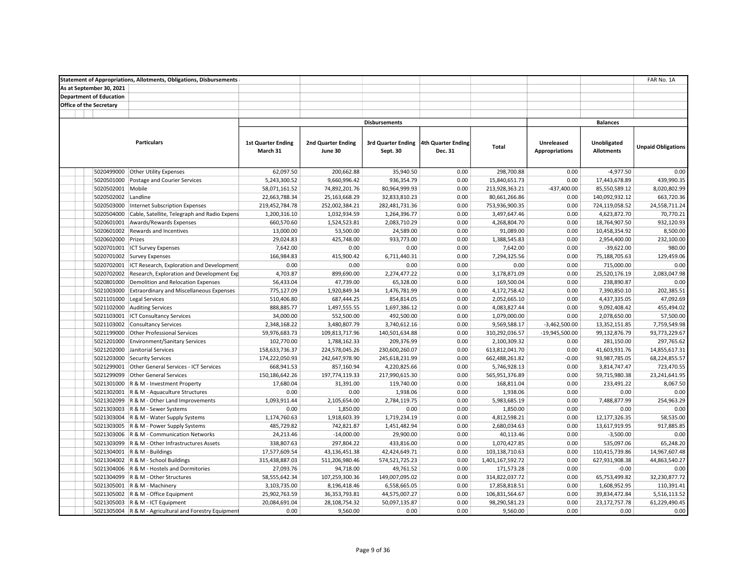**Statement of Appropriations, Allotments, Obligations, Disbursements**

FAR No. 1A

**As at September 30, 2021**

**Department of Education**

**Office of the Secretary**

| | Particulars | Disbursements | | | | | Balances | | |
|---|---|---|---|---|---|---|---|---|---|
| | | 1st Quarter Ending March 31 | 2nd Quarter Ending June 30 | 3rd Quarter Ending Sept. 30 | 4th Quarter Ending Dec. 31 | Total | Unreleased Appropriations | Unobligated Allotments | Unpaid Obligations |
| 5020499000 | Other Utility Expenses | 62,097.50 | 200,662.88 | 35,940.50 | 0.00 | 298,700.88 | 0.00 | -4,977.50 | 0.00 |
| 5020501000 | Postage and Courier Services | 5,243,300.52 | 9,660,996.42 | 936,354.79 | 0.00 | 15,840,651.73 | 0.00 | 17,443,678.89 | 439,990.35 |
| 5020502001 | Mobile | 58,071,161.52 | 74,892,201.76 | 80,964,999.93 | 0.00 | 213,928,363.21 | -437,400.00 | 85,550,589.12 | 8,020,802.99 |
| 5020502002 | Landline | 22,663,788.34 | 25,163,668.29 | 32,833,810.23 | 0.00 | 80,661,266.86 | 0.00 | 140,092,932.12 | 663,720.36 |
| 5020503000 | Internet Subscription Expenses | 219,452,784.78 | 252,002,384.21 | 282,481,731.36 | 0.00 | 753,936,900.35 | 0.00 | 724,119,058.52 | 24,558,711.24 |
| 5020504000 | Cable, Satellite, Telegraph and Radio Expens | 1,200,316.10 | 1,032,934.59 | 1,264,396.77 | 0.00 | 3,497,647.46 | 0.00 | 4,623,872.70 | 70,770.21 |
| 5020601001 | Awards/Rewards Expenses | 660,570.60 | 1,524,523.81 | 2,083,710.29 | 0.00 | 4,268,804.70 | 0.00 | 18,764,907.50 | 932,120.93 |
| 5020601002 | Rewards and Incentives | 13,000.00 | 53,500.00 | 24,589.00 | 0.00 | 91,089.00 | 0.00 | 10,458,354.92 | 8,500.00 |
| 5020602000 | Prizes | 29,024.83 | 425,748.00 | 933,773.00 | 0.00 | 1,388,545.83 | 0.00 | 2,954,400.00 | 232,100.00 |
| 5020701001 | ICT Survey Expenses | 7,642.00 | 0.00 | 0.00 | 0.00 | 7,642.00 | 0.00 | -39,622.00 | 980.00 |
| 5020701002 | Survey Expenses | 166,984.83 | 415,900.42 | 6,711,440.31 | 0.00 | 7,294,325.56 | 0.00 | 75,188,705.63 | 129,459.06 |
| 5020702001 | ICT Research, Exploration and Development | 0.00 | 0.00 | 0.00 | 0.00 | 0.00 | 0.00 | 715,000.00 | 0.00 |
| 5020702002 | Research, Exploration and Development Exp | 4,703.87 | 899,690.00 | 2,274,477.22 | 0.00 | 3,178,871.09 | 0.00 | 25,520,176.19 | 2,083,047.98 |
| 5020801000 | Demolition and Relocation Expenses | 56,433.04 | 47,739.00 | 65,328.00 | 0.00 | 169,500.04 | 0.00 | 238,890.87 | 0.00 |
| 5021003000 | Extraordinary and Miscellaneous Expenses | 775,127.09 | 1,920,849.34 | 1,476,781.99 | 0.00 | 4,172,758.42 | 0.00 | 7,390,850.10 | 202,385.51 |
| 5021101000 | Legal Services | 510,406.80 | 687,444.25 | 854,814.05 | 0.00 | 2,052,665.10 | 0.00 | 4,437,335.05 | 47,092.69 |
| 5021102000 | Auditing Services | 888,885.77 | 1,497,555.55 | 1,697,386.12 | 0.00 | 4,083,827.44 | 0.00 | 9,092,408.42 | 455,494.02 |
| 5021103001 | ICT Consultancy Services | 34,000.00 | 552,500.00 | 492,500.00 | 0.00 | 1,079,000.00 | 0.00 | 2,078,650.00 | 57,500.00 |
| 5021103002 | Consultancy Services | 2,348,168.22 | 3,480,807.79 | 3,740,612.16 | 0.00 | 9,569,588.17 | -3,462,500.00 | 13,352,151.85 | 7,759,549.98 |
| 5021199000 | Other Professional Services | 59,976,683.73 | 109,813,717.96 | 140,501,634.88 | 0.00 | 310,292,036.57 | -19,945,500.00 | 99,132,876.79 | 93,773,229.67 |
| 5021201000 | Environment/Sanitary Services | 102,770.00 | 1,788,162.33 | 209,376.99 | 0.00 | 2,100,309.32 | 0.00 | 281,150.00 | 297,765.62 |
| 5021202000 | Janitorial Services | 158,633,736.37 | 224,578,045.26 | 230,600,260.07 | 0.00 | 613,812,041.70 | 0.00 | 41,603,931.76 | 14,855,617.31 |
| 5021203000 | Security Services | 174,222,050.93 | 242,647,978.90 | 245,618,231.99 | 0.00 | 662,488,261.82 | -0.00 | 93,987,785.05 | 68,224,855.57 |
| 5021299001 | Other General Services - ICT Services | 668,941.53 | 857,160.94 | 4,220,825.66 | 0.00 | 5,746,928.13 | 0.00 | 3,814,747.47 | 723,470.55 |
| 5021299099 | Other General Services | 150,186,642.26 | 197,774,119.33 | 217,990,615.30 | 0.00 | 565,951,376.89 | 0.00 | 59,715,980.38 | 23,241,641.95 |
| 5021301000 | R & M - Investment Property | 17,680.04 | 31,391.00 | 119,740.00 | 0.00 | 168,811.04 | 0.00 | 233,491.22 | 8,067.50 |
| 5021302001 | R & M - Aquaculture Structures | 0.00 | 0.00 | 1,938.06 | 0.00 | 1,938.06 | 0.00 | 0.00 | 0.00 |
| 5021302099 | R & M - Other Land Improvements | 1,093,911.44 | 2,105,654.00 | 2,784,119.75 | 0.00 | 5,983,685.19 | 0.00 | 7,488,877.99 | 254,963.29 |
| 5021303003 | R & M - Sewer Systems | 0.00 | 1,850.00 | 0.00 | 0.00 | 1,850.00 | 0.00 | 0.00 | 0.00 |
| 5021303004 | R & M - Water Supply Systems | 1,174,760.63 | 1,918,603.39 | 1,719,234.19 | 0.00 | 4,812,598.21 | 0.00 | 12,177,326.35 | 58,535.00 |
| 5021303005 | R & M - Power Supply Systems | 485,729.82 | 742,821.87 | 1,451,482.94 | 0.00 | 2,680,034.63 | 0.00 | 13,617,919.95 | 917,885.85 |
| 5021303006 | R & M - Communication Networks | 24,213.46 | -14,000.00 | 29,900.00 | 0.00 | 40,113.46 | 0.00 | -3,500.00 | 0.00 |
| 5021303099 | R & M - Other Infrastructures Assets | 338,807.63 | 297,804.22 | 433,816.00 | 0.00 | 1,070,427.85 | 0.00 | 535,097.06 | 65,248.20 |
| 5021304001 | R & M - Buildings | 17,577,609.54 | 43,136,451.38 | 42,424,649.71 | 0.00 | 103,138,710.63 | 0.00 | 110,415,739.86 | 14,967,607.48 |
| 5021304002 | R & M - School Buildings | 315,438,887.03 | 511,206,980.46 | 574,521,725.23 | 0.00 | 1,401,167,592.72 | 0.00 | 627,931,908.38 | 44,863,540.27 |
| 5021304006 | R & M - Hostels and Dormitories | 27,093.76 | 94,718.00 | 49,761.52 | 0.00 | 171,573.28 | 0.00 | -0.00 | 0.00 |
| 5021304099 | R & M - Other Structures | 58,555,642.34 | 107,259,300.36 | 149,007,095.02 | 0.00 | 314,822,037.72 | 0.00 | 65,753,499.82 | 32,230,877.72 |
| 5021305001 | R & M - Machinery | 3,103,735.00 | 8,196,418.46 | 6,558,665.05 | 0.00 | 17,858,818.51 | 0.00 | 1,608,952.95 | 110,391.41 |
| 5021305002 | R & M - Office Equipment | 25,902,763.59 | 36,353,793.81 | 44,575,007.27 | 0.00 | 106,831,564.67 | 0.00 | 39,834,472.84 | 5,516,113.52 |
| 5021305003 | R & M - ICT Equipment | 20,084,691.04 | 28,108,754.32 | 50,097,135.87 | 0.00 | 98,290,581.23 | 0.00 | 23,172,757.78 | 61,229,490.45 |
| 5021305004 | R & M - Agricultural and Forestry Equipment | 0.00 | 9,560.00 | 0.00 | 0.00 | 9,560.00 | 0.00 | 0.00 | 0.00 |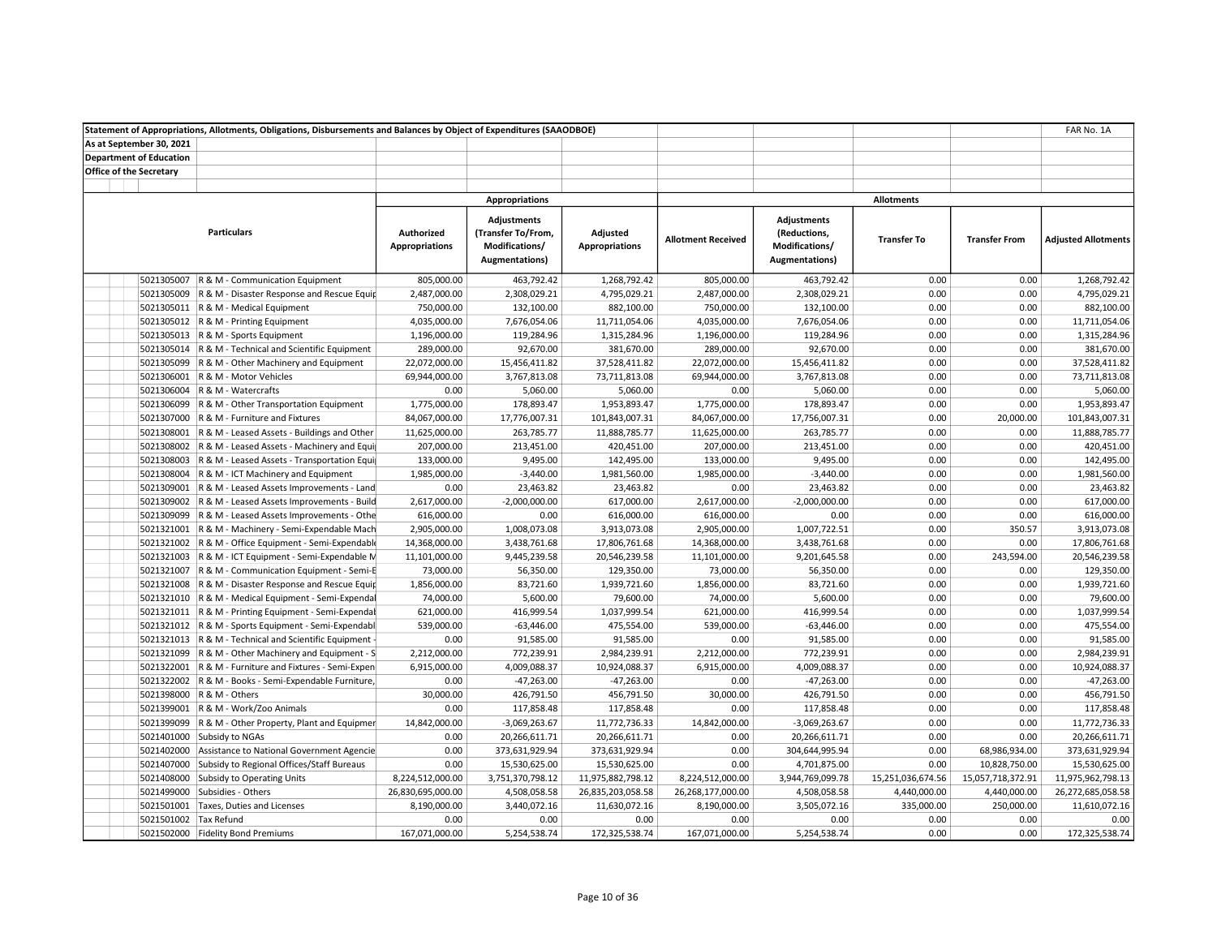Statement of Appropriations, Allotments, Obligations, Disbursements and Balances by Object of Expenditures (SAAODBOE)

FAR No. 1A

As at September 30, 2021

Department of Education

Office of the Secretary

| | Particulars | Appropriations | | | Allotments | | | | |
|---|---|---|---|---|---|---|---|---|---|
| | | Authorized Appropriations | Adjustments (Transfer To/From, Modifications/ Augmentations) | Adjusted Appropriations | Allotment Received | Adjustments (Reductions, Modifications/ Augmentations) | Transfer To | Transfer From | Adjusted Allotments |
| 5021305007 | R & M - Communication Equipment | 805,000.00 | 463,792.42 | 1,268,792.42 | 805,000.00 | 463,792.42 | 0.00 | 0.00 | 1,268,792.42 |
| 5021305009 | R & M - Disaster Response and Rescue Equip | 2,487,000.00 | 2,308,029.21 | 4,795,029.21 | 2,487,000.00 | 2,308,029.21 | 0.00 | 0.00 | 4,795,029.21 |
| 5021305011 | R & M - Medical Equipment | 750,000.00 | 132,100.00 | 882,100.00 | 750,000.00 | 132,100.00 | 0.00 | 0.00 | 882,100.00 |
| 5021305012 | R & M - Printing Equipment | 4,035,000.00 | 7,676,054.06 | 11,711,054.06 | 4,035,000.00 | 7,676,054.06 | 0.00 | 0.00 | 11,711,054.06 |
| 5021305013 | R & M - Sports Equipment | 1,196,000.00 | 119,284.96 | 1,315,284.96 | 1,196,000.00 | 119,284.96 | 0.00 | 0.00 | 1,315,284.96 |
| 5021305014 | R & M - Technical and Scientific Equipment | 289,000.00 | 92,670.00 | 381,670.00 | 289,000.00 | 92,670.00 | 0.00 | 0.00 | 381,670.00 |
| 5021305099 | R & M - Other Machinery and Equipment | 22,072,000.00 | 15,456,411.82 | 37,528,411.82 | 22,072,000.00 | 15,456,411.82 | 0.00 | 0.00 | 37,528,411.82 |
| 5021306001 | R & M - Motor Vehicles | 69,944,000.00 | 3,767,813.08 | 73,711,813.08 | 69,944,000.00 | 3,767,813.08 | 0.00 | 0.00 | 73,711,813.08 |
| 5021306004 | R & M - Watercrafts | 0.00 | 5,060.00 | 5,060.00 | 0.00 | 5,060.00 | 0.00 | 0.00 | 5,060.00 |
| 5021306099 | R & M - Other Transportation Equipment | 1,775,000.00 | 178,893.47 | 1,953,893.47 | 1,775,000.00 | 178,893.47 | 0.00 | 0.00 | 1,953,893.47 |
| 5021307000 | R & M - Furniture and Fixtures | 84,067,000.00 | 17,776,007.31 | 101,843,007.31 | 84,067,000.00 | 17,756,007.31 | 0.00 | 20,000.00 | 101,843,007.31 |
| 5021308001 | R & M - Leased Assets - Buildings and Other | 11,625,000.00 | 263,785.77 | 11,888,785.77 | 11,625,000.00 | 263,785.77 | 0.00 | 0.00 | 11,888,785.77 |
| 5021308002 | R & M - Leased Assets - Machinery and Equi | 207,000.00 | 213,451.00 | 420,451.00 | 207,000.00 | 213,451.00 | 0.00 | 0.00 | 420,451.00 |
| 5021308003 | R & M - Leased Assets - Transportation Equi | 133,000.00 | 9,495.00 | 142,495.00 | 133,000.00 | 9,495.00 | 0.00 | 0.00 | 142,495.00 |
| 5021308004 | R & M - ICT Machinery and Equipment | 1,985,000.00 | -3,440.00 | 1,981,560.00 | 1,985,000.00 | -3,440.00 | 0.00 | 0.00 | 1,981,560.00 |
| 5021309001 | R & M - Leased Assets Improvements - Land | 0.00 | 23,463.82 | 23,463.82 | 0.00 | 23,463.82 | 0.00 | 0.00 | 23,463.82 |
| 5021309002 | R & M - Leased Assets Improvements - Build | 2,617,000.00 | -2,000,000.00 | 617,000.00 | 2,617,000.00 | -2,000,000.00 | 0.00 | 0.00 | 617,000.00 |
| 5021309099 | R & M - Leased Assets Improvements - Othe | 616,000.00 | 0.00 | 616,000.00 | 616,000.00 | 0.00 | 0.00 | 0.00 | 616,000.00 |
| 5021321001 | R & M - Machinery - Semi-Expendable Mach | 2,905,000.00 | 1,008,073.08 | 3,913,073.08 | 2,905,000.00 | 1,007,722.51 | 0.00 | 350.57 | 3,913,073.08 |
| 5021321002 | R & M - Office Equipment - Semi-Expendable | 14,368,000.00 | 3,438,761.68 | 17,806,761.68 | 14,368,000.00 | 3,438,761.68 | 0.00 | 0.00 | 17,806,761.68 |
| 5021321003 | R & M - ICT Equipment - Semi-Expendable M | 11,101,000.00 | 9,445,239.58 | 20,546,239.58 | 11,101,000.00 | 9,201,645.58 | 0.00 | 243,594.00 | 20,546,239.58 |
| 5021321007 | R & M - Communication Equipment - Semi-E | 73,000.00 | 56,350.00 | 129,350.00 | 73,000.00 | 56,350.00 | 0.00 | 0.00 | 129,350.00 |
| 5021321008 | R & M - Disaster Response and Rescue Equip | 1,856,000.00 | 83,721.60 | 1,939,721.60 | 1,856,000.00 | 83,721.60 | 0.00 | 0.00 | 1,939,721.60 |
| 5021321010 | R & M - Medical Equipment - Semi-Expendal | 74,000.00 | 5,600.00 | 79,600.00 | 74,000.00 | 5,600.00 | 0.00 | 0.00 | 79,600.00 |
| 5021321011 | R & M - Printing Equipment - Semi-Expendal | 621,000.00 | 416,999.54 | 1,037,999.54 | 621,000.00 | 416,999.54 | 0.00 | 0.00 | 1,037,999.54 |
| 5021321012 | R & M - Sports Equipment - Semi-Expendabl | 539,000.00 | -63,446.00 | 475,554.00 | 539,000.00 | -63,446.00 | 0.00 | 0.00 | 475,554.00 |
| 5021321013 | R & M - Technical and Scientific Equipment - | 0.00 | 91,585.00 | 91,585.00 | 0.00 | 91,585.00 | 0.00 | 0.00 | 91,585.00 |
| 5021321099 | R & M - Other Machinery and Equipment - S | 2,212,000.00 | 772,239.91 | 2,984,239.91 | 2,212,000.00 | 772,239.91 | 0.00 | 0.00 | 2,984,239.91 |
| 5021322001 | R & M - Furniture and Fixtures - Semi-Expen | 6,915,000.00 | 4,009,088.37 | 10,924,088.37 | 6,915,000.00 | 4,009,088.37 | 0.00 | 0.00 | 10,924,088.37 |
| 5021322002 | R & M - Books - Semi-Expendable Furniture, | 0.00 | -47,263.00 | -47,263.00 | 0.00 | -47,263.00 | 0.00 | 0.00 | -47,263.00 |
| 5021398000 | R & M - Others | 30,000.00 | 426,791.50 | 456,791.50 | 30,000.00 | 426,791.50 | 0.00 | 0.00 | 456,791.50 |
| 5021399001 | R & M - Work/Zoo Animals | 0.00 | 117,858.48 | 117,858.48 | 0.00 | 117,858.48 | 0.00 | 0.00 | 117,858.48 |
| 5021399099 | R & M - Other Property, Plant and Equipmer | 14,842,000.00 | -3,069,263.67 | 11,772,736.33 | 14,842,000.00 | -3,069,263.67 | 0.00 | 0.00 | 11,772,736.33 |
| 5021401000 | Subsidy to NGAs | 0.00 | 20,266,611.71 | 20,266,611.71 | 0.00 | 20,266,611.71 | 0.00 | 0.00 | 20,266,611.71 |
| 5021402000 | Assistance to National Government Agencie | 0.00 | 373,631,929.94 | 373,631,929.94 | 0.00 | 304,644,995.94 | 0.00 | 68,986,934.00 | 373,631,929.94 |
| 5021407000 | Subsidy to Regional Offices/Staff Bureaus | 0.00 | 15,530,625.00 | 15,530,625.00 | 0.00 | 4,701,875.00 | 0.00 | 10,828,750.00 | 15,530,625.00 |
| 5021408000 | Subsidy to Operating Units | 8,224,512,000.00 | 3,751,370,798.12 | 11,975,882,798.12 | 8,224,512,000.00 | 3,944,769,099.78 | 15,251,036,674.56 | 15,057,718,372.91 | 11,975,962,798.13 |
| 5021499000 | Subsidies - Others | 26,830,695,000.00 | 4,508,058.58 | 26,835,203,058.58 | 26,268,177,000.00 | 4,508,058.58 | 4,440,000.00 | 4,440,000.00 | 26,272,685,058.58 |
| 5021501001 | Taxes, Duties and Licenses | 8,190,000.00 | 3,440,072.16 | 11,630,072.16 | 8,190,000.00 | 3,505,072.16 | 335,000.00 | 250,000.00 | 11,610,072.16 |
| 5021501002 | Tax Refund | 0.00 | 0.00 | 0.00 | 0.00 | 0.00 | 0.00 | 0.00 | 0.00 |
| 5021502000 | Fidelity Bond Premiums | 167,071,000.00 | 5,254,538.74 | 172,325,538.74 | 167,071,000.00 | 5,254,538.74 | 0.00 | 0.00 | 172,325,538.74 |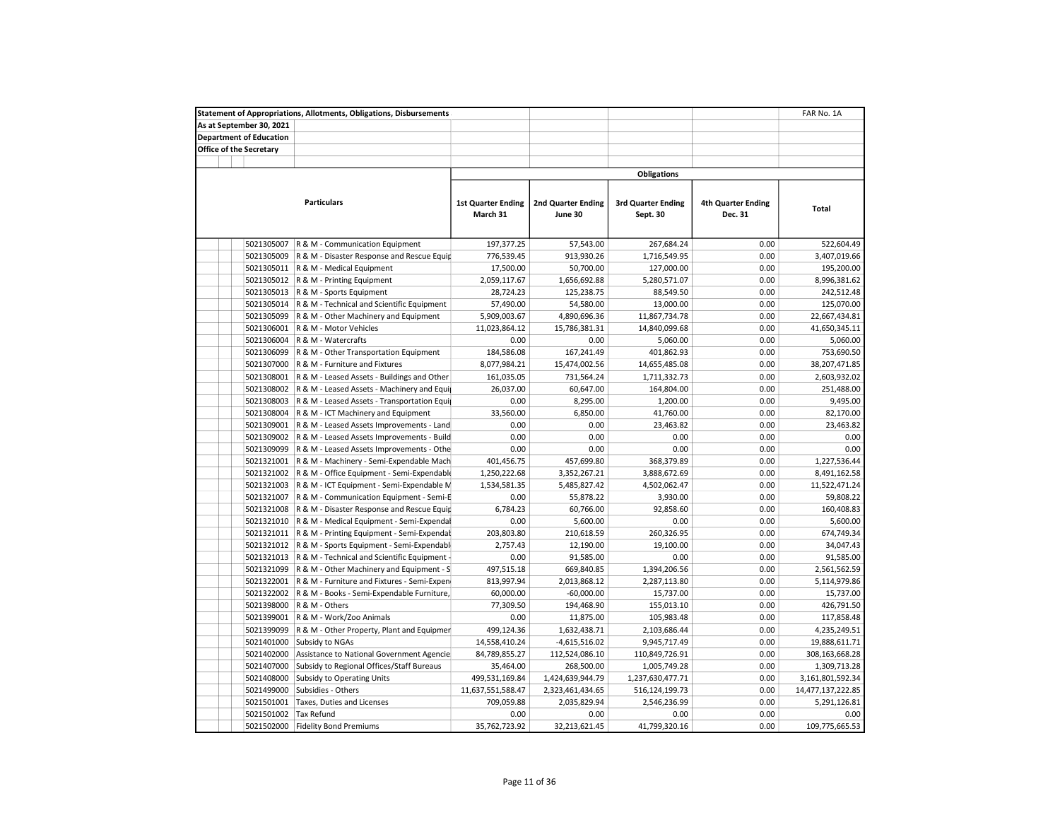**Statement of Appropriations, Allotments, Obligations, Disbursements** — FAR No. 1A

**As at September 30, 2021**

**Department of Education**

**Office of the Secretary**

| | Particulars | Obligations | | | | |
|---|---|---|---|---|---|---|
| | | 1st Quarter Ending March 31 | 2nd Quarter Ending June 30 | 3rd Quarter Ending Sept. 30 | 4th Quarter Ending Dec. 31 | Total |
| 5021305007 | R & M - Communication Equipment | 197,377.25 | 57,543.00 | 267,684.24 | 0.00 | 522,604.49 |
| 5021305009 | R & M - Disaster Response and Rescue Equip | 776,539.45 | 913,930.26 | 1,716,549.95 | 0.00 | 3,407,019.66 |
| 5021305011 | R & M - Medical Equipment | 17,500.00 | 50,700.00 | 127,000.00 | 0.00 | 195,200.00 |
| 5021305012 | R & M - Printing Equipment | 2,059,117.67 | 1,656,692.88 | 5,280,571.07 | 0.00 | 8,996,381.62 |
| 5021305013 | R & M - Sports Equipment | 28,724.23 | 125,238.75 | 88,549.50 | 0.00 | 242,512.48 |
| 5021305014 | R & M - Technical and Scientific Equipment | 57,490.00 | 54,580.00 | 13,000.00 | 0.00 | 125,070.00 |
| 5021305099 | R & M - Other Machinery and Equipment | 5,909,003.67 | 4,890,696.36 | 11,867,734.78 | 0.00 | 22,667,434.81 |
| 5021306001 | R & M - Motor Vehicles | 11,023,864.12 | 15,786,381.31 | 14,840,099.68 | 0.00 | 41,650,345.11 |
| 5021306004 | R & M - Watercrafts | 0.00 | 0.00 | 5,060.00 | 0.00 | 5,060.00 |
| 5021306099 | R & M - Other Transportation Equipment | 184,586.08 | 167,241.49 | 401,862.93 | 0.00 | 753,690.50 |
| 5021307000 | R & M - Furniture and Fixtures | 8,077,984.21 | 15,474,002.56 | 14,655,485.08 | 0.00 | 38,207,471.85 |
| 5021308001 | R & M - Leased Assets - Buildings and Other | 161,035.05 | 731,564.24 | 1,711,332.73 | 0.00 | 2,603,932.02 |
| 5021308002 | R & M - Leased Assets - Machinery and Equi | 26,037.00 | 60,647.00 | 164,804.00 | 0.00 | 251,488.00 |
| 5021308003 | R & M - Leased Assets - Transportation Equi | 0.00 | 8,295.00 | 1,200.00 | 0.00 | 9,495.00 |
| 5021308004 | R & M - ICT Machinery and Equipment | 33,560.00 | 6,850.00 | 41,760.00 | 0.00 | 82,170.00 |
| 5021309001 | R & M - Leased Assets Improvements - Land | 0.00 | 0.00 | 23,463.82 | 0.00 | 23,463.82 |
| 5021309002 | R & M - Leased Assets Improvements - Build | 0.00 | 0.00 | 0.00 | 0.00 | 0.00 |
| 5021309099 | R & M - Leased Assets Improvements - Othe | 0.00 | 0.00 | 0.00 | 0.00 | 0.00 |
| 5021321001 | R & M - Machinery - Semi-Expendable Mach | 401,456.75 | 457,699.80 | 368,379.89 | 0.00 | 1,227,536.44 |
| 5021321002 | R & M - Office Equipment - Semi-Expendable | 1,250,222.68 | 3,352,267.21 | 3,888,672.69 | 0.00 | 8,491,162.58 |
| 5021321003 | R & M - ICT Equipment - Semi-Expendable M | 1,534,581.35 | 5,485,827.42 | 4,502,062.47 | 0.00 | 11,522,471.24 |
| 5021321007 | R & M - Communication Equipment - Semi-E | 0.00 | 55,878.22 | 3,930.00 | 0.00 | 59,808.22 |
| 5021321008 | R & M - Disaster Response and Rescue Equip | 6,784.23 | 60,766.00 | 92,858.60 | 0.00 | 160,408.83 |
| 5021321010 | R & M - Medical Equipment - Semi-Expendal | 0.00 | 5,600.00 | 0.00 | 0.00 | 5,600.00 |
| 5021321011 | R & M - Printing Equipment - Semi-Expendal | 203,803.80 | 210,618.59 | 260,326.95 | 0.00 | 674,749.34 |
| 5021321012 | R & M - Sports Equipment - Semi-Expendabl | 2,757.43 | 12,190.00 | 19,100.00 | 0.00 | 34,047.43 |
| 5021321013 | R & M - Technical and Scientific Equipment - | 0.00 | 91,585.00 | 0.00 | 0.00 | 91,585.00 |
| 5021321099 | R & M - Other Machinery and Equipment - S | 497,515.18 | 669,840.85 | 1,394,206.56 | 0.00 | 2,561,562.59 |
| 5021322001 | R & M - Furniture and Fixtures - Semi-Expen | 813,997.94 | 2,013,868.12 | 2,287,113.80 | 0.00 | 5,114,979.86 |
| 5021322002 | R & M - Books - Semi-Expendable Furniture, | 60,000.00 | -60,000.00 | 15,737.00 | 0.00 | 15,737.00 |
| 5021398000 | R & M - Others | 77,309.50 | 194,468.90 | 155,013.10 | 0.00 | 426,791.50 |
| 5021399001 | R & M - Work/Zoo Animals | 0.00 | 11,875.00 | 105,983.48 | 0.00 | 117,858.48 |
| 5021399099 | R & M - Other Property, Plant and Equipmer | 499,124.36 | 1,632,438.71 | 2,103,686.44 | 0.00 | 4,235,249.51 |
| 5021401000 | Subsidy to NGAs | 14,558,410.24 | -4,615,516.02 | 9,945,717.49 | 0.00 | 19,888,611.71 |
| 5021402000 | Assistance to National Government Agencie | 84,789,855.27 | 112,524,086.10 | 110,849,726.91 | 0.00 | 308,163,668.28 |
| 5021407000 | Subsidy to Regional Offices/Staff Bureaus | 35,464.00 | 268,500.00 | 1,005,749.28 | 0.00 | 1,309,713.28 |
| 5021408000 | Subsidy to Operating Units | 499,531,169.84 | 1,424,639,944.79 | 1,237,630,477.71 | 0.00 | 3,161,801,592.34 |
| 5021499000 | Subsidies - Others | 11,637,551,588.47 | 2,323,461,434.65 | 516,124,199.73 | 0.00 | 14,477,137,222.85 |
| 5021501001 | Taxes, Duties and Licenses | 709,059.88 | 2,035,829.94 | 2,546,236.99 | 0.00 | 5,291,126.81 |
| 5021501002 | Tax Refund | 0.00 | 0.00 | 0.00 | 0.00 | 0.00 |
| 5021502000 | Fidelity Bond Premiums | 35,762,723.92 | 32,213,621.45 | 41,799,320.16 | 0.00 | 109,775,665.53 |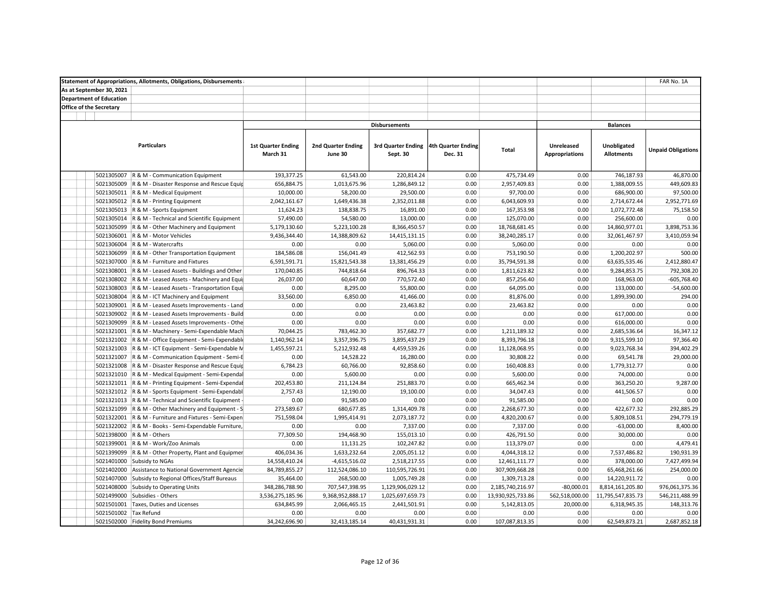**Statement of Appropriations, Allotments, Obligations, Disbursements**

**As at September 30, 2021**

**Department of Education**

**Office of the Secretary**

FAR No. 1A

| | Particulars | Disbursements | | | | | Balances | | |
|---|---|---|---|---|---|---|---|---|---|
| | | 1st Quarter Ending March 31 | 2nd Quarter Ending June 30 | 3rd Quarter Ending Sept. 30 | 4th Quarter Ending Dec. 31 | Total | Unreleased Appropriations | Unobligated Allotments | Unpaid Obligations |
| 5021305007 | R & M - Communication Equipment | 193,377.25 | 61,543.00 | 220,814.24 | 0.00 | 475,734.49 | 0.00 | 746,187.93 | 46,870.00 |
| 5021305009 | R & M - Disaster Response and Rescue Equip | 656,884.75 | 1,013,675.96 | 1,286,849.12 | 0.00 | 2,957,409.83 | 0.00 | 1,388,009.55 | 449,609.83 |
| 5021305011 | R & M - Medical Equipment | 10,000.00 | 58,200.00 | 29,500.00 | 0.00 | 97,700.00 | 0.00 | 686,900.00 | 97,500.00 |
| 5021305012 | R & M - Printing Equipment | 2,042,161.67 | 1,649,436.38 | 2,352,011.88 | 0.00 | 6,043,609.93 | 0.00 | 2,714,672.44 | 2,952,771.69 |
| 5021305013 | R & M - Sports Equipment | 11,624.23 | 138,838.75 | 16,891.00 | 0.00 | 167,353.98 | 0.00 | 1,072,772.48 | 75,158.50 |
| 5021305014 | R & M - Technical and Scientific Equipment | 57,490.00 | 54,580.00 | 13,000.00 | 0.00 | 125,070.00 | 0.00 | 256,600.00 | 0.00 |
| 5021305099 | R & M - Other Machinery and Equipment | 5,179,130.60 | 5,223,100.28 | 8,366,450.57 | 0.00 | 18,768,681.45 | 0.00 | 14,860,977.01 | 3,898,753.36 |
| 5021306001 | R & M - Motor Vehicles | 9,436,344.40 | 14,388,809.62 | 14,415,131.15 | 0.00 | 38,240,285.17 | 0.00 | 32,061,467.97 | 3,410,059.94 |
| 5021306004 | R & M - Watercrafts | 0.00 | 0.00 | 5,060.00 | 0.00 | 5,060.00 | 0.00 | 0.00 | 0.00 |
| 5021306099 | R & M - Other Transportation Equipment | 184,586.08 | 156,041.49 | 412,562.93 | 0.00 | 753,190.50 | 0.00 | 1,200,202.97 | 500.00 |
| 5021307000 | R & M - Furniture and Fixtures | 6,591,591.71 | 15,821,543.38 | 13,381,456.29 | 0.00 | 35,794,591.38 | 0.00 | 63,635,535.46 | 2,412,880.47 |
| 5021308001 | R & M - Leased Assets - Buildings and Other | 170,040.85 | 744,818.64 | 896,764.33 | 0.00 | 1,811,623.82 | 0.00 | 9,284,853.75 | 792,308.20 |
| 5021308002 | R & M - Leased Assets - Machinery and Equi | 26,037.00 | 60,647.00 | 770,572.40 | 0.00 | 857,256.40 | 0.00 | 168,963.00 | -605,768.40 |
| 5021308003 | R & M - Leased Assets - Transportation Equi | 0.00 | 8,295.00 | 55,800.00 | 0.00 | 64,095.00 | 0.00 | 133,000.00 | -54,600.00 |
| 5021308004 | R & M - ICT Machinery and Equipment | 33,560.00 | 6,850.00 | 41,466.00 | 0.00 | 81,876.00 | 0.00 | 1,899,390.00 | 294.00 |
| 5021309001 | R & M - Leased Assets Improvements - Land | 0.00 | 0.00 | 23,463.82 | 0.00 | 23,463.82 | 0.00 | 0.00 | 0.00 |
| 5021309002 | R & M - Leased Assets Improvements - Build | 0.00 | 0.00 | 0.00 | 0.00 | 0.00 | 0.00 | 617,000.00 | 0.00 |
| 5021309099 | R & M - Leased Assets Improvements - Othe | 0.00 | 0.00 | 0.00 | 0.00 | 0.00 | 0.00 | 616,000.00 | 0.00 |
| 5021321001 | R & M - Machinery - Semi-Expendable Mach | 70,044.25 | 783,462.30 | 357,682.77 | 0.00 | 1,211,189.32 | 0.00 | 2,685,536.64 | 16,347.12 |
| 5021321002 | R & M - Office Equipment - Semi-Expendable | 1,140,962.14 | 3,357,396.75 | 3,895,437.29 | 0.00 | 8,393,796.18 | 0.00 | 9,315,599.10 | 97,366.40 |
| 5021321003 | R & M - ICT Equipment - Semi-Expendable M | 1,455,597.21 | 5,212,932.48 | 4,459,539.26 | 0.00 | 11,128,068.95 | 0.00 | 9,023,768.34 | 394,402.29 |
| 5021321007 | R & M - Communication Equipment - Semi-E | 0.00 | 14,528.22 | 16,280.00 | 0.00 | 30,808.22 | 0.00 | 69,541.78 | 29,000.00 |
| 5021321008 | R & M - Disaster Response and Rescue Equip | 6,784.23 | 60,766.00 | 92,858.60 | 0.00 | 160,408.83 | 0.00 | 1,779,312.77 | 0.00 |
| 5021321010 | R & M - Medical Equipment - Semi-Expendal | 0.00 | 5,600.00 | 0.00 | 0.00 | 5,600.00 | 0.00 | 74,000.00 | 0.00 |
| 5021321011 | R & M - Printing Equipment - Semi-Expendal | 202,453.80 | 211,124.84 | 251,883.70 | 0.00 | 665,462.34 | 0.00 | 363,250.20 | 9,287.00 |
| 5021321012 | R & M - Sports Equipment - Semi-Expendabl | 2,757.43 | 12,190.00 | 19,100.00 | 0.00 | 34,047.43 | 0.00 | 441,506.57 | 0.00 |
| 5021321013 | R & M - Technical and Scientific Equipment - | 0.00 | 91,585.00 | 0.00 | 0.00 | 91,585.00 | 0.00 | 0.00 | 0.00 |
| 5021321099 | R & M - Other Machinery and Equipment - S | 273,589.67 | 680,677.85 | 1,314,409.78 | 0.00 | 2,268,677.30 | 0.00 | 422,677.32 | 292,885.29 |
| 5021322001 | R & M - Furniture and Fixtures - Semi-Expen | 751,598.04 | 1,995,414.91 | 2,073,187.72 | 0.00 | 4,820,200.67 | 0.00 | 5,809,108.51 | 294,779.19 |
| 5021322002 | R & M - Books - Semi-Expendable Furniture, | 0.00 | 0.00 | 7,337.00 | 0.00 | 7,337.00 | 0.00 | -63,000.00 | 8,400.00 |
| 5021398000 | R & M - Others | 77,309.50 | 194,468.90 | 155,013.10 | 0.00 | 426,791.50 | 0.00 | 30,000.00 | 0.00 |
| 5021399001 | R & M - Work/Zoo Animals | 0.00 | 11,131.25 | 102,247.82 | 0.00 | 113,379.07 | 0.00 | 0.00 | 4,479.41 |
| 5021399099 | R & M - Other Property, Plant and Equipmer | 406,034.36 | 1,633,232.64 | 2,005,051.12 | 0.00 | 4,044,318.12 | 0.00 | 7,537,486.82 | 190,931.39 |
| 5021401000 | Subsidy to NGAs | 14,558,410.24 | -4,615,516.02 | 2,518,217.55 | 0.00 | 12,461,111.77 | 0.00 | 378,000.00 | 7,427,499.94 |
| 5021402000 | Assistance to National Government Agencie | 84,789,855.27 | 112,524,086.10 | 110,595,726.91 | 0.00 | 307,909,668.28 | 0.00 | 65,468,261.66 | 254,000.00 |
| 5021407000 | Subsidy to Regional Offices/Staff Bureaus | 35,464.00 | 268,500.00 | 1,005,749.28 | 0.00 | 1,309,713.28 | 0.00 | 14,220,911.72 | 0.00 |
| 5021408000 | Subsidy to Operating Units | 348,286,788.90 | 707,547,398.95 | 1,129,906,029.12 | 0.00 | 2,185,740,216.97 | -80,000.01 | 8,814,161,205.80 | 976,061,375.36 |
| 5021499000 | Subsidies - Others | 3,536,275,185.96 | 9,368,952,888.17 | 1,025,697,659.73 | 0.00 | 13,930,925,733.86 | 562,518,000.00 | 11,795,547,835.73 | 546,211,488.99 |
| 5021501001 | Taxes, Duties and Licenses | 634,845.99 | 2,066,465.15 | 2,441,501.91 | 0.00 | 5,142,813.05 | 20,000.00 | 6,318,945.35 | 148,313.76 |
| 5021501002 | Tax Refund | 0.00 | 0.00 | 0.00 | 0.00 | 0.00 | 0.00 | 0.00 | 0.00 |
| 5021502000 | Fidelity Bond Premiums | 34,242,696.90 | 32,413,185.14 | 40,431,931.31 | 0.00 | 107,087,813.35 | 0.00 | 62,549,873.21 | 2,687,852.18 |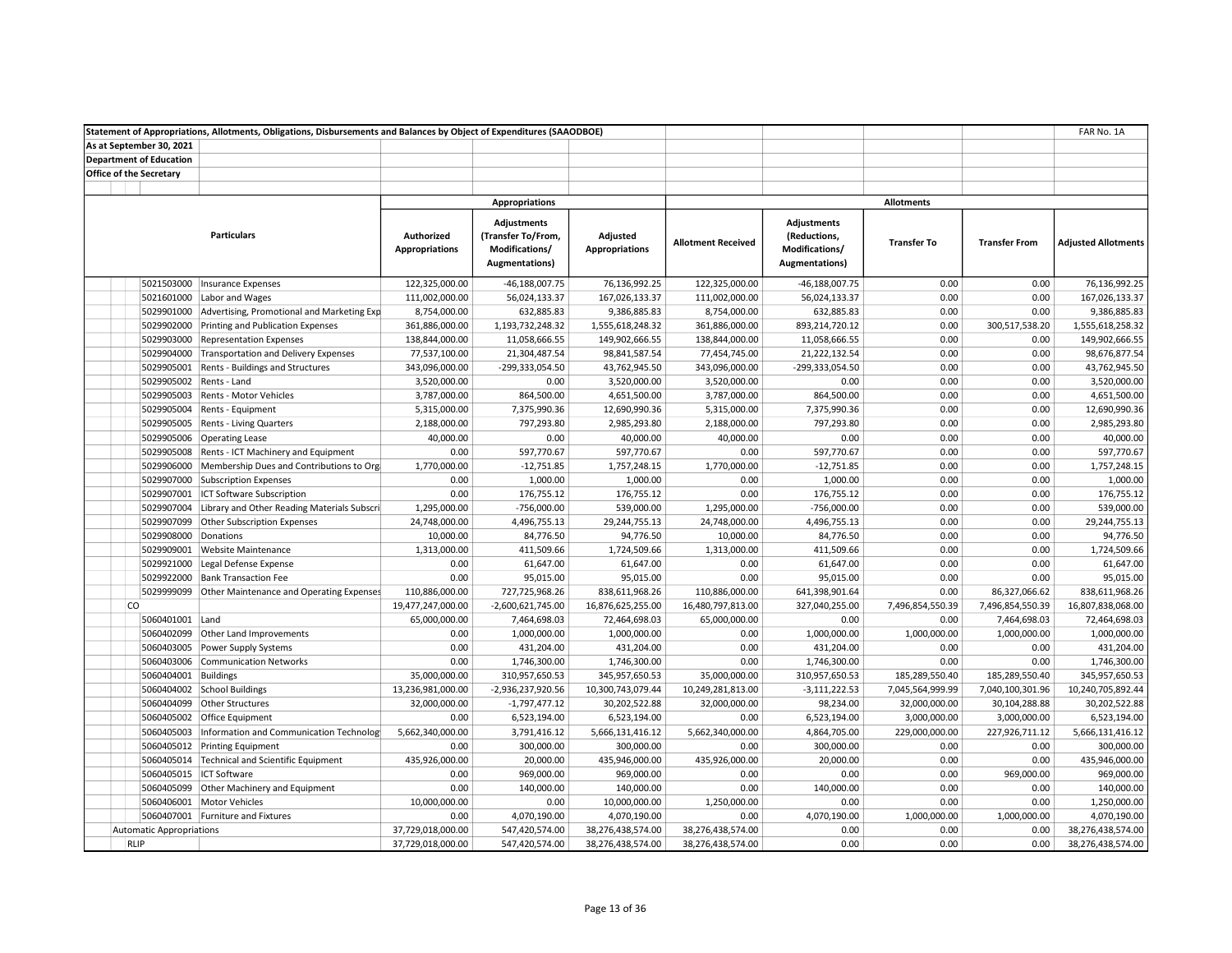| Statement of Appropriations, Allotments, Obligations, Disbursements and Balances by Object of Expenditures (SAAODBOE) | | | | | | | | | FAR No. 1A |
|---|---|---|---|---|---|---|---|---|---|
| As at September 30, 2021 | | | | | | | | | |
| Department of Education | | | | | | | | | |
| Office of the Secretary | | | | | | | | | |
| | Appropriations | | | Allotments | | | | | |
| Particulars | Authorized Appropriations | Adjustments (Transfer To/From, Modifications/ Augmentations) | Adjusted Appropriations | Allotment Received | Adjustments (Reductions, Modifications/ Augmentations) | Transfer To | Transfer From | Adjusted Allotments | |
| 5021503000 Insurance Expenses | 122,325,000.00 | -46,188,007.75 | 76,136,992.25 | 122,325,000.00 | -46,188,007.75 | 0.00 | 0.00 | 76,136,992.25 | |
| 5021601000 Labor and Wages | 111,002,000.00 | 56,024,133.37 | 167,026,133.37 | 111,002,000.00 | 56,024,133.37 | 0.00 | 0.00 | 167,026,133.37 | |
| 5029901000 Advertising, Promotional and Marketing Exp | 8,754,000.00 | 632,885.83 | 9,386,885.83 | 8,754,000.00 | 632,885.83 | 0.00 | 0.00 | 9,386,885.83 | |
| 5029902000 Printing and Publication Expenses | 361,886,000.00 | 1,193,732,248.32 | 1,555,618,248.32 | 361,886,000.00 | 893,214,720.12 | 0.00 | 300,517,538.20 | 1,555,618,258.32 | |
| 5029903000 Representation Expenses | 138,844,000.00 | 11,058,666.55 | 149,902,666.55 | 138,844,000.00 | 11,058,666.55 | 0.00 | 0.00 | 149,902,666.55 | |
| 5029904000 Transportation and Delivery Expenses | 77,537,100.00 | 21,304,487.54 | 98,841,587.54 | 77,454,745.00 | 21,222,132.54 | 0.00 | 0.00 | 98,676,877.54 | |
| 5029905001 Rents - Buildings and Structures | 343,096,000.00 | -299,333,054.50 | 43,762,945.50 | 343,096,000.00 | -299,333,054.50 | 0.00 | 0.00 | 43,762,945.50 | |
| 5029905002 Rents - Land | 3,520,000.00 | 0.00 | 3,520,000.00 | 3,520,000.00 | 0.00 | 0.00 | 0.00 | 3,520,000.00 | |
| 5029905003 Rents - Motor Vehicles | 3,787,000.00 | 864,500.00 | 4,651,500.00 | 3,787,000.00 | 864,500.00 | 0.00 | 0.00 | 4,651,500.00 | |
| 5029905004 Rents - Equipment | 5,315,000.00 | 7,375,990.36 | 12,690,990.36 | 5,315,000.00 | 7,375,990.36 | 0.00 | 0.00 | 12,690,990.36 | |
| 5029905005 Rents - Living Quarters | 2,188,000.00 | 797,293.80 | 2,985,293.80 | 2,188,000.00 | 797,293.80 | 0.00 | 0.00 | 2,985,293.80 | |
| 5029905006 Operating Lease | 40,000.00 | 0.00 | 40,000.00 | 40,000.00 | 0.00 | 0.00 | 0.00 | 40,000.00 | |
| 5029905008 Rents - ICT Machinery and Equipment | 0.00 | 597,770.67 | 597,770.67 | 0.00 | 597,770.67 | 0.00 | 0.00 | 597,770.67 | |
| 5029906000 Membership Dues and Contributions to Org | 1,770,000.00 | -12,751.85 | 1,757,248.15 | 1,770,000.00 | -12,751.85 | 0.00 | 0.00 | 1,757,248.15 | |
| 5029907000 Subscription Expenses | 0.00 | 1,000.00 | 1,000.00 | 0.00 | 1,000.00 | 0.00 | 0.00 | 1,000.00 | |
| 5029907001 ICT Software Subscription | 0.00 | 176,755.12 | 176,755.12 | 0.00 | 176,755.12 | 0.00 | 0.00 | 176,755.12 | |
| 5029907004 Library and Other Reading Materials Subscri | 1,295,000.00 | -756,000.00 | 539,000.00 | 1,295,000.00 | -756,000.00 | 0.00 | 0.00 | 539,000.00 | |
| 5029907099 Other Subscription Expenses | 24,748,000.00 | 4,496,755.13 | 29,244,755.13 | 24,748,000.00 | 4,496,755.13 | 0.00 | 0.00 | 29,244,755.13 | |
| 5029908000 Donations | 10,000.00 | 84,776.50 | 94,776.50 | 10,000.00 | 84,776.50 | 0.00 | 0.00 | 94,776.50 | |
| 5029909001 Website Maintenance | 1,313,000.00 | 411,509.66 | 1,724,509.66 | 1,313,000.00 | 411,509.66 | 0.00 | 0.00 | 1,724,509.66 | |
| 5029921000 Legal Defense Expense | 0.00 | 61,647.00 | 61,647.00 | 0.00 | 61,647.00 | 0.00 | 0.00 | 61,647.00 | |
| 5029922000 Bank Transaction Fee | 0.00 | 95,015.00 | 95,015.00 | 0.00 | 95,015.00 | 0.00 | 0.00 | 95,015.00 | |
| 5029999099 Other Maintenance and Operating Expenses | 110,886,000.00 | 727,725,968.26 | 838,611,968.26 | 110,886,000.00 | 641,398,901.64 | 0.00 | 86,327,066.62 | 838,611,968.26 | |
| CO | 19,477,247,000.00 | -2,600,621,745.00 | 16,876,625,255.00 | 16,480,797,813.00 | 327,040,255.00 | 7,496,854,550.39 | 7,496,854,550.39 | 16,807,838,068.00 | |
| 5060401001 Land | 65,000,000.00 | 7,464,698.03 | 72,464,698.03 | 65,000,000.00 | 0.00 | 0.00 | 7,464,698.03 | 72,464,698.03 | |
| 5060402099 Other Land Improvements | 0.00 | 1,000,000.00 | 1,000,000.00 | 0.00 | 1,000,000.00 | 1,000,000.00 | 1,000,000.00 | 1,000,000.00 | |
| 5060403005 Power Supply Systems | 0.00 | 431,204.00 | 431,204.00 | 0.00 | 431,204.00 | 0.00 | 0.00 | 431,204.00 | |
| 5060403006 Communication Networks | 0.00 | 1,746,300.00 | 1,746,300.00 | 0.00 | 1,746,300.00 | 0.00 | 0.00 | 1,746,300.00 | |
| 5060404001 Buildings | 35,000,000.00 | 310,957,650.53 | 345,957,650.53 | 35,000,000.00 | 310,957,650.53 | 185,289,550.40 | 185,289,550.40 | 345,957,650.53 | |
| 5060404002 School Buildings | 13,236,981,000.00 | -2,936,237,920.56 | 10,300,743,079.44 | 10,249,281,813.00 | -3,111,222.53 | 7,045,564,999.99 | 7,040,100,301.96 | 10,240,705,892.44 | |
| 5060404099 Other Structures | 32,000,000.00 | -1,797,477.12 | 30,202,522.88 | 32,000,000.00 | 98,234.00 | 32,000,000.00 | 30,104,288.88 | 30,202,522.88 | |
| 5060405002 Office Equipment | 0.00 | 6,523,194.00 | 6,523,194.00 | 0.00 | 6,523,194.00 | 3,000,000.00 | 3,000,000.00 | 6,523,194.00 | |
| 5060405003 Information and Communication Technolog | 5,662,340,000.00 | 3,791,416.12 | 5,666,131,416.12 | 5,662,340,000.00 | 4,864,705.00 | 229,000,000.00 | 227,926,711.12 | 5,666,131,416.12 | |
| 5060405012 Printing Equipment | 0.00 | 300,000.00 | 300,000.00 | 0.00 | 300,000.00 | 0.00 | 0.00 | 300,000.00 | |
| 5060405014 Technical and Scientific Equipment | 435,926,000.00 | 20,000.00 | 435,946,000.00 | 435,926,000.00 | 20,000.00 | 0.00 | 0.00 | 435,946,000.00 | |
| 5060405015 ICT Software | 0.00 | 969,000.00 | 969,000.00 | 0.00 | 0.00 | 0.00 | 969,000.00 | 969,000.00 | |
| 5060405099 Other Machinery and Equipment | 0.00 | 140,000.00 | 140,000.00 | 0.00 | 140,000.00 | 0.00 | 0.00 | 140,000.00 | |
| 5060406001 Motor Vehicles | 10,000,000.00 | 0.00 | 10,000,000.00 | 1,250,000.00 | 0.00 | 0.00 | 0.00 | 1,250,000.00 | |
| 5060407001 Furniture and Fixtures | 0.00 | 4,070,190.00 | 4,070,190.00 | 0.00 | 4,070,190.00 | 1,000,000.00 | 1,000,000.00 | 4,070,190.00 | |
| Automatic Appropriations | 37,729,018,000.00 | 547,420,574.00 | 38,276,438,574.00 | 38,276,438,574.00 | 0.00 | 0.00 | 0.00 | 38,276,438,574.00 | |
| RLIP | 37,729,018,000.00 | 547,420,574.00 | 38,276,438,574.00 | 38,276,438,574.00 | 0.00 | 0.00 | 0.00 | 38,276,438,574.00 | |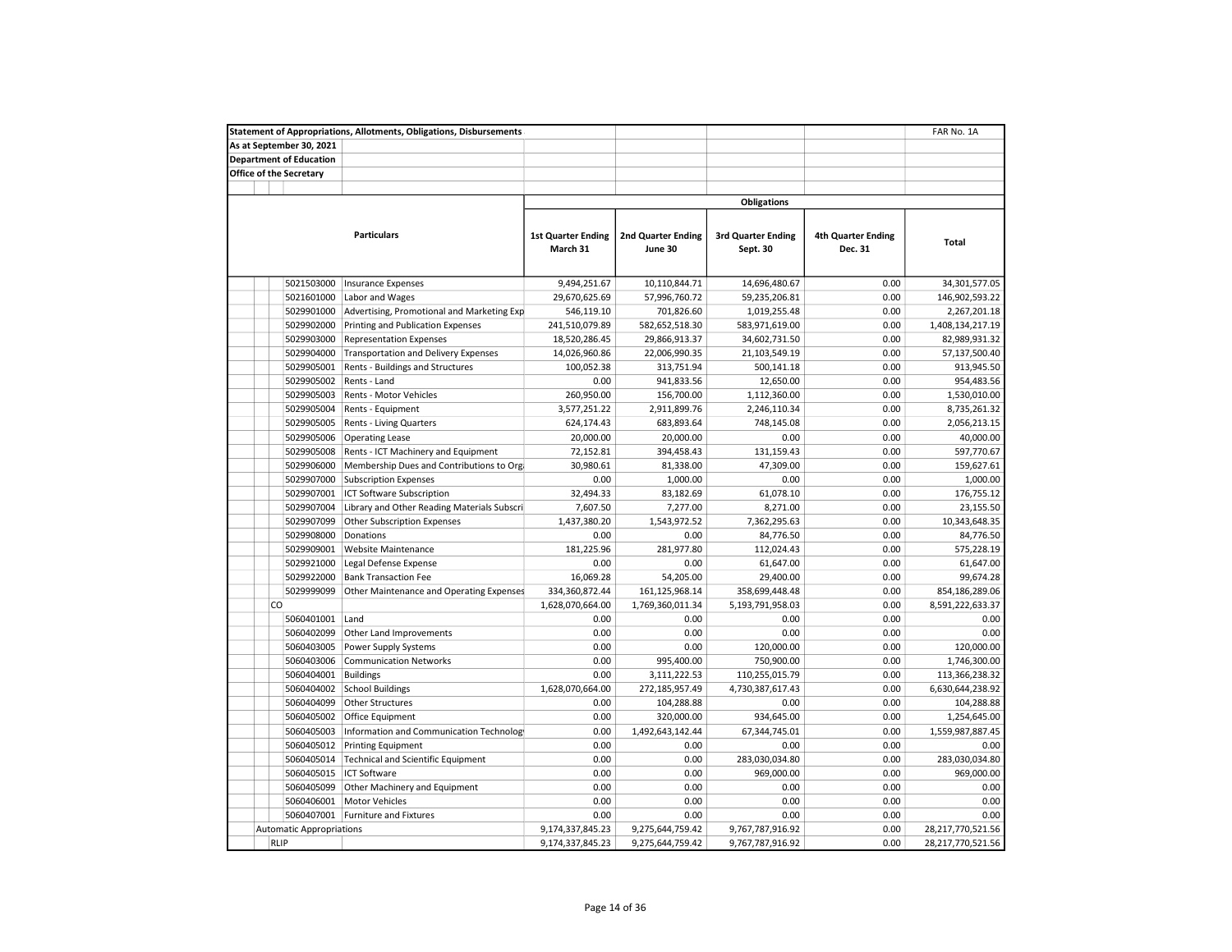**Statement of Appropriations, Allotments, Obligations, Disbursements** FAR No. 1A

**As at September 30, 2021**

**Department of Education**

**Office of the Secretary**

| Particulars | | 1st Quarter Ending March 31 | 2nd Quarter Ending June 30 | 3rd Quarter Ending Sept. 30 | 4th Quarter Ending Dec. 31 | Total |
|---|---|---|---|---|---|---|
| | | **Obligations** | | | | |
| 5021503000 | Insurance Expenses | 9,494,251.67 | 10,110,844.71 | 14,696,480.67 | 0.00 | 34,301,577.05 |
| 5021601000 | Labor and Wages | 29,670,625.69 | 57,996,760.72 | 59,235,206.81 | 0.00 | 146,902,593.22 |
| 5029901000 | Advertising, Promotional and Marketing Exp | 546,119.10 | 701,826.60 | 1,019,255.48 | 0.00 | 2,267,201.18 |
| 5029902000 | Printing and Publication Expenses | 241,510,079.89 | 582,652,518.30 | 583,971,619.00 | 0.00 | 1,408,134,217.19 |
| 5029903000 | Representation Expenses | 18,520,286.45 | 29,866,913.37 | 34,602,731.50 | 0.00 | 82,989,931.32 |
| 5029904000 | Transportation and Delivery Expenses | 14,026,960.86 | 22,006,990.35 | 21,103,549.19 | 0.00 | 57,137,500.40 |
| 5029905001 | Rents - Buildings and Structures | 100,052.38 | 313,751.94 | 500,141.18 | 0.00 | 913,945.50 |
| 5029905002 | Rents - Land | 0.00 | 941,833.56 | 12,650.00 | 0.00 | 954,483.56 |
| 5029905003 | Rents - Motor Vehicles | 260,950.00 | 156,700.00 | 1,112,360.00 | 0.00 | 1,530,010.00 |
| 5029905004 | Rents - Equipment | 3,577,251.22 | 2,911,899.76 | 2,246,110.34 | 0.00 | 8,735,261.32 |
| 5029905005 | Rents - Living Quarters | 624,174.43 | 683,893.64 | 748,145.08 | 0.00 | 2,056,213.15 |
| 5029905006 | Operating Lease | 20,000.00 | 20,000.00 | 0.00 | 0.00 | 40,000.00 |
| 5029905008 | Rents - ICT Machinery and Equipment | 72,152.81 | 394,458.43 | 131,159.43 | 0.00 | 597,770.67 |
| 5029906000 | Membership Dues and Contributions to Org | 30,980.61 | 81,338.00 | 47,309.00 | 0.00 | 159,627.61 |
| 5029907000 | Subscription Expenses | 0.00 | 1,000.00 | 0.00 | 0.00 | 1,000.00 |
| 5029907001 | ICT Software Subscription | 32,494.33 | 83,182.69 | 61,078.10 | 0.00 | 176,755.12 |
| 5029907004 | Library and Other Reading Materials Subscri | 7,607.50 | 7,277.00 | 8,271.00 | 0.00 | 23,155.50 |
| 5029907099 | Other Subscription Expenses | 1,437,380.20 | 1,543,972.52 | 7,362,295.63 | 0.00 | 10,343,648.35 |
| 5029908000 | Donations | 0.00 | 0.00 | 84,776.50 | 0.00 | 84,776.50 |
| 5029909001 | Website Maintenance | 181,225.96 | 281,977.80 | 112,024.43 | 0.00 | 575,228.19 |
| 5029921000 | Legal Defense Expense | 0.00 | 0.00 | 61,647.00 | 0.00 | 61,647.00 |
| 5029922000 | Bank Transaction Fee | 16,069.28 | 54,205.00 | 29,400.00 | 0.00 | 99,674.28 |
| 5029999099 | Other Maintenance and Operating Expenses | 334,360,872.44 | 161,125,968.14 | 358,699,448.48 | 0.00 | 854,186,289.06 |
| CO | | 1,628,070,664.00 | 1,769,360,011.34 | 5,193,791,958.03 | 0.00 | 8,591,222,633.37 |
| 5060401001 | Land | 0.00 | 0.00 | 0.00 | 0.00 | 0.00 |
| 5060402099 | Other Land Improvements | 0.00 | 0.00 | 0.00 | 0.00 | 0.00 |
| 5060403005 | Power Supply Systems | 0.00 | 0.00 | 120,000.00 | 0.00 | 120,000.00 |
| 5060403006 | Communication Networks | 0.00 | 995,400.00 | 750,900.00 | 0.00 | 1,746,300.00 |
| 5060404001 | Buildings | 0.00 | 3,111,222.53 | 110,255,015.79 | 0.00 | 113,366,238.32 |
| 5060404002 | School Buildings | 1,628,070,664.00 | 272,185,957.49 | 4,730,387,617.43 | 0.00 | 6,630,644,238.92 |
| 5060404099 | Other Structures | 0.00 | 104,288.88 | 0.00 | 0.00 | 104,288.88 |
| 5060405002 | Office Equipment | 0.00 | 320,000.00 | 934,645.00 | 0.00 | 1,254,645.00 |
| 5060405003 | Information and Communication Technolog | 0.00 | 1,492,643,142.44 | 67,344,745.01 | 0.00 | 1,559,987,887.45 |
| 5060405012 | Printing Equipment | 0.00 | 0.00 | 0.00 | 0.00 | 0.00 |
| 5060405014 | Technical and Scientific Equipment | 0.00 | 0.00 | 283,030,034.80 | 0.00 | 283,030,034.80 |
| 5060405015 | ICT Software | 0.00 | 0.00 | 969,000.00 | 0.00 | 969,000.00 |
| 5060405099 | Other Machinery and Equipment | 0.00 | 0.00 | 0.00 | 0.00 | 0.00 |
| 5060406001 | Motor Vehicles | 0.00 | 0.00 | 0.00 | 0.00 | 0.00 |
| 5060407001 | Furniture and Fixtures | 0.00 | 0.00 | 0.00 | 0.00 | 0.00 |
| Automatic Appropriations | | 9,174,337,845.23 | 9,275,644,759.42 | 9,767,787,916.92 | 0.00 | 28,217,770,521.56 |
| RLIP | | 9,174,337,845.23 | 9,275,644,759.42 | 9,767,787,916.92 | 0.00 | 28,217,770,521.56 |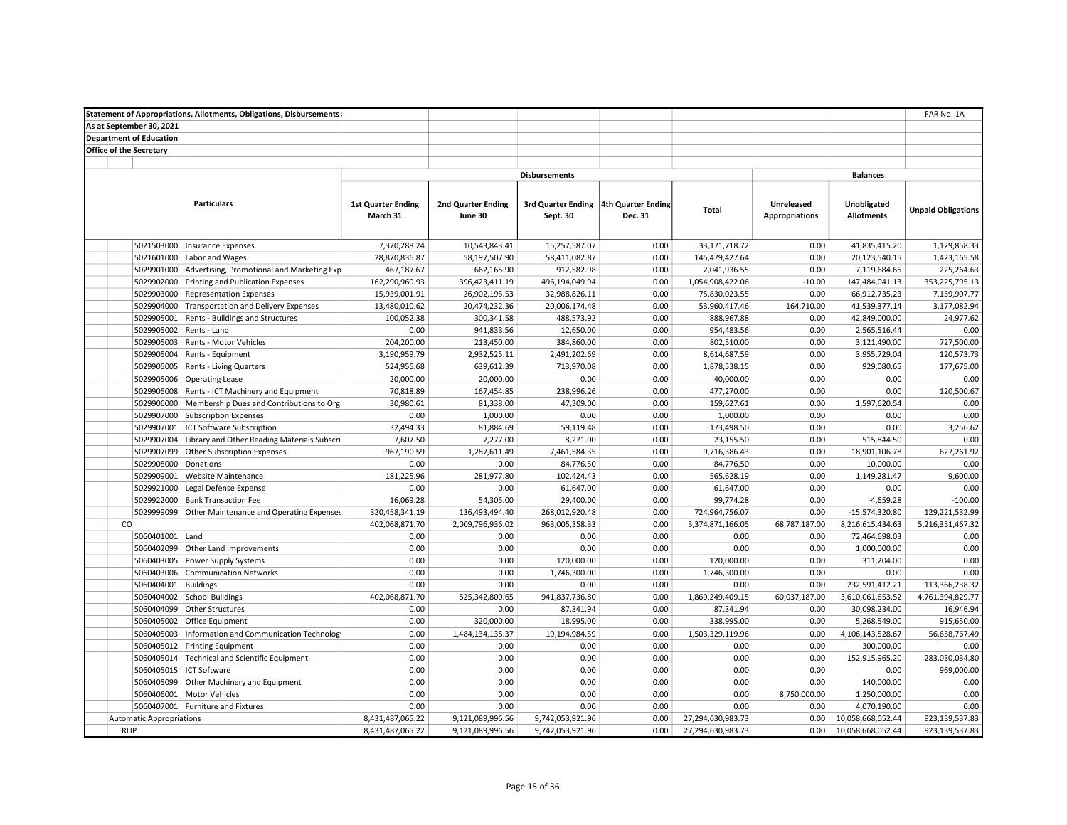| Statement of Appropriations, Allotments, Obligations, Disbursements | | | | | | | | | | FAR No. 1A |
|---|---|---|---|---|---|---|---|---|---|---|
| As at September 30, 2021 | | | | | | | | | | |
| Department of Education | | | | | | | | | | |
| Office of the Secretary | | | | | | | | | | |
| | | Disbursements | | | | | Balances | | | |
| Particulars | | 1st Quarter Ending March 31 | 2nd Quarter Ending June 30 | 3rd Quarter Ending Sept. 30 | 4th Quarter Ending Dec. 31 | Total | Unreleased Appropriations | Unobligated Allotments | Unpaid Obligations | |
| 5021503000 | Insurance Expenses | 7,370,288.24 | 10,543,843.41 | 15,257,587.07 | 0.00 | 33,171,718.72 | 0.00 | 41,835,415.20 | 1,129,858.33 | |
| 5021601000 | Labor and Wages | 28,870,836.87 | 58,197,507.90 | 58,411,082.87 | 0.00 | 145,479,427.64 | 0.00 | 20,123,540.15 | 1,423,165.58 | |
| 5029901000 | Advertising, Promotional and Marketing Exp | 467,187.67 | 662,165.90 | 912,582.98 | 0.00 | 2,041,936.55 | 0.00 | 7,119,684.65 | 225,264.63 | |
| 5029902000 | Printing and Publication Expenses | 162,290,960.93 | 396,423,411.19 | 496,194,049.94 | 0.00 | 1,054,908,422.06 | -10.00 | 147,484,041.13 | 353,225,795.13 | |
| 5029903000 | Representation Expenses | 15,939,001.91 | 26,902,195.53 | 32,988,826.11 | 0.00 | 75,830,023.55 | 0.00 | 66,912,735.23 | 7,159,907.77 | |
| 5029904000 | Transportation and Delivery Expenses | 13,480,010.62 | 20,474,232.36 | 20,006,174.48 | 0.00 | 53,960,417.46 | 164,710.00 | 41,539,377.14 | 3,177,082.94 | |
| 5029905001 | Rents - Buildings and Structures | 100,052.38 | 300,341.58 | 488,573.92 | 0.00 | 888,967.88 | 0.00 | 42,849,000.00 | 24,977.62 | |
| 5029905002 | Rents - Land | 0.00 | 941,833.56 | 12,650.00 | 0.00 | 954,483.56 | 0.00 | 2,565,516.44 | 0.00 | |
| 5029905003 | Rents - Motor Vehicles | 204,200.00 | 213,450.00 | 384,860.00 | 0.00 | 802,510.00 | 0.00 | 3,121,490.00 | 727,500.00 | |
| 5029905004 | Rents - Equipment | 3,190,959.79 | 2,932,525.11 | 2,491,202.69 | 0.00 | 8,614,687.59 | 0.00 | 3,955,729.04 | 120,573.73 | |
| 5029905005 | Rents - Living Quarters | 524,955.68 | 639,612.39 | 713,970.08 | 0.00 | 1,878,538.15 | 0.00 | 929,080.65 | 177,675.00 | |
| 5029905006 | Operating Lease | 20,000.00 | 20,000.00 | 0.00 | 0.00 | 40,000.00 | 0.00 | 0.00 | 0.00 | |
| 5029905008 | Rents - ICT Machinery and Equipment | 70,818.89 | 167,454.85 | 238,996.26 | 0.00 | 477,270.00 | 0.00 | 0.00 | 120,500.67 | |
| 5029906000 | Membership Dues and Contributions to Org | 30,980.61 | 81,338.00 | 47,309.00 | 0.00 | 159,627.61 | 0.00 | 1,597,620.54 | 0.00 | |
| 5029907000 | Subscription Expenses | 0.00 | 1,000.00 | 0.00 | 0.00 | 1,000.00 | 0.00 | 0.00 | 0.00 | |
| 5029907001 | ICT Software Subscription | 32,494.33 | 81,884.69 | 59,119.48 | 0.00 | 173,498.50 | 0.00 | 0.00 | 3,256.62 | |
| 5029907004 | Library and Other Reading Materials Subscri | 7,607.50 | 7,277.00 | 8,271.00 | 0.00 | 23,155.50 | 0.00 | 515,844.50 | 0.00 | |
| 5029907099 | Other Subscription Expenses | 967,190.59 | 1,287,611.49 | 7,461,584.35 | 0.00 | 9,716,386.43 | 0.00 | 18,901,106.78 | 627,261.92 | |
| 5029908000 | Donations | 0.00 | 0.00 | 84,776.50 | 0.00 | 84,776.50 | 0.00 | 10,000.00 | 0.00 | |
| 5029909001 | Website Maintenance | 181,225.96 | 281,977.80 | 102,424.43 | 0.00 | 565,628.19 | 0.00 | 1,149,281.47 | 9,600.00 | |
| 5029921000 | Legal Defense Expense | 0.00 | 0.00 | 61,647.00 | 0.00 | 61,647.00 | 0.00 | 0.00 | 0.00 | |
| 5029922000 | Bank Transaction Fee | 16,069.28 | 54,305.00 | 29,400.00 | 0.00 | 99,774.28 | 0.00 | -4,659.28 | -100.00 | |
| 5029999099 | Other Maintenance and Operating Expenses | 320,458,341.19 | 136,493,494.40 | 268,012,920.48 | 0.00 | 724,964,756.07 | 0.00 | -15,574,320.80 | 129,221,532.99 | |
| CO | | 402,068,871.70 | 2,009,796,936.02 | 963,005,358.33 | 0.00 | 3,374,871,166.05 | 68,787,187.00 | 8,216,615,434.63 | 5,216,351,467.32 | |
| 5060401001 | Land | 0.00 | 0.00 | 0.00 | 0.00 | 0.00 | 0.00 | 72,464,698.03 | 0.00 | |
| 5060402099 | Other Land Improvements | 0.00 | 0.00 | 0.00 | 0.00 | 0.00 | 0.00 | 1,000,000.00 | 0.00 | |
| 5060403005 | Power Supply Systems | 0.00 | 0.00 | 120,000.00 | 0.00 | 120,000.00 | 0.00 | 311,204.00 | 0.00 | |
| 5060403006 | Communication Networks | 0.00 | 0.00 | 1,746,300.00 | 0.00 | 1,746,300.00 | 0.00 | 0.00 | 0.00 | |
| 5060404001 | Buildings | 0.00 | 0.00 | 0.00 | 0.00 | 0.00 | 0.00 | 232,591,412.21 | 113,366,238.32 | |
| 5060404002 | School Buildings | 402,068,871.70 | 525,342,800.65 | 941,837,736.80 | 0.00 | 1,869,249,409.15 | 60,037,187.00 | 3,610,061,653.52 | 4,761,394,829.77 | |
| 5060404099 | Other Structures | 0.00 | 0.00 | 87,341.94 | 0.00 | 87,341.94 | 0.00 | 30,098,234.00 | 16,946.94 | |
| 5060405002 | Office Equipment | 0.00 | 320,000.00 | 18,995.00 | 0.00 | 338,995.00 | 0.00 | 5,268,549.00 | 915,650.00 | |
| 5060405003 | Information and Communication Technolog | 0.00 | 1,484,134,135.37 | 19,194,984.59 | 0.00 | 1,503,329,119.96 | 0.00 | 4,106,143,528.67 | 56,658,767.49 | |
| 5060405012 | Printing Equipment | 0.00 | 0.00 | 0.00 | 0.00 | 0.00 | 0.00 | 300,000.00 | 0.00 | |
| 5060405014 | Technical and Scientific Equipment | 0.00 | 0.00 | 0.00 | 0.00 | 0.00 | 0.00 | 152,915,965.20 | 283,030,034.80 | |
| 5060405015 | ICT Software | 0.00 | 0.00 | 0.00 | 0.00 | 0.00 | 0.00 | 0.00 | 969,000.00 | |
| 5060405099 | Other Machinery and Equipment | 0.00 | 0.00 | 0.00 | 0.00 | 0.00 | 0.00 | 140,000.00 | 0.00 | |
| 5060406001 | Motor Vehicles | 0.00 | 0.00 | 0.00 | 0.00 | 0.00 | 8,750,000.00 | 1,250,000.00 | 0.00 | |
| 5060407001 | Furniture and Fixtures | 0.00 | 0.00 | 0.00 | 0.00 | 0.00 | 0.00 | 4,070,190.00 | 0.00 | |
| Automatic Appropriations | | 8,431,487,065.22 | 9,121,089,996.56 | 9,742,053,921.96 | 0.00 | 27,294,630,983.73 | 0.00 | 10,058,668,052.44 | 923,139,537.83 | |
| RLIP | | 8,431,487,065.22 | 9,121,089,996.56 | 9,742,053,921.96 | 0.00 | 27,294,630,983.73 | 0.00 | 10,058,668,052.44 | 923,139,537.83 | |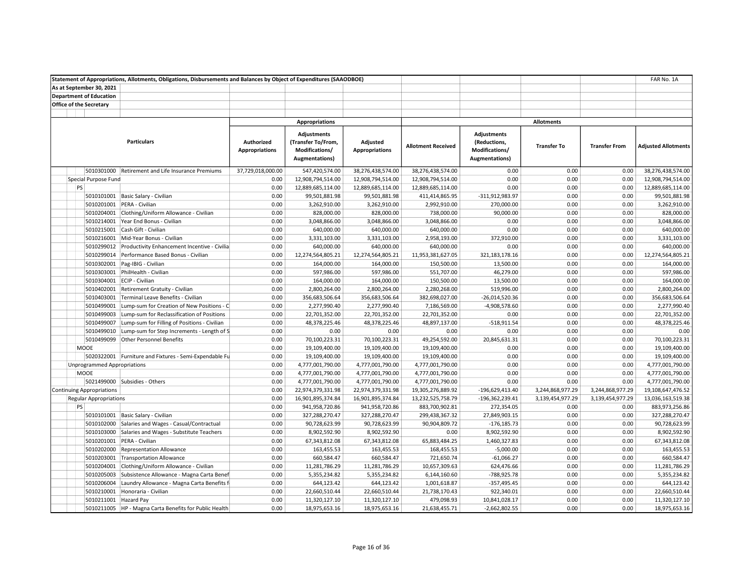Statement of Appropriations, Allotments, Obligations, Disbursements and Balances by Object of Expenditures (SAAODBOE) — FAR No. 1A

As at September 30, 2021

Department of Education

Office of the Secretary

| Particulars | | Appropriations | | | Allotments | | | | |
|---|---|---|---|---|---|---|---|---|---|
| | | Authorized Appropriations | Adjustments (Transfer To/From, Modifications/ Augmentations) | Adjusted Appropriations | Allotment Received | Adjustments (Reductions, Modifications/ Augmentations) | Transfer To | Transfer From | Adjusted Allotments |
| 5010301000 | Retirement and Life Insurance Premiums | 37,729,018,000.00 | 547,420,574.00 | 38,276,438,574.00 | 38,276,438,574.00 | 0.00 | 0.00 | 0.00 | 38,276,438,574.00 |
| Special Purpose Fund | | 0.00 | 12,908,794,514.00 | 12,908,794,514.00 | 12,908,794,514.00 | 0.00 | 0.00 | 0.00 | 12,908,794,514.00 |
| PS | | 0.00 | 12,889,685,114.00 | 12,889,685,114.00 | 12,889,685,114.00 | 0.00 | 0.00 | 0.00 | 12,889,685,114.00 |
| 5010101001 | Basic Salary - Civilian | 0.00 | 99,501,881.98 | 99,501,881.98 | 411,414,865.95 | -311,912,983.97 | 0.00 | 0.00 | 99,501,881.98 |
| 5010201001 | PERA - Civilian | 0.00 | 3,262,910.00 | 3,262,910.00 | 2,992,910.00 | 270,000.00 | 0.00 | 0.00 | 3,262,910.00 |
| 5010204001 | Clothing/Uniform Allowance - Civilian | 0.00 | 828,000.00 | 828,000.00 | 738,000.00 | 90,000.00 | 0.00 | 0.00 | 828,000.00 |
| 5010214001 | Year End Bonus - Civilian | 0.00 | 3,048,866.00 | 3,048,866.00 | 3,048,866.00 | 0.00 | 0.00 | 0.00 | 3,048,866.00 |
| 5010215001 | Cash Gift - Civilian | 0.00 | 640,000.00 | 640,000.00 | 640,000.00 | 0.00 | 0.00 | 0.00 | 640,000.00 |
| 5010216001 | Mid-Year Bonus - Civilian | 0.00 | 3,331,103.00 | 3,331,103.00 | 2,958,193.00 | 372,910.00 | 0.00 | 0.00 | 3,331,103.00 |
| 5010299012 | Productivity Enhancement Incentive - Civilia | 0.00 | 640,000.00 | 640,000.00 | 640,000.00 | 0.00 | 0.00 | 0.00 | 640,000.00 |
| 5010299014 | Performance Based Bonus - Civilian | 0.00 | 12,274,564,805.21 | 12,274,564,805.21 | 11,953,381,627.05 | 321,183,178.16 | 0.00 | 0.00 | 12,274,564,805.21 |
| 5010302001 | Pag-IBIG - Civilian | 0.00 | 164,000.00 | 164,000.00 | 150,500.00 | 13,500.00 | 0.00 | 0.00 | 164,000.00 |
| 5010303001 | PhilHealth - Civilian | 0.00 | 597,986.00 | 597,986.00 | 551,707.00 | 46,279.00 | 0.00 | 0.00 | 597,986.00 |
| 5010304001 | ECIP - Civilian | 0.00 | 164,000.00 | 164,000.00 | 150,500.00 | 13,500.00 | 0.00 | 0.00 | 164,000.00 |
| 5010402001 | Retirement Gratuity - Civilian | 0.00 | 2,800,264.00 | 2,800,264.00 | 2,280,268.00 | 519,996.00 | 0.00 | 0.00 | 2,800,264.00 |
| 5010403001 | Terminal Leave Benefits - Civilian | 0.00 | 356,683,506.64 | 356,683,506.64 | 382,698,027.00 | -26,014,520.36 | 0.00 | 0.00 | 356,683,506.64 |
| 5010499001 | Lump-sum for Creation of New Positions - C | 0.00 | 2,277,990.40 | 2,277,990.40 | 7,186,569.00 | -4,908,578.60 | 0.00 | 0.00 | 2,277,990.40 |
| 5010499003 | Lump-sum for Reclassification of Positions | 0.00 | 22,701,352.00 | 22,701,352.00 | 22,701,352.00 | 0.00 | 0.00 | 0.00 | 22,701,352.00 |
| 5010499007 | Lump-sum for Filling of Positions - Civilian | 0.00 | 48,378,225.46 | 48,378,225.46 | 48,897,137.00 | -518,911.54 | 0.00 | 0.00 | 48,378,225.46 |
| 5010499010 | Lump-sum for Step Increments - Length of S | 0.00 | 0.00 | 0.00 | 0.00 | 0.00 | 0.00 | 0.00 | 0.00 |
| 5010499099 | Other Personnel Benefits | 0.00 | 70,100,223.31 | 70,100,223.31 | 49,254,592.00 | 20,845,631.31 | 0.00 | 0.00 | 70,100,223.31 |
| MOOE | | 0.00 | 19,109,400.00 | 19,109,400.00 | 19,109,400.00 | 0.00 | 0.00 | 0.00 | 19,109,400.00 |
| 5020322001 | Furniture and Fixtures - Semi-Expendable Fu | 0.00 | 19,109,400.00 | 19,109,400.00 | 19,109,400.00 | 0.00 | 0.00 | 0.00 | 19,109,400.00 |
| Unprogrammed Appropriations | | 0.00 | 4,777,001,790.00 | 4,777,001,790.00 | 4,777,001,790.00 | 0.00 | 0.00 | 0.00 | 4,777,001,790.00 |
| MOOE | | 0.00 | 4,777,001,790.00 | 4,777,001,790.00 | 4,777,001,790.00 | 0.00 | 0.00 | 0.00 | 4,777,001,790.00 |
| 5021499000 | Subsidies - Others | 0.00 | 4,777,001,790.00 | 4,777,001,790.00 | 4,777,001,790.00 | 0.00 | 0.00 | 0.00 | 4,777,001,790.00 |
| Continuing Appropriations | | 0.00 | 22,974,379,331.98 | 22,974,379,331.98 | 19,305,276,889.92 | -196,629,413.40 | 3,244,868,977.29 | 3,244,868,977.29 | 19,108,647,476.52 |
| Regular Appropriations | | 0.00 | 16,901,895,374.84 | 16,901,895,374.84 | 13,232,525,758.79 | -196,362,239.41 | 3,139,454,977.29 | 3,139,454,977.29 | 13,036,163,519.38 |
| PS | | 0.00 | 941,958,720.86 | 941,958,720.86 | 883,700,902.81 | 272,354.05 | 0.00 | 0.00 | 883,973,256.86 |
| 5010101001 | Basic Salary - Civilian | 0.00 | 327,288,270.47 | 327,288,270.47 | 299,438,367.32 | 27,849,903.15 | 0.00 | 0.00 | 327,288,270.47 |
| 5010102000 | Salaries and Wages - Casual/Contractual | 0.00 | 90,728,623.99 | 90,728,623.99 | 90,904,809.72 | -176,185.73 | 0.00 | 0.00 | 90,728,623.99 |
| 5010103000 | Salaries and Wages - Substitute Teachers | 0.00 | 8,902,592.90 | 8,902,592.90 | 0.00 | 8,902,592.90 | 0.00 | 0.00 | 8,902,592.90 |
| 5010201001 | PERA - Civilian | 0.00 | 67,343,812.08 | 67,343,812.08 | 65,883,484.25 | 1,460,327.83 | 0.00 | 0.00 | 67,343,812.08 |
| 5010202000 | Representation Allowance | 0.00 | 163,455.53 | 163,455.53 | 168,455.53 | -5,000.00 | 0.00 | 0.00 | 163,455.53 |
| 5010203001 | Transportation Allowance | 0.00 | 660,584.47 | 660,584.47 | 721,650.74 | -61,066.27 | 0.00 | 0.00 | 660,584.47 |
| 5010204001 | Clothing/Uniform Allowance - Civilian | 0.00 | 11,281,786.29 | 11,281,786.29 | 10,657,309.63 | 624,476.66 | 0.00 | 0.00 | 11,281,786.29 |
| 5010205003 | Subsistence Allowance - Magna Carta Benef | 0.00 | 5,355,234.82 | 5,355,234.82 | 6,144,160.60 | -788,925.78 | 0.00 | 0.00 | 5,355,234.82 |
| 5010206004 | Laundry Allowance - Magna Carta Benefits f | 0.00 | 644,123.42 | 644,123.42 | 1,001,618.87 | -357,495.45 | 0.00 | 0.00 | 644,123.42 |
| 5010210001 | Honoraria - Civilian | 0.00 | 22,660,510.44 | 22,660,510.44 | 21,738,170.43 | 922,340.01 | 0.00 | 0.00 | 22,660,510.44 |
| 5010211001 | Hazard Pay | 0.00 | 11,320,127.10 | 11,320,127.10 | 479,098.93 | 10,841,028.17 | 0.00 | 0.00 | 11,320,127.10 |
| 5010211005 | HP - Magna Carta Benefits for Public Health | 0.00 | 18,975,653.16 | 18,975,653.16 | 21,638,455.71 | -2,662,802.55 | 0.00 | 0.00 | 18,975,653.16 |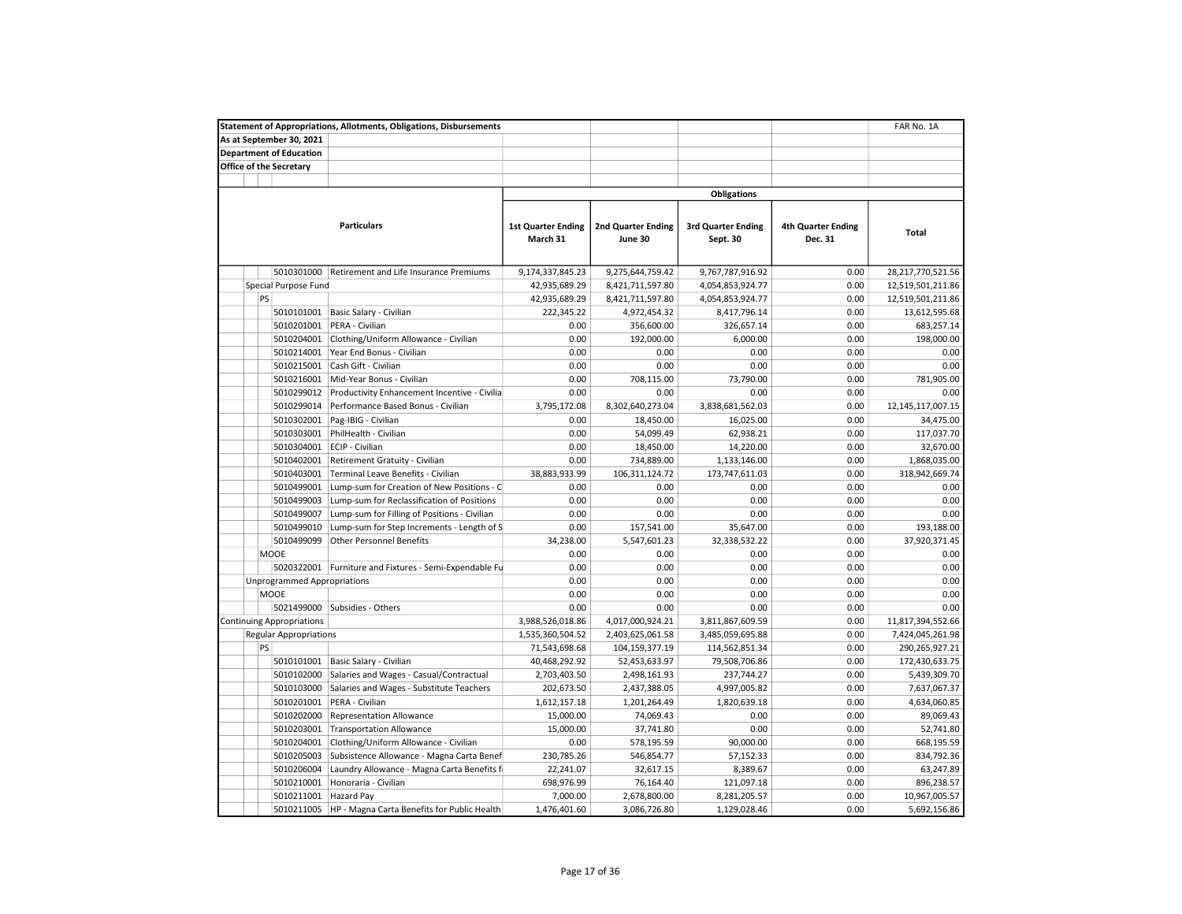**Statement of Appropriations, Allotments, Obligations, Disbursements** FAR No. 1A

**As at September 30, 2021**

**Department of Education**

**Office of the Secretary**

| Particulars | | Obligations | | | | |
|---|---|---|---|---|---|---|
| | | 1st Quarter Ending March 31 | 2nd Quarter Ending June 30 | 3rd Quarter Ending Sept. 30 | 4th Quarter Ending Dec. 31 | Total |
| 5010301000 | Retirement and Life Insurance Premiums | 9,174,337,845.23 | 9,275,644,759.42 | 9,767,787,916.92 | 0.00 | 28,217,770,521.56 |
| Special Purpose Fund | | 42,935,689.29 | 8,421,711,597.80 | 4,054,853,924.77 | 0.00 | 12,519,501,211.86 |
| PS | | 42,935,689.29 | 8,421,711,597.80 | 4,054,853,924.77 | 0.00 | 12,519,501,211.86 |
| 5010101001 | Basic Salary - Civilian | 222,345.22 | 4,972,454.32 | 8,417,796.14 | 0.00 | 13,612,595.68 |
| 5010201001 | PERA - Civilian | 0.00 | 356,600.00 | 326,657.14 | 0.00 | 683,257.14 |
| 5010204001 | Clothing/Uniform Allowance - Civilian | 0.00 | 192,000.00 | 6,000.00 | 0.00 | 198,000.00 |
| 5010214001 | Year End Bonus - Civilian | 0.00 | 0.00 | 0.00 | 0.00 | 0.00 |
| 5010215001 | Cash Gift - Civilian | 0.00 | 0.00 | 0.00 | 0.00 | 0.00 |
| 5010216001 | Mid-Year Bonus - Civilian | 0.00 | 708,115.00 | 73,790.00 | 0.00 | 781,905.00 |
| 5010299012 | Productivity Enhancement Incentive - Civilia | 0.00 | 0.00 | 0.00 | 0.00 | 0.00 |
| 5010299014 | Performance Based Bonus - Civilian | 3,795,172.08 | 8,302,640,273.04 | 3,838,681,562.03 | 0.00 | 12,145,117,007.15 |
| 5010302001 | Pag-IBIG - Civilian | 0.00 | 18,450.00 | 16,025.00 | 0.00 | 34,475.00 |
| 5010303001 | PhilHealth - Civilian | 0.00 | 54,099.49 | 62,938.21 | 0.00 | 117,037.70 |
| 5010304001 | ECIP - Civilian | 0.00 | 18,450.00 | 14,220.00 | 0.00 | 32,670.00 |
| 5010402001 | Retirement Gratuity - Civilian | 0.00 | 734,889.00 | 1,133,146.00 | 0.00 | 1,868,035.00 |
| 5010403001 | Terminal Leave Benefits - Civilian | 38,883,933.99 | 106,311,124.72 | 173,747,611.03 | 0.00 | 318,942,669.74 |
| 5010499001 | Lump-sum for Creation of New Positions - C | 0.00 | 0.00 | 0.00 | 0.00 | 0.00 |
| 5010499003 | Lump-sum for Reclassification of Positions | 0.00 | 0.00 | 0.00 | 0.00 | 0.00 |
| 5010499007 | Lump-sum for Filling of Positions - Civilian | 0.00 | 0.00 | 0.00 | 0.00 | 0.00 |
| 5010499010 | Lump-sum for Step Increments - Length of S | 0.00 | 157,541.00 | 35,647.00 | 0.00 | 193,188.00 |
| 5010499099 | Other Personnel Benefits | 34,238.00 | 5,547,601.23 | 32,338,532.22 | 0.00 | 37,920,371.45 |
| MOOE | | 0.00 | 0.00 | 0.00 | 0.00 | 0.00 |
| 5020322001 | Furniture and Fixtures - Semi-Expendable Fu | 0.00 | 0.00 | 0.00 | 0.00 | 0.00 |
| Unprogrammed Appropriations | | 0.00 | 0.00 | 0.00 | 0.00 | 0.00 |
| MOOE | | 0.00 | 0.00 | 0.00 | 0.00 | 0.00 |
| 5021499000 | Subsidies - Others | 0.00 | 0.00 | 0.00 | 0.00 | 0.00 |
| Continuing Appropriations | | 3,988,526,018.86 | 4,017,000,924.21 | 3,811,867,609.59 | 0.00 | 11,817,394,552.66 |
| Regular Appropriations | | 1,535,360,504.52 | 2,403,625,061.58 | 3,485,059,695.88 | 0.00 | 7,424,045,261.98 |
| PS | | 71,543,698.68 | 104,159,377.19 | 114,562,851.34 | 0.00 | 290,265,927.21 |
| 5010101001 | Basic Salary - Civilian | 40,468,292.92 | 52,453,633.97 | 79,508,706.86 | 0.00 | 172,430,633.75 |
| 5010102000 | Salaries and Wages - Casual/Contractual | 2,703,403.50 | 2,498,161.93 | 237,744.27 | 0.00 | 5,439,309.70 |
| 5010103000 | Salaries and Wages - Substitute Teachers | 202,673.50 | 2,437,388.05 | 4,997,005.82 | 0.00 | 7,637,067.37 |
| 5010201001 | PERA - Civilian | 1,612,157.18 | 1,201,264.49 | 1,820,639.18 | 0.00 | 4,634,060.85 |
| 5010202000 | Representation Allowance | 15,000.00 | 74,069.43 | 0.00 | 0.00 | 89,069.43 |
| 5010203001 | Transportation Allowance | 15,000.00 | 37,741.80 | 0.00 | 0.00 | 52,741.80 |
| 5010204001 | Clothing/Uniform Allowance - Civilian | 0.00 | 578,195.59 | 90,000.00 | 0.00 | 668,195.59 |
| 5010205003 | Subsistence Allowance - Magna Carta Benef | 230,785.26 | 546,854.77 | 57,152.33 | 0.00 | 834,792.36 |
| 5010206004 | Laundry Allowance - Magna Carta Benefits f | 22,241.07 | 32,617.15 | 8,389.67 | 0.00 | 63,247.89 |
| 5010210001 | Honoraria - Civilian | 698,976.99 | 76,164.40 | 121,097.18 | 0.00 | 896,238.57 |
| 5010211001 | Hazard Pay | 7,000.00 | 2,678,800.00 | 8,281,205.57 | 0.00 | 10,967,005.57 |
| 5010211005 | HP - Magna Carta Benefits for Public Health | 1,476,401.60 | 3,086,726.80 | 1,129,028.46 | 0.00 | 5,692,156.86 |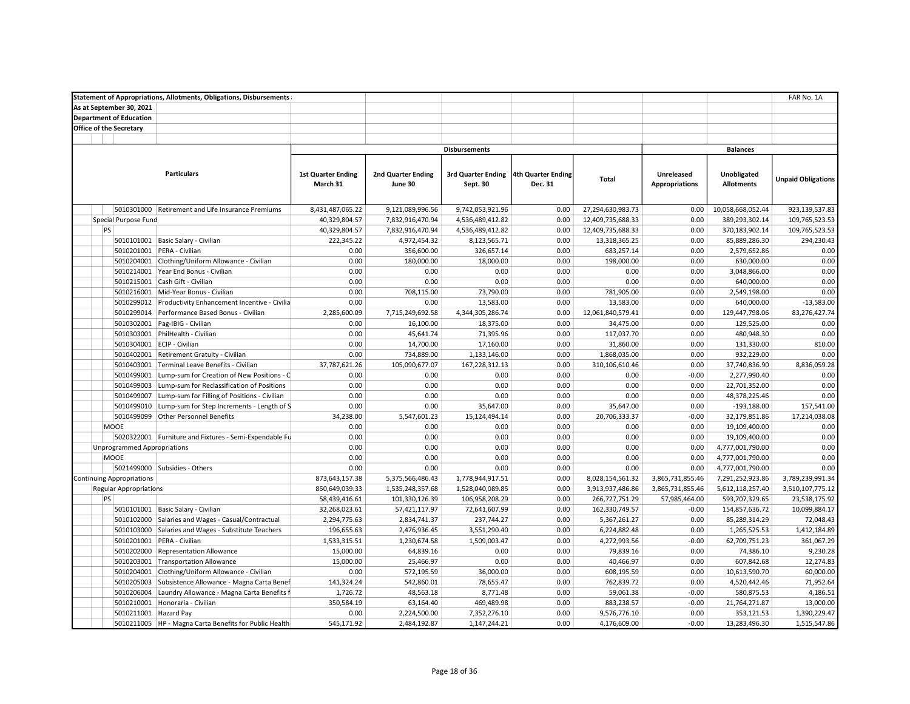| Statement of Appropriations, Allotments, Obligations, Disbursements | | | | | | | | | FAR No. 1A |
|---|---|---|---|---|---|---|---|---|---|
| As at September 30, 2021 | | | | | | | | | |
| Department of Education | | | | | | | | | |
| Office of the Secretary | | | | | | | | | |
| | Disbursements | | | | | Balances | | | |
| Particulars | 1st Quarter Ending March 31 | 2nd Quarter Ending June 30 | 3rd Quarter Ending Sept. 30 | 4th Quarter Ending Dec. 31 | Total | Unreleased Appropriations | Unobligated Allotments | Unpaid Obligations | |
| 5010301000 Retirement and Life Insurance Premiums | 8,431,487,065.22 | 9,121,089,996.56 | 9,742,053,921.96 | 0.00 | 27,294,630,983.73 | 0.00 | 10,058,668,052.44 | 923,139,537.83 | |
| Special Purpose Fund | 40,329,804.57 | 7,832,916,470.94 | 4,536,489,412.82 | 0.00 | 12,409,735,688.33 | 0.00 | 389,293,302.14 | 109,765,523.53 | |
| PS | 40,329,804.57 | 7,832,916,470.94 | 4,536,489,412.82 | 0.00 | 12,409,735,688.33 | 0.00 | 370,183,902.14 | 109,765,523.53 | |
| 5010101001 Basic Salary - Civilian | 222,345.22 | 4,972,454.32 | 8,123,565.71 | 0.00 | 13,318,365.25 | 0.00 | 85,889,286.30 | 294,230.43 | |
| 5010201001 PERA - Civilian | 0.00 | 356,600.00 | 326,657.14 | 0.00 | 683,257.14 | 0.00 | 2,579,652.86 | 0.00 | |
| 5010204001 Clothing/Uniform Allowance - Civilian | 0.00 | 180,000.00 | 18,000.00 | 0.00 | 198,000.00 | 0.00 | 630,000.00 | 0.00 | |
| 5010214001 Year End Bonus - Civilian | 0.00 | 0.00 | 0.00 | 0.00 | 0.00 | 0.00 | 3,048,866.00 | 0.00 | |
| 5010215001 Cash Gift - Civilian | 0.00 | 0.00 | 0.00 | 0.00 | 0.00 | 0.00 | 640,000.00 | 0.00 | |
| 5010216001 Mid-Year Bonus - Civilian | 0.00 | 708,115.00 | 73,790.00 | 0.00 | 781,905.00 | 0.00 | 2,549,198.00 | 0.00 | |
| 5010299012 Productivity Enhancement Incentive - Civilia | 0.00 | 0.00 | 13,583.00 | 0.00 | 13,583.00 | 0.00 | 640,000.00 | -13,583.00 | |
| 5010299014 Performance Based Bonus - Civilian | 2,285,600.09 | 7,715,249,692.58 | 4,344,305,286.74 | 0.00 | 12,061,840,579.41 | 0.00 | 129,447,798.06 | 83,276,427.74 | |
| 5010302001 Pag-IBIG - Civilian | 0.00 | 16,100.00 | 18,375.00 | 0.00 | 34,475.00 | 0.00 | 129,525.00 | 0.00 | |
| 5010303001 PhilHealth - Civilian | 0.00 | 45,641.74 | 71,395.96 | 0.00 | 117,037.70 | 0.00 | 480,948.30 | 0.00 | |
| 5010304001 ECIP - Civilian | 0.00 | 14,700.00 | 17,160.00 | 0.00 | 31,860.00 | 0.00 | 131,330.00 | 810.00 | |
| 5010402001 Retirement Gratuity - Civilian | 0.00 | 734,889.00 | 1,133,146.00 | 0.00 | 1,868,035.00 | 0.00 | 932,229.00 | 0.00 | |
| 5010403001 Terminal Leave Benefits - Civilian | 37,787,621.26 | 105,090,677.07 | 167,228,312.13 | 0.00 | 310,106,610.46 | 0.00 | 37,740,836.90 | 8,836,059.28 | |
| 5010499001 Lump-sum for Creation of New Positions - C | 0.00 | 0.00 | 0.00 | 0.00 | 0.00 | -0.00 | 2,277,990.40 | 0.00 | |
| 5010499003 Lump-sum for Reclassification of Positions | 0.00 | 0.00 | 0.00 | 0.00 | 0.00 | 0.00 | 22,701,352.00 | 0.00 | |
| 5010499007 Lump-sum for Filling of Positions - Civilian | 0.00 | 0.00 | 0.00 | 0.00 | 0.00 | 0.00 | 48,378,225.46 | 0.00 | |
| 5010499010 Lump-sum for Step Increments - Length of S | 0.00 | 0.00 | 35,647.00 | 0.00 | 35,647.00 | 0.00 | -193,188.00 | 157,541.00 | |
| 5010499099 Other Personnel Benefits | 34,238.00 | 5,547,601.23 | 15,124,494.14 | 0.00 | 20,706,333.37 | -0.00 | 32,179,851.86 | 17,214,038.08 | |
| MOOE | 0.00 | 0.00 | 0.00 | 0.00 | 0.00 | 0.00 | 19,109,400.00 | 0.00 | |
| 5020322001 Furniture and Fixtures - Semi-Expendable Fu | 0.00 | 0.00 | 0.00 | 0.00 | 0.00 | 0.00 | 19,109,400.00 | 0.00 | |
| Unprogrammed Appropriations | 0.00 | 0.00 | 0.00 | 0.00 | 0.00 | 0.00 | 4,777,001,790.00 | 0.00 | |
| MOOE | 0.00 | 0.00 | 0.00 | 0.00 | 0.00 | 0.00 | 4,777,001,790.00 | 0.00 | |
| 5021499000 Subsidies - Others | 0.00 | 0.00 | 0.00 | 0.00 | 0.00 | 0.00 | 4,777,001,790.00 | 0.00 | |
| Continuing Appropriations | 873,643,157.38 | 5,375,566,486.43 | 1,778,944,917.51 | 0.00 | 8,028,154,561.32 | 3,865,731,855.46 | 7,291,252,923.86 | 3,789,239,991.34 | |
| Regular Appropriations | 850,649,039.33 | 1,535,248,357.68 | 1,528,040,089.85 | 0.00 | 3,913,937,486.86 | 3,865,731,855.46 | 5,612,118,257.40 | 3,510,107,775.12 | |
| PS | 58,439,416.61 | 101,330,126.39 | 106,958,208.29 | 0.00 | 266,727,751.29 | 57,985,464.00 | 593,707,329.65 | 23,538,175.92 | |
| 5010101001 Basic Salary - Civilian | 32,268,023.61 | 57,421,117.97 | 72,641,607.99 | 0.00 | 162,330,749.57 | -0.00 | 154,857,636.72 | 10,099,884.17 | |
| 5010102000 Salaries and Wages - Casual/Contractual | 2,294,775.63 | 2,834,741.37 | 237,744.27 | 0.00 | 5,367,261.27 | 0.00 | 85,289,314.29 | 72,048.43 | |
| 5010103000 Salaries and Wages - Substitute Teachers | 196,655.63 | 2,476,936.45 | 3,551,290.40 | 0.00 | 6,224,882.48 | 0.00 | 1,265,525.53 | 1,412,184.89 | |
| 5010201001 PERA - Civilian | 1,533,315.51 | 1,230,674.58 | 1,509,003.47 | 0.00 | 4,272,993.56 | -0.00 | 62,709,751.23 | 361,067.29 | |
| 5010202000 Representation Allowance | 15,000.00 | 64,839.16 | 0.00 | 0.00 | 79,839.16 | 0.00 | 74,386.10 | 9,230.28 | |
| 5010203001 Transportation Allowance | 15,000.00 | 25,466.97 | 0.00 | 0.00 | 40,466.97 | 0.00 | 607,842.68 | 12,274.83 | |
| 5010204001 Clothing/Uniform Allowance - Civilian | 0.00 | 572,195.59 | 36,000.00 | 0.00 | 608,195.59 | 0.00 | 10,613,590.70 | 60,000.00 | |
| 5010205003 Subsistence Allowance - Magna Carta Benef | 141,324.24 | 542,860.01 | 78,655.47 | 0.00 | 762,839.72 | 0.00 | 4,520,442.46 | 71,952.64 | |
| 5010206004 Laundry Allowance - Magna Carta Benefits f | 1,726.72 | 48,563.18 | 8,771.48 | 0.00 | 59,061.38 | -0.00 | 580,875.53 | 4,186.51 | |
| 5010210001 Honoraria - Civilian | 350,584.19 | 63,164.40 | 469,489.98 | 0.00 | 883,238.57 | -0.00 | 21,764,271.87 | 13,000.00 | |
| 5010211001 Hazard Pay | 0.00 | 2,224,500.00 | 7,352,276.10 | 0.00 | 9,576,776.10 | 0.00 | 353,121.53 | 1,390,229.47 | |
| 5010211005 HP - Magna Carta Benefits for Public Health | 545,171.92 | 2,484,192.87 | 1,147,244.21 | 0.00 | 4,176,609.00 | -0.00 | 13,283,496.30 | 1,515,547.86 | |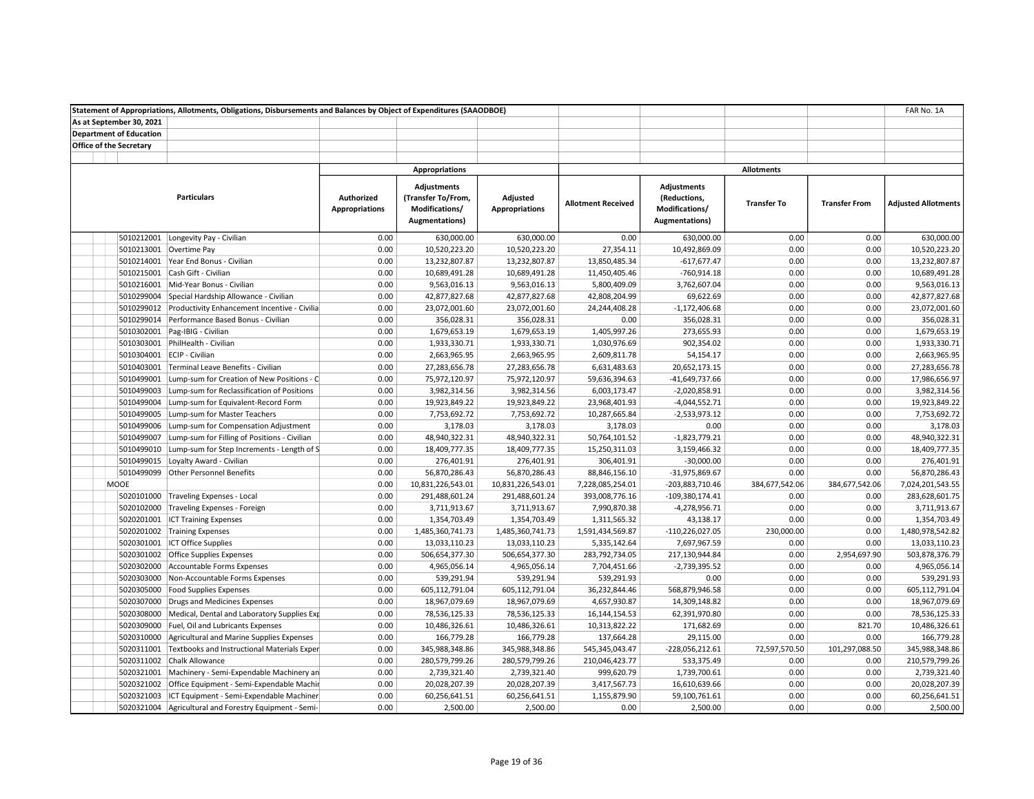Statement of Appropriations, Allotments, Obligations, Disbursements and Balances by Object of Expenditures (SAAODBOE)

FAR No. 1A

As at September 30, 2021

Department of Education

Office of the Secretary

| | Particulars | Appropriations | | | Allotments | | | | |
|---|---|---|---|---|---|---|---|---|---|
| | | Authorized Appropriations | Adjustments (Transfer To/From, Modifications/ Augmentations) | Adjusted Appropriations | Allotment Received | Adjustments (Reductions, Modifications/ Augmentations) | Transfer To | Transfer From | Adjusted Allotments |
| 5010212001 | Longevity Pay - Civilian | 0.00 | 630,000.00 | 630,000.00 | 0.00 | 630,000.00 | 0.00 | 0.00 | 630,000.00 |
| 5010213001 | Overtime Pay | 0.00 | 10,520,223.20 | 10,520,223.20 | 27,354.11 | 10,492,869.09 | 0.00 | 0.00 | 10,520,223.20 |
| 5010214001 | Year End Bonus - Civilian | 0.00 | 13,232,807.87 | 13,232,807.87 | 13,850,485.34 | -617,677.47 | 0.00 | 0.00 | 13,232,807.87 |
| 5010215001 | Cash Gift - Civilian | 0.00 | 10,689,491.28 | 10,689,491.28 | 11,450,405.46 | -760,914.18 | 0.00 | 0.00 | 10,689,491.28 |
| 5010216001 | Mid-Year Bonus - Civilian | 0.00 | 9,563,016.13 | 9,563,016.13 | 5,800,409.09 | 3,762,607.04 | 0.00 | 0.00 | 9,563,016.13 |
| 5010299004 | Special Hardship Allowance - Civilian | 0.00 | 42,877,827.68 | 42,877,827.68 | 42,808,204.99 | 69,622.69 | 0.00 | 0.00 | 42,877,827.68 |
| 5010299012 | Productivity Enhancement Incentive - Civilia | 0.00 | 23,072,001.60 | 23,072,001.60 | 24,244,408.28 | -1,172,406.68 | 0.00 | 0.00 | 23,072,001.60 |
| 5010299014 | Performance Based Bonus - Civilian | 0.00 | 356,028.31 | 356,028.31 | 0.00 | 356,028.31 | 0.00 | 0.00 | 356,028.31 |
| 5010302001 | Pag-IBIG - Civilian | 0.00 | 1,679,653.19 | 1,679,653.19 | 1,405,997.26 | 273,655.93 | 0.00 | 0.00 | 1,679,653.19 |
| 5010303001 | PhilHealth - Civilian | 0.00 | 1,933,330.71 | 1,933,330.71 | 1,030,976.69 | 902,354.02 | 0.00 | 0.00 | 1,933,330.71 |
| 5010304001 | ECIP - Civilian | 0.00 | 2,663,965.95 | 2,663,965.95 | 2,609,811.78 | 54,154.17 | 0.00 | 0.00 | 2,663,965.95 |
| 5010403001 | Terminal Leave Benefits - Civilian | 0.00 | 27,283,656.78 | 27,283,656.78 | 6,631,483.63 | 20,652,173.15 | 0.00 | 0.00 | 27,283,656.78 |
| 5010499001 | Lump-sum for Creation of New Positions - C | 0.00 | 75,972,120.97 | 75,972,120.97 | 59,636,394.63 | -41,649,737.66 | 0.00 | 0.00 | 17,986,656.97 |
| 5010499003 | Lump-sum for Reclassification of Positions | 0.00 | 3,982,314.56 | 3,982,314.56 | 6,003,173.47 | -2,020,858.91 | 0.00 | 0.00 | 3,982,314.56 |
| 5010499004 | Lump-sum for Equivalent-Record Form | 0.00 | 19,923,849.22 | 19,923,849.22 | 23,968,401.93 | -4,044,552.71 | 0.00 | 0.00 | 19,923,849.22 |
| 5010499005 | Lump-sum for Master Teachers | 0.00 | 7,753,692.72 | 7,753,692.72 | 10,287,665.84 | -2,533,973.12 | 0.00 | 0.00 | 7,753,692.72 |
| 5010499006 | Lump-sum for Compensation Adjustment | 0.00 | 3,178.03 | 3,178.03 | 3,178.03 | 0.00 | 0.00 | 0.00 | 3,178.03 |
| 5010499007 | Lump-sum for Filling of Positions - Civilian | 0.00 | 48,940,322.31 | 48,940,322.31 | 50,764,101.52 | -1,823,779.21 | 0.00 | 0.00 | 48,940,322.31 |
| 5010499010 | Lump-sum for Step Increments - Length of S | 0.00 | 18,409,777.35 | 18,409,777.35 | 15,250,311.03 | 3,159,466.32 | 0.00 | 0.00 | 18,409,777.35 |
| 5010499015 | Loyalty Award - Civilian | 0.00 | 276,401.91 | 276,401.91 | 306,401.91 | -30,000.00 | 0.00 | 0.00 | 276,401.91 |
| 5010499099 | Other Personnel Benefits | 0.00 | 56,870,286.43 | 56,870,286.43 | 88,846,156.10 | -31,975,869.67 | 0.00 | 0.00 | 56,870,286.43 |
| MOOE | | 0.00 | 10,831,226,543.01 | 10,831,226,543.01 | 7,228,085,254.01 | -203,883,710.46 | 384,677,542.06 | 384,677,542.06 | 7,024,201,543.55 |
| 5020101000 | Traveling Expenses - Local | 0.00 | 291,488,601.24 | 291,488,601.24 | 393,008,776.16 | -109,380,174.41 | 0.00 | 0.00 | 283,628,601.75 |
| 5020102000 | Traveling Expenses - Foreign | 0.00 | 3,711,913.67 | 3,711,913.67 | 7,990,870.38 | -4,278,956.71 | 0.00 | 0.00 | 3,711,913.67 |
| 5020201001 | ICT Training Expenses | 0.00 | 1,354,703.49 | 1,354,703.49 | 1,311,565.32 | 43,138.17 | 0.00 | 0.00 | 1,354,703.49 |
| 5020201002 | Training Expenses | 0.00 | 1,485,360,741.73 | 1,485,360,741.73 | 1,591,434,569.87 | -110,226,027.05 | 230,000.00 | 0.00 | 1,480,978,542.82 |
| 5020301001 | ICT Office Supplies | 0.00 | 13,033,110.23 | 13,033,110.23 | 5,335,142.64 | 7,697,967.59 | 0.00 | 0.00 | 13,033,110.23 |
| 5020301002 | Office Supplies Expenses | 0.00 | 506,654,377.30 | 506,654,377.30 | 283,792,734.05 | 217,130,944.84 | 0.00 | 2,954,697.90 | 503,878,376.79 |
| 5020302000 | Accountable Forms Expenses | 0.00 | 4,965,056.14 | 4,965,056.14 | 7,704,451.66 | -2,739,395.52 | 0.00 | 0.00 | 4,965,056.14 |
| 5020303000 | Non-Accountable Forms Expenses | 0.00 | 539,291.94 | 539,291.94 | 539,291.93 | 0.00 | 0.00 | 0.00 | 539,291.93 |
| 5020305000 | Food Supplies Expenses | 0.00 | 605,112,791.04 | 605,112,791.04 | 36,232,844.46 | 568,879,946.58 | 0.00 | 0.00 | 605,112,791.04 |
| 5020307000 | Drugs and Medicines Expenses | 0.00 | 18,967,079.69 | 18,967,079.69 | 4,657,930.87 | 14,309,148.82 | 0.00 | 0.00 | 18,967,079.69 |
| 5020308000 | Medical, Dental and Laboratory Supplies Exp | 0.00 | 78,536,125.33 | 78,536,125.33 | 16,144,154.53 | 62,391,970.80 | 0.00 | 0.00 | 78,536,125.33 |
| 5020309000 | Fuel, Oil and Lubricants Expenses | 0.00 | 10,486,326.61 | 10,486,326.61 | 10,313,822.22 | 171,682.69 | 0.00 | 821.70 | 10,486,326.61 |
| 5020310000 | Agricultural and Marine Supplies Expenses | 0.00 | 166,779.28 | 166,779.28 | 137,664.28 | 29,115.00 | 0.00 | 0.00 | 166,779.28 |
| 5020311001 | Textbooks and Instructional Materials Exper | 0.00 | 345,988,348.86 | 345,988,348.86 | 545,345,043.47 | -228,056,212.61 | 72,597,570.50 | 101,297,088.50 | 345,988,348.86 |
| 5020311002 | Chalk Allowance | 0.00 | 280,579,799.26 | 280,579,799.26 | 210,046,423.77 | 533,375.49 | 0.00 | 0.00 | 210,579,799.26 |
| 5020321001 | Machinery - Semi-Expendable Machinery an | 0.00 | 2,739,321.40 | 2,739,321.40 | 999,620.79 | 1,739,700.61 | 0.00 | 0.00 | 2,739,321.40 |
| 5020321002 | Office Equipment - Semi-Expendable Machir | 0.00 | 20,028,207.39 | 20,028,207.39 | 3,417,567.73 | 16,610,639.66 | 0.00 | 0.00 | 20,028,207.39 |
| 5020321003 | ICT Equipment - Semi-Expendable Machiner | 0.00 | 60,256,641.51 | 60,256,641.51 | 1,155,879.90 | 59,100,761.61 | 0.00 | 0.00 | 60,256,641.51 |
| 5020321004 | Agricultural and Forestry Equipment - Semi- | 0.00 | 2,500.00 | 2,500.00 | 0.00 | 2,500.00 | 0.00 | 0.00 | 2,500.00 |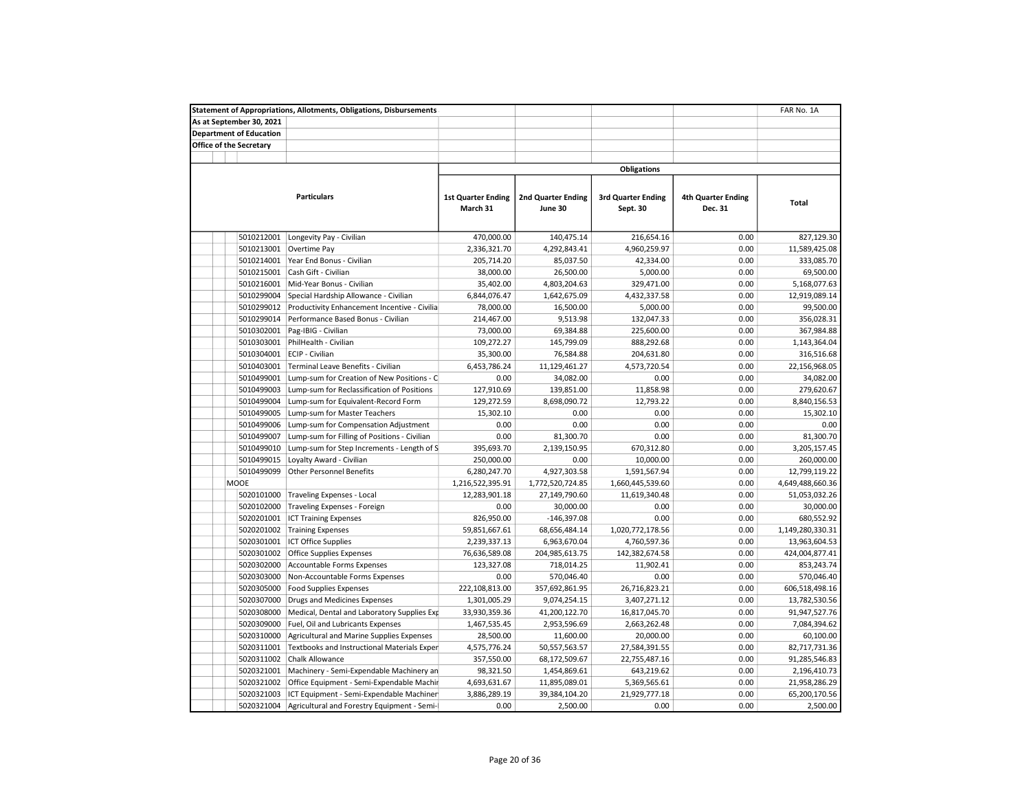**Statement of Appropriations, Allotments, Obligations, Disbursements** FAR No. 1A

**As at September 30, 2021**

**Department of Education**

**Office of the Secretary**

| Particulars | | Obligations | | | | |
|---|---|---|---|---|---|---|
| | | 1st Quarter Ending March 31 | 2nd Quarter Ending June 30 | 3rd Quarter Ending Sept. 30 | 4th Quarter Ending Dec. 31 | Total |
| 5010212001 | Longevity Pay - Civilian | 470,000.00 | 140,475.14 | 216,654.16 | 0.00 | 827,129.30 |
| 5010213001 | Overtime Pay | 2,336,321.70 | 4,292,843.41 | 4,960,259.97 | 0.00 | 11,589,425.08 |
| 5010214001 | Year End Bonus - Civilian | 205,714.20 | 85,037.50 | 42,334.00 | 0.00 | 333,085.70 |
| 5010215001 | Cash Gift - Civilian | 38,000.00 | 26,500.00 | 5,000.00 | 0.00 | 69,500.00 |
| 5010216001 | Mid-Year Bonus - Civilian | 35,402.00 | 4,803,204.63 | 329,471.00 | 0.00 | 5,168,077.63 |
| 5010299004 | Special Hardship Allowance - Civilian | 6,844,076.47 | 1,642,675.09 | 4,432,337.58 | 0.00 | 12,919,089.14 |
| 5010299012 | Productivity Enhancement Incentive - Civilia | 78,000.00 | 16,500.00 | 5,000.00 | 0.00 | 99,500.00 |
| 5010299014 | Performance Based Bonus - Civilian | 214,467.00 | 9,513.98 | 132,047.33 | 0.00 | 356,028.31 |
| 5010302001 | Pag-IBIG - Civilian | 73,000.00 | 69,384.88 | 225,600.00 | 0.00 | 367,984.88 |
| 5010303001 | PhilHealth - Civilian | 109,272.27 | 145,799.09 | 888,292.68 | 0.00 | 1,143,364.04 |
| 5010304001 | ECIP - Civilian | 35,300.00 | 76,584.88 | 204,631.80 | 0.00 | 316,516.68 |
| 5010403001 | Terminal Leave Benefits - Civilian | 6,453,786.24 | 11,129,461.27 | 4,573,720.54 | 0.00 | 22,156,968.05 |
| 5010499001 | Lump-sum for Creation of New Positions - C | 0.00 | 34,082.00 | 0.00 | 0.00 | 34,082.00 |
| 5010499003 | Lump-sum for Reclassification of Positions | 127,910.69 | 139,851.00 | 11,858.98 | 0.00 | 279,620.67 |
| 5010499004 | Lump-sum for Equivalent-Record Form | 129,272.59 | 8,698,090.72 | 12,793.22 | 0.00 | 8,840,156.53 |
| 5010499005 | Lump-sum for Master Teachers | 15,302.10 | 0.00 | 0.00 | 0.00 | 15,302.10 |
| 5010499006 | Lump-sum for Compensation Adjustment | 0.00 | 0.00 | 0.00 | 0.00 | 0.00 |
| 5010499007 | Lump-sum for Filling of Positions - Civilian | 0.00 | 81,300.70 | 0.00 | 0.00 | 81,300.70 |
| 5010499010 | Lump-sum for Step Increments - Length of S | 395,693.70 | 2,139,150.95 | 670,312.80 | 0.00 | 3,205,157.45 |
| 5010499015 | Loyalty Award - Civilian | 250,000.00 | 0.00 | 10,000.00 | 0.00 | 260,000.00 |
| 5010499099 | Other Personnel Benefits | 6,280,247.70 | 4,927,303.58 | 1,591,567.94 | 0.00 | 12,799,119.22 |
| MOOE | | 1,216,522,395.91 | 1,772,520,724.85 | 1,660,445,539.60 | 0.00 | 4,649,488,660.36 |
| 5020101000 | Traveling Expenses - Local | 12,283,901.18 | 27,149,790.60 | 11,619,340.48 | 0.00 | 51,053,032.26 |
| 5020102000 | Traveling Expenses - Foreign | 0.00 | 30,000.00 | 0.00 | 0.00 | 30,000.00 |
| 5020201001 | ICT Training Expenses | 826,950.00 | -146,397.08 | 0.00 | 0.00 | 680,552.92 |
| 5020201002 | Training Expenses | 59,851,667.61 | 68,656,484.14 | 1,020,772,178.56 | 0.00 | 1,149,280,330.31 |
| 5020301001 | ICT Office Supplies | 2,239,337.13 | 6,963,670.04 | 4,760,597.36 | 0.00 | 13,963,604.53 |
| 5020301002 | Office Supplies Expenses | 76,636,589.08 | 204,985,613.75 | 142,382,674.58 | 0.00 | 424,004,877.41 |
| 5020302000 | Accountable Forms Expenses | 123,327.08 | 718,014.25 | 11,902.41 | 0.00 | 853,243.74 |
| 5020303000 | Non-Accountable Forms Expenses | 0.00 | 570,046.40 | 0.00 | 0.00 | 570,046.40 |
| 5020305000 | Food Supplies Expenses | 222,108,813.00 | 357,692,861.95 | 26,716,823.21 | 0.00 | 606,518,498.16 |
| 5020307000 | Drugs and Medicines Expenses | 1,301,005.29 | 9,074,254.15 | 3,407,271.12 | 0.00 | 13,782,530.56 |
| 5020308000 | Medical, Dental and Laboratory Supplies Exp | 33,930,359.36 | 41,200,122.70 | 16,817,045.70 | 0.00 | 91,947,527.76 |
| 5020309000 | Fuel, Oil and Lubricants Expenses | 1,467,535.45 | 2,953,596.69 | 2,663,262.48 | 0.00 | 7,084,394.62 |
| 5020310000 | Agricultural and Marine Supplies Expenses | 28,500.00 | 11,600.00 | 20,000.00 | 0.00 | 60,100.00 |
| 5020311001 | Textbooks and Instructional Materials Exper | 4,575,776.24 | 50,557,563.57 | 27,584,391.55 | 0.00 | 82,717,731.36 |
| 5020311002 | Chalk Allowance | 357,550.00 | 68,172,509.67 | 22,755,487.16 | 0.00 | 91,285,546.83 |
| 5020321001 | Machinery - Semi-Expendable Machinery an | 98,321.50 | 1,454,869.61 | 643,219.62 | 0.00 | 2,196,410.73 |
| 5020321002 | Office Equipment - Semi-Expendable Machir | 4,693,631.67 | 11,895,089.01 | 5,369,565.61 | 0.00 | 21,958,286.29 |
| 5020321003 | ICT Equipment - Semi-Expendable Machiner | 3,886,289.19 | 39,384,104.20 | 21,929,777.18 | 0.00 | 65,200,170.56 |
| 5020321004 | Agricultural and Forestry Equipment - Semi-I | 0.00 | 2,500.00 | 0.00 | 0.00 | 2,500.00 |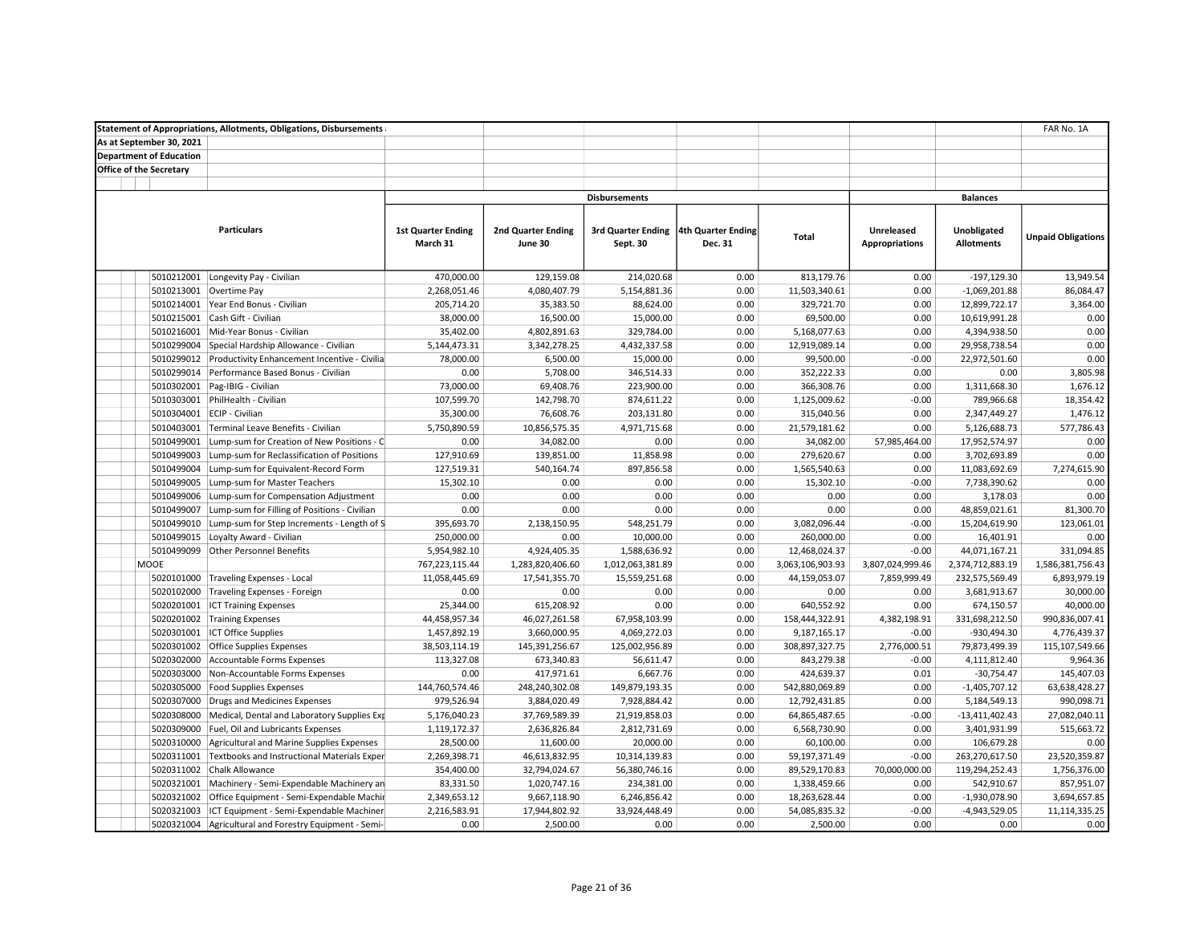| Statement of Appropriations, Allotments, Obligations, Disbursements | | | | | | | | | | FAR No. 1A |
|---|---|---|---|---|---|---|---|---|---|---|
| As at September 30, 2021 | | | | | | | | | | |
| Department of Education | | | | | | | | | | |
| Office of the Secretary | | | | | | | | | | |
| | | Disbursements | | | | | Balances | | | |
| Particulars | | 1st Quarter Ending March 31 | 2nd Quarter Ending June 30 | 3rd Quarter Ending Sept. 30 | 4th Quarter Ending Dec. 31 | Total | Unreleased Appropriations | Unobligated Allotments | Unpaid Obligations | |
| 5010212001 | Longevity Pay - Civilian | 470,000.00 | 129,159.08 | 214,020.68 | 0.00 | 813,179.76 | 0.00 | -197,129.30 | 13,949.54 | |
| 5010213001 | Overtime Pay | 2,268,051.46 | 4,080,407.79 | 5,154,881.36 | 0.00 | 11,503,340.61 | 0.00 | -1,069,201.88 | 86,084.47 | |
| 5010214001 | Year End Bonus - Civilian | 205,714.20 | 35,383.50 | 88,624.00 | 0.00 | 329,721.70 | 0.00 | 12,899,722.17 | 3,364.00 | |
| 5010215001 | Cash Gift - Civilian | 38,000.00 | 16,500.00 | 15,000.00 | 0.00 | 69,500.00 | 0.00 | 10,619,991.28 | 0.00 | |
| 5010216001 | Mid-Year Bonus - Civilian | 35,402.00 | 4,802,891.63 | 329,784.00 | 0.00 | 5,168,077.63 | 0.00 | 4,394,938.50 | 0.00 | |
| 5010299004 | Special Hardship Allowance - Civilian | 5,144,473.31 | 3,342,278.25 | 4,432,337.58 | 0.00 | 12,919,089.14 | 0.00 | 29,958,738.54 | 0.00 | |
| 5010299012 | Productivity Enhancement Incentive - Civilia | 78,000.00 | 6,500.00 | 15,000.00 | 0.00 | 99,500.00 | -0.00 | 22,972,501.60 | 0.00 | |
| 5010299014 | Performance Based Bonus - Civilian | 0.00 | 5,708.00 | 346,514.33 | 0.00 | 352,222.33 | 0.00 | 0.00 | 3,805.98 | |
| 5010302001 | Pag-IBIG - Civilian | 73,000.00 | 69,408.76 | 223,900.00 | 0.00 | 366,308.76 | 0.00 | 1,311,668.30 | 1,676.12 | |
| 5010303001 | PhilHealth - Civilian | 107,599.70 | 142,798.70 | 874,611.22 | 0.00 | 1,125,009.62 | -0.00 | 789,966.68 | 18,354.42 | |
| 5010304001 | ECIP - Civilian | 35,300.00 | 76,608.76 | 203,131.80 | 0.00 | 315,040.56 | 0.00 | 2,347,449.27 | 1,476.12 | |
| 5010403001 | Terminal Leave Benefits - Civilian | 5,750,890.59 | 10,856,575.35 | 4,971,715.68 | 0.00 | 21,579,181.62 | 0.00 | 5,126,688.73 | 577,786.43 | |
| 5010499001 | Lump-sum for Creation of New Positions - C | 0.00 | 34,082.00 | 0.00 | 0.00 | 34,082.00 | 57,985,464.00 | 17,952,574.97 | 0.00 | |
| 5010499003 | Lump-sum for Reclassification of Positions | 127,910.69 | 139,851.00 | 11,858.98 | 0.00 | 279,620.67 | 0.00 | 3,702,693.89 | 0.00 | |
| 5010499004 | Lump-sum for Equivalent-Record Form | 127,519.31 | 540,164.74 | 897,856.58 | 0.00 | 1,565,540.63 | 0.00 | 11,083,692.69 | 7,274,615.90 | |
| 5010499005 | Lump-sum for Master Teachers | 15,302.10 | 0.00 | 0.00 | 0.00 | 15,302.10 | -0.00 | 7,738,390.62 | 0.00 | |
| 5010499006 | Lump-sum for Compensation Adjustment | 0.00 | 0.00 | 0.00 | 0.00 | 0.00 | 0.00 | 3,178.03 | 0.00 | |
| 5010499007 | Lump-sum for Filling of Positions - Civilian | 0.00 | 0.00 | 0.00 | 0.00 | 0.00 | 0.00 | 48,859,021.61 | 81,300.70 | |
| 5010499010 | Lump-sum for Step Increments - Length of S | 395,693.70 | 2,138,150.95 | 548,251.79 | 0.00 | 3,082,096.44 | -0.00 | 15,204,619.90 | 123,061.01 | |
| 5010499015 | Loyalty Award - Civilian | 250,000.00 | 0.00 | 10,000.00 | 0.00 | 260,000.00 | 0.00 | 16,401.91 | 0.00 | |
| 5010499099 | Other Personnel Benefits | 5,954,982.10 | 4,924,405.35 | 1,588,636.92 | 0.00 | 12,468,024.37 | -0.00 | 44,071,167.21 | 331,094.85 | |
| MOOE | | 767,223,115.44 | 1,283,820,406.60 | 1,012,063,381.89 | 0.00 | 3,063,106,903.93 | 3,807,024,999.46 | 2,374,712,883.19 | 1,586,381,756.43 | |
| 5020101000 | Traveling Expenses - Local | 11,058,445.69 | 17,541,355.70 | 15,559,251.68 | 0.00 | 44,159,053.07 | 7,859,999.49 | 232,575,569.49 | 6,893,979.19 | |
| 5020102000 | Traveling Expenses - Foreign | 0.00 | 0.00 | 0.00 | 0.00 | 0.00 | 0.00 | 3,681,913.67 | 30,000.00 | |
| 5020201001 | ICT Training Expenses | 25,344.00 | 615,208.92 | 0.00 | 0.00 | 640,552.92 | 0.00 | 674,150.57 | 40,000.00 | |
| 5020201002 | Training Expenses | 44,458,957.34 | 46,027,261.58 | 67,958,103.99 | 0.00 | 158,444,322.91 | 4,382,198.91 | 331,698,212.50 | 990,836,007.41 | |
| 5020301001 | ICT Office Supplies | 1,457,892.19 | 3,660,000.95 | 4,069,272.03 | 0.00 | 9,187,165.17 | -0.00 | -930,494.30 | 4,776,439.37 | |
| 5020301002 | Office Supplies Expenses | 38,503,114.19 | 145,391,256.67 | 125,002,956.89 | 0.00 | 308,897,327.75 | 2,776,000.51 | 79,873,499.39 | 115,107,549.66 | |
| 5020302000 | Accountable Forms Expenses | 113,327.08 | 673,340.83 | 56,611.47 | 0.00 | 843,279.38 | -0.00 | 4,111,812.40 | 9,964.36 | |
| 5020303000 | Non-Accountable Forms Expenses | 0.00 | 417,971.61 | 6,667.76 | 0.00 | 424,639.37 | 0.01 | -30,754.47 | 145,407.03 | |
| 5020305000 | Food Supplies Expenses | 144,760,574.46 | 248,240,302.08 | 149,879,193.35 | 0.00 | 542,880,069.89 | 0.00 | -1,405,707.12 | 63,638,428.27 | |
| 5020307000 | Drugs and Medicines Expenses | 979,526.94 | 3,884,020.49 | 7,928,884.42 | 0.00 | 12,792,431.85 | 0.00 | 5,184,549.13 | 990,098.71 | |
| 5020308000 | Medical, Dental and Laboratory Supplies Exp | 5,176,040.23 | 37,769,589.39 | 21,919,858.03 | 0.00 | 64,865,487.65 | -0.00 | -13,411,402.43 | 27,082,040.11 | |
| 5020309000 | Fuel, Oil and Lubricants Expenses | 1,119,172.37 | 2,636,826.84 | 2,812,731.69 | 0.00 | 6,568,730.90 | 0.00 | 3,401,931.99 | 515,663.72 | |
| 5020310000 | Agricultural and Marine Supplies Expenses | 28,500.00 | 11,600.00 | 20,000.00 | 0.00 | 60,100.00 | 0.00 | 106,679.28 | 0.00 | |
| 5020311001 | Textbooks and Instructional Materials Exper | 2,269,398.71 | 46,613,832.95 | 10,314,139.83 | 0.00 | 59,197,371.49 | -0.00 | 263,270,617.50 | 23,520,359.87 | |
| 5020311002 | Chalk Allowance | 354,400.00 | 32,794,024.67 | 56,380,746.16 | 0.00 | 89,529,170.83 | 70,000,000.00 | 119,294,252.43 | 1,756,376.00 | |
| 5020321001 | Machinery - Semi-Expendable Machinery an | 83,331.50 | 1,020,747.16 | 234,381.00 | 0.00 | 1,338,459.66 | 0.00 | 542,910.67 | 857,951.07 | |
| 5020321002 | Office Equipment - Semi-Expendable Machir | 2,349,653.12 | 9,667,118.90 | 6,246,856.42 | 0.00 | 18,263,628.44 | 0.00 | -1,930,078.90 | 3,694,657.85 | |
| 5020321003 | ICT Equipment - Semi-Expendable Machiner | 2,216,583.91 | 17,944,802.92 | 33,924,448.49 | 0.00 | 54,085,835.32 | -0.00 | -4,943,529.05 | 11,114,335.25 | |
| 5020321004 | Agricultural and Forestry Equipment - Semi- | 0.00 | 2,500.00 | 0.00 | 0.00 | 2,500.00 | 0.00 | 0.00 | 0.00 | |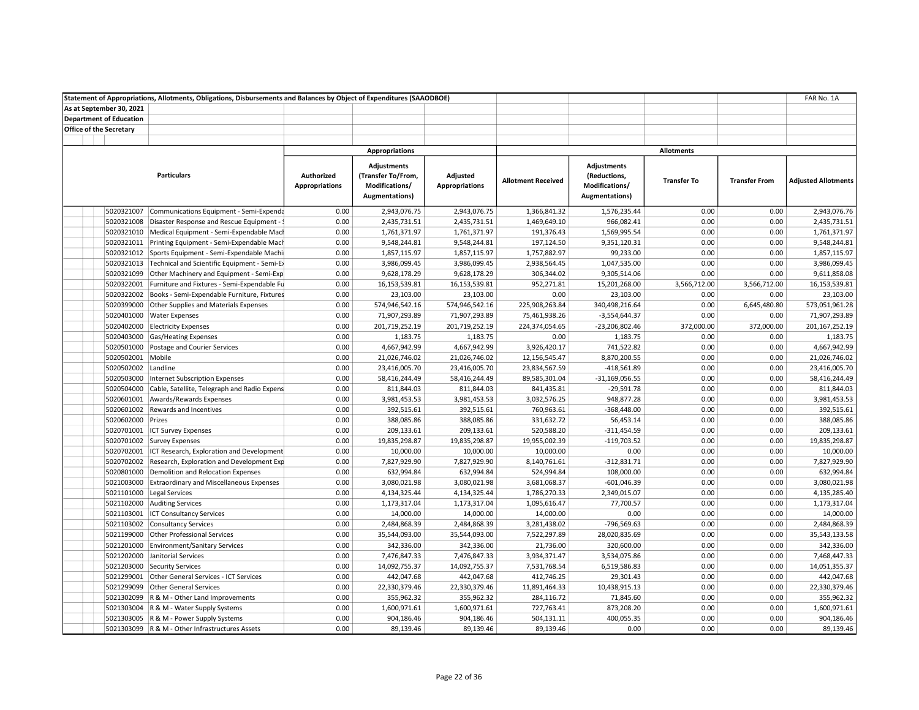| Statement of Appropriations, Allotments, Obligations, Disbursements and Balances by Object of Expenditures (SAAODBOE) | | | | | | | | | | FAR No. 1A |
|---|---|---|---|---|---|---|---|---|---|---|
| As at September 30, 2021 | | | | | | | | | | |
| Department of Education | | | | | | | | | | |
| Office of the Secretary | | | | | | | | | | |
| | | Appropriations | | | Allotments | | | | | |
| | Particulars | Authorized Appropriations | Adjustments (Transfer To/From, Modifications/ Augmentations) | Adjusted Appropriations | Allotment Received | Adjustments (Reductions, Modifications/ Augmentations) | Transfer To | Transfer From | Adjusted Allotments | |
| 5020321007 | Communications Equipment - Semi-Expenda | 0.00 | 2,943,076.75 | 2,943,076.75 | 1,366,841.32 | 1,576,235.44 | 0.00 | 0.00 | 2,943,076.76 | |
| 5020321008 | Disaster Response and Rescue Equipment - | 0.00 | 2,435,731.51 | 2,435,731.51 | 1,469,649.10 | 966,082.41 | 0.00 | 0.00 | 2,435,731.51 | |
| 5020321010 | Medical Equipment - Semi-Expendable Mach | 0.00 | 1,761,371.97 | 1,761,371.97 | 191,376.43 | 1,569,995.54 | 0.00 | 0.00 | 1,761,371.97 | |
| 5020321011 | Printing Equipment - Semi-Expendable Mach | 0.00 | 9,548,244.81 | 9,548,244.81 | 197,124.50 | 9,351,120.31 | 0.00 | 0.00 | 9,548,244.81 | |
| 5020321012 | Sports Equipment - Semi-Expendable Machi | 0.00 | 1,857,115.97 | 1,857,115.97 | 1,757,882.97 | 99,233.00 | 0.00 | 0.00 | 1,857,115.97 | |
| 5020321013 | Technical and Scientific Equipment - Semi-Ex | 0.00 | 3,986,099.45 | 3,986,099.45 | 2,938,564.45 | 1,047,535.00 | 0.00 | 0.00 | 3,986,099.45 | |
| 5020321099 | Other Machinery and Equipment - Semi-Exp | 0.00 | 9,628,178.29 | 9,628,178.29 | 306,344.02 | 9,305,514.06 | 0.00 | 0.00 | 9,611,858.08 | |
| 5020322001 | Furniture and Fixtures - Semi-Expendable Fu | 0.00 | 16,153,539.81 | 16,153,539.81 | 952,271.81 | 15,201,268.00 | 3,566,712.00 | 3,566,712.00 | 16,153,539.81 | |
| 5020322002 | Books - Semi-Expendable Furniture, Fixtures | 0.00 | 23,103.00 | 23,103.00 | 0.00 | 23,103.00 | 0.00 | 0.00 | 23,103.00 | |
| 5020399000 | Other Supplies and Materials Expenses | 0.00 | 574,946,542.16 | 574,946,542.16 | 225,908,263.84 | 340,498,216.64 | 0.00 | 6,645,480.80 | 573,051,961.28 | |
| 5020401000 | Water Expenses | 0.00 | 71,907,293.89 | 71,907,293.89 | 75,461,938.26 | -3,554,644.37 | 0.00 | 0.00 | 71,907,293.89 | |
| 5020402000 | Electricity Expenses | 0.00 | 201,719,252.19 | 201,719,252.19 | 224,374,054.65 | -23,206,802.46 | 372,000.00 | 372,000.00 | 201,167,252.19 | |
| 5020403000 | Gas/Heating Expenses | 0.00 | 1,183.75 | 1,183.75 | 0.00 | 1,183.75 | 0.00 | 0.00 | 1,183.75 | |
| 5020501000 | Postage and Courier Services | 0.00 | 4,667,942.99 | 4,667,942.99 | 3,926,420.17 | 741,522.82 | 0.00 | 0.00 | 4,667,942.99 | |
| 5020502001 | Mobile | 0.00 | 21,026,746.02 | 21,026,746.02 | 12,156,545.47 | 8,870,200.55 | 0.00 | 0.00 | 21,026,746.02 | |
| 5020502002 | Landline | 0.00 | 23,416,005.70 | 23,416,005.70 | 23,834,567.59 | -418,561.89 | 0.00 | 0.00 | 23,416,005.70 | |
| 5020503000 | Internet Subscription Expenses | 0.00 | 58,416,244.49 | 58,416,244.49 | 89,585,301.04 | -31,169,056.55 | 0.00 | 0.00 | 58,416,244.49 | |
| 5020504000 | Cable, Satellite, Telegraph and Radio Expens | 0.00 | 811,844.03 | 811,844.03 | 841,435.81 | -29,591.78 | 0.00 | 0.00 | 811,844.03 | |
| 5020601001 | Awards/Rewards Expenses | 0.00 | 3,981,453.53 | 3,981,453.53 | 3,032,576.25 | 948,877.28 | 0.00 | 0.00 | 3,981,453.53 | |
| 5020601002 | Rewards and Incentives | 0.00 | 392,515.61 | 392,515.61 | 760,963.61 | -368,448.00 | 0.00 | 0.00 | 392,515.61 | |
| 5020602000 | Prizes | 0.00 | 388,085.86 | 388,085.86 | 331,632.72 | 56,453.14 | 0.00 | 0.00 | 388,085.86 | |
| 5020701001 | ICT Survey Expenses | 0.00 | 209,133.61 | 209,133.61 | 520,588.20 | -311,454.59 | 0.00 | 0.00 | 209,133.61 | |
| 5020701002 | Survey Expenses | 0.00 | 19,835,298.87 | 19,835,298.87 | 19,955,002.39 | -119,703.52 | 0.00 | 0.00 | 19,835,298.87 | |
| 5020702001 | ICT Research, Exploration and Development | 0.00 | 10,000.00 | 10,000.00 | 10,000.00 | 0.00 | 0.00 | 0.00 | 10,000.00 | |
| 5020702002 | Research, Exploration and Development Exp | 0.00 | 7,827,929.90 | 7,827,929.90 | 8,140,761.61 | -312,831.71 | 0.00 | 0.00 | 7,827,929.90 | |
| 5020801000 | Demolition and Relocation Expenses | 0.00 | 632,994.84 | 632,994.84 | 524,994.84 | 108,000.00 | 0.00 | 0.00 | 632,994.84 | |
| 5021003000 | Extraordinary and Miscellaneous Expenses | 0.00 | 3,080,021.98 | 3,080,021.98 | 3,681,068.37 | -601,046.39 | 0.00 | 0.00 | 3,080,021.98 | |
| 5021101000 | Legal Services | 0.00 | 4,134,325.44 | 4,134,325.44 | 1,786,270.33 | 2,349,015.07 | 0.00 | 0.00 | 4,135,285.40 | |
| 5021102000 | Auditing Services | 0.00 | 1,173,317.04 | 1,173,317.04 | 1,095,616.47 | 77,700.57 | 0.00 | 0.00 | 1,173,317.04 | |
| 5021103001 | ICT Consultancy Services | 0.00 | 14,000.00 | 14,000.00 | 14,000.00 | 0.00 | 0.00 | 0.00 | 14,000.00 | |
| 5021103002 | Consultancy Services | 0.00 | 2,484,868.39 | 2,484,868.39 | 3,281,438.02 | -796,569.63 | 0.00 | 0.00 | 2,484,868.39 | |
| 5021199000 | Other Professional Services | 0.00 | 35,544,093.00 | 35,544,093.00 | 7,522,297.89 | 28,020,835.69 | 0.00 | 0.00 | 35,543,133.58 | |
| 5021201000 | Environment/Sanitary Services | 0.00 | 342,336.00 | 342,336.00 | 21,736.00 | 320,600.00 | 0.00 | 0.00 | 342,336.00 | |
| 5021202000 | Janitorial Services | 0.00 | 7,476,847.33 | 7,476,847.33 | 3,934,371.47 | 3,534,075.86 | 0.00 | 0.00 | 7,468,447.33 | |
| 5021203000 | Security Services | 0.00 | 14,092,755.37 | 14,092,755.37 | 7,531,768.54 | 6,519,586.83 | 0.00 | 0.00 | 14,051,355.37 | |
| 5021299001 | Other General Services - ICT Services | 0.00 | 442,047.68 | 442,047.68 | 412,746.25 | 29,301.43 | 0.00 | 0.00 | 442,047.68 | |
| 5021299099 | Other General Services | 0.00 | 22,330,379.46 | 22,330,379.46 | 11,891,464.33 | 10,438,915.13 | 0.00 | 0.00 | 22,330,379.46 | |
| 5021302099 | R & M - Other Land Improvements | 0.00 | 355,962.32 | 355,962.32 | 284,116.72 | 71,845.60 | 0.00 | 0.00 | 355,962.32 | |
| 5021303004 | R & M - Water Supply Systems | 0.00 | 1,600,971.61 | 1,600,971.61 | 727,763.41 | 873,208.20 | 0.00 | 0.00 | 1,600,971.61 | |
| 5021303005 | R & M - Power Supply Systems | 0.00 | 904,186.46 | 904,186.46 | 504,131.11 | 400,055.35 | 0.00 | 0.00 | 904,186.46 | |
| 5021303099 | R & M - Other Infrastructures Assets | 0.00 | 89,139.46 | 89,139.46 | 89,139.46 | 0.00 | 0.00 | 0.00 | 89,139.46 | |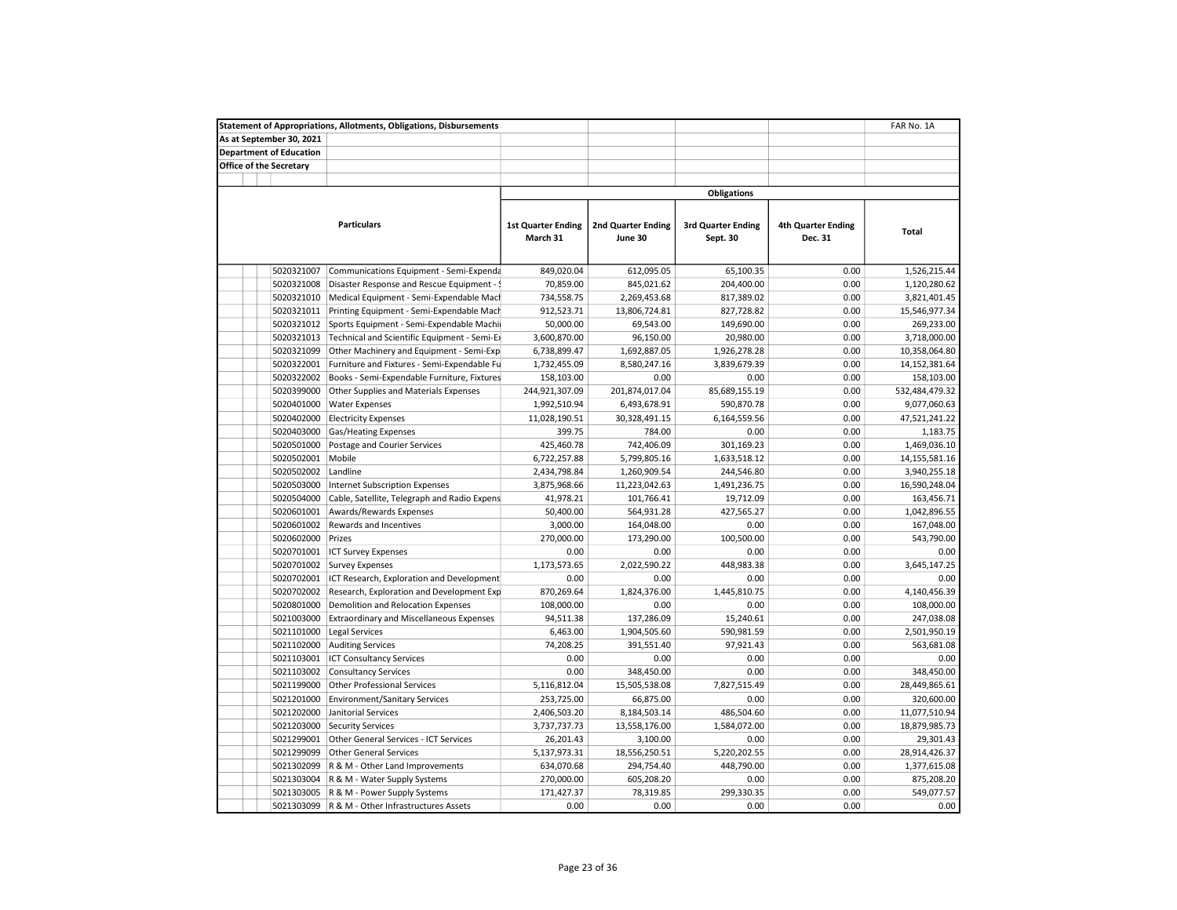**Statement of Appropriations, Allotments, Obligations, Disbursements** — FAR No. 1A

**As at September 30, 2021**

**Department of Education**

**Office of the Secretary**

| | Particulars | Obligations | | | | |
|---|---|---|---|---|---|---|
| | | 1st Quarter Ending March 31 | 2nd Quarter Ending June 30 | 3rd Quarter Ending Sept. 30 | 4th Quarter Ending Dec. 31 | Total |
| 5020321007 | Communications Equipment - Semi-Expenda | 849,020.04 | 612,095.05 | 65,100.35 | 0.00 | 1,526,215.44 |
| 5020321008 | Disaster Response and Rescue Equipment - S | 70,859.00 | 845,021.62 | 204,400.00 | 0.00 | 1,120,280.62 |
| 5020321010 | Medical Equipment - Semi-Expendable Mach | 734,558.75 | 2,269,453.68 | 817,389.02 | 0.00 | 3,821,401.45 |
| 5020321011 | Printing Equipment - Semi-Expendable Mach | 912,523.71 | 13,806,724.81 | 827,728.82 | 0.00 | 15,546,977.34 |
| 5020321012 | Sports Equipment - Semi-Expendable Machi | 50,000.00 | 69,543.00 | 149,690.00 | 0.00 | 269,233.00 |
| 5020321013 | Technical and Scientific Equipment - Semi-Ex | 3,600,870.00 | 96,150.00 | 20,980.00 | 0.00 | 3,718,000.00 |
| 5020321099 | Other Machinery and Equipment - Semi-Exp | 6,738,899.47 | 1,692,887.05 | 1,926,278.28 | 0.00 | 10,358,064.80 |
| 5020322001 | Furniture and Fixtures - Semi-Expendable Fu | 1,732,455.09 | 8,580,247.16 | 3,839,679.39 | 0.00 | 14,152,381.64 |
| 5020322002 | Books - Semi-Expendable Furniture, Fixtures | 158,103.00 | 0.00 | 0.00 | 0.00 | 158,103.00 |
| 5020399000 | Other Supplies and Materials Expenses | 244,921,307.09 | 201,874,017.04 | 85,689,155.19 | 0.00 | 532,484,479.32 |
| 5020401000 | Water Expenses | 1,992,510.94 | 6,493,678.91 | 590,870.78 | 0.00 | 9,077,060.63 |
| 5020402000 | Electricity Expenses | 11,028,190.51 | 30,328,491.15 | 6,164,559.56 | 0.00 | 47,521,241.22 |
| 5020403000 | Gas/Heating Expenses | 399.75 | 784.00 | 0.00 | 0.00 | 1,183.75 |
| 5020501000 | Postage and Courier Services | 425,460.78 | 742,406.09 | 301,169.23 | 0.00 | 1,469,036.10 |
| 5020502001 | Mobile | 6,722,257.88 | 5,799,805.16 | 1,633,518.12 | 0.00 | 14,155,581.16 |
| 5020502002 | Landline | 2,434,798.84 | 1,260,909.54 | 244,546.80 | 0.00 | 3,940,255.18 |
| 5020503000 | Internet Subscription Expenses | 3,875,968.66 | 11,223,042.63 | 1,491,236.75 | 0.00 | 16,590,248.04 |
| 5020504000 | Cable, Satellite, Telegraph and Radio Expens | 41,978.21 | 101,766.41 | 19,712.09 | 0.00 | 163,456.71 |
| 5020601001 | Awards/Rewards Expenses | 50,400.00 | 564,931.28 | 427,565.27 | 0.00 | 1,042,896.55 |
| 5020601002 | Rewards and Incentives | 3,000.00 | 164,048.00 | 0.00 | 0.00 | 167,048.00 |
| 5020602000 | Prizes | 270,000.00 | 173,290.00 | 100,500.00 | 0.00 | 543,790.00 |
| 5020701001 | ICT Survey Expenses | 0.00 | 0.00 | 0.00 | 0.00 | 0.00 |
| 5020701002 | Survey Expenses | 1,173,573.65 | 2,022,590.22 | 448,983.38 | 0.00 | 3,645,147.25 |
| 5020702001 | ICT Research, Exploration and Development | 0.00 | 0.00 | 0.00 | 0.00 | 0.00 |
| 5020702002 | Research, Exploration and Development Exp | 870,269.64 | 1,824,376.00 | 1,445,810.75 | 0.00 | 4,140,456.39 |
| 5020801000 | Demolition and Relocation Expenses | 108,000.00 | 0.00 | 0.00 | 0.00 | 108,000.00 |
| 5021003000 | Extraordinary and Miscellaneous Expenses | 94,511.38 | 137,286.09 | 15,240.61 | 0.00 | 247,038.08 |
| 5021101000 | Legal Services | 6,463.00 | 1,904,505.60 | 590,981.59 | 0.00 | 2,501,950.19 |
| 5021102000 | Auditing Services | 74,208.25 | 391,551.40 | 97,921.43 | 0.00 | 563,681.08 |
| 5021103001 | ICT Consultancy Services | 0.00 | 0.00 | 0.00 | 0.00 | 0.00 |
| 5021103002 | Consultancy Services | 0.00 | 348,450.00 | 0.00 | 0.00 | 348,450.00 |
| 5021199000 | Other Professional Services | 5,116,812.04 | 15,505,538.08 | 7,827,515.49 | 0.00 | 28,449,865.61 |
| 5021201000 | Environment/Sanitary Services | 253,725.00 | 66,875.00 | 0.00 | 0.00 | 320,600.00 |
| 5021202000 | Janitorial Services | 2,406,503.20 | 8,184,503.14 | 486,504.60 | 0.00 | 11,077,510.94 |
| 5021203000 | Security Services | 3,737,737.73 | 13,558,176.00 | 1,584,072.00 | 0.00 | 18,879,985.73 |
| 5021299001 | Other General Services - ICT Services | 26,201.43 | 3,100.00 | 0.00 | 0.00 | 29,301.43 |
| 5021299099 | Other General Services | 5,137,973.31 | 18,556,250.51 | 5,220,202.55 | 0.00 | 28,914,426.37 |
| 5021302099 | R & M - Other Land Improvements | 634,070.68 | 294,754.40 | 448,790.00 | 0.00 | 1,377,615.08 |
| 5021303004 | R & M - Water Supply Systems | 270,000.00 | 605,208.20 | 0.00 | 0.00 | 875,208.20 |
| 5021303005 | R & M - Power Supply Systems | 171,427.37 | 78,319.85 | 299,330.35 | 0.00 | 549,077.57 |
| 5021303099 | R & M - Other Infrastructures Assets | 0.00 | 0.00 | 0.00 | 0.00 | 0.00 |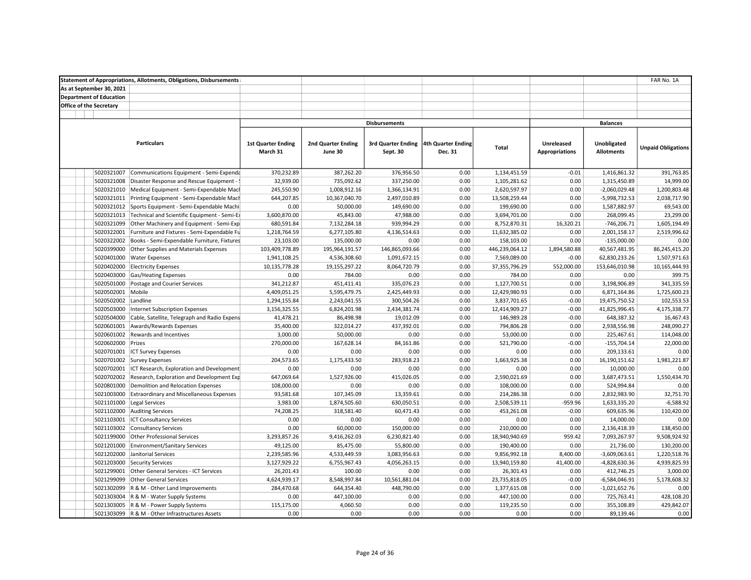| Statement of Appropriations, Allotments, Obligations, Disbursements | | | | | | | | | | FAR No. 1A |
|---|---|---|---|---|---|---|---|---|---|---|
| As at September 30, 2021 | | | | | | | | | | |
| Department of Education | | | | | | | | | | |
| Office of the Secretary | | | | | | | | | | |
| | | Disbursements | | | | | Balances | | | |
| | Particulars | 1st Quarter Ending March 31 | 2nd Quarter Ending June 30 | 3rd Quarter Ending Sept. 30 | 4th Quarter Ending Dec. 31 | Total | Unreleased Appropriations | Unobligated Allotments | Unpaid Obligations | |
| 5020321007 | Communications Equipment - Semi-Expenda | 370,232.89 | 387,262.20 | 376,956.50 | 0.00 | 1,134,451.59 | -0.01 | 1,416,861.32 | 391,763.85 | |
| 5020321008 | Disaster Response and Rescue Equipment - | 32,939.00 | 735,092.62 | 337,250.00 | 0.00 | 1,105,281.62 | 0.00 | 1,315,450.89 | 14,999.00 | |
| 5020321010 | Medical Equipment - Semi-Expendable Mach | 245,550.90 | 1,008,912.16 | 1,366,134.91 | 0.00 | 2,620,597.97 | 0.00 | -2,060,029.48 | 1,200,803.48 | |
| 5020321011 | Printing Equipment - Semi-Expendable Mach | 644,207.85 | 10,367,040.70 | 2,497,010.89 | 0.00 | 13,508,259.44 | 0.00 | -5,998,732.53 | 2,038,717.90 | |
| 5020321012 | Sports Equipment - Semi-Expendable Machi | 0.00 | 50,000.00 | 149,690.00 | 0.00 | 199,690.00 | 0.00 | 1,587,882.97 | 69,543.00 | |
| 5020321013 | Technical and Scientific Equipment - Semi-Ex | 3,600,870.00 | 45,843.00 | 47,988.00 | 0.00 | 3,694,701.00 | 0.00 | 268,099.45 | 23,299.00 | |
| 5020321099 | Other Machinery and Equipment - Semi-Exp | 680,591.84 | 7,132,284.18 | 939,994.29 | 0.00 | 8,752,870.31 | 16,320.21 | -746,206.71 | 1,605,194.49 | |
| 5020322001 | Furniture and Fixtures - Semi-Expendable Fu | 1,218,764.59 | 6,277,105.80 | 4,136,514.63 | 0.00 | 11,632,385.02 | 0.00 | 2,001,158.17 | 2,519,996.62 | |
| 5020322002 | Books - Semi-Expendable Furniture, Fixtures | 23,103.00 | 135,000.00 | 0.00 | 0.00 | 158,103.00 | 0.00 | -135,000.00 | 0.00 | |
| 5020399000 | Other Supplies and Materials Expenses | 103,409,778.89 | 195,964,191.57 | 146,865,093.66 | 0.00 | 446,239,064.12 | 1,894,580.88 | 40,567,481.95 | 86,245,415.20 | |
| 5020401000 | Water Expenses | 1,941,108.25 | 4,536,308.60 | 1,091,672.15 | 0.00 | 7,569,089.00 | -0.00 | 62,830,233.26 | 1,507,971.63 | |
| 5020402000 | Electricity Expenses | 10,135,778.28 | 19,155,297.22 | 8,064,720.79 | 0.00 | 37,355,796.29 | 552,000.00 | 153,646,010.98 | 10,165,444.93 | |
| 5020403000 | Gas/Heating Expenses | 0.00 | 784.00 | 0.00 | 0.00 | 784.00 | 0.00 | 0.00 | 399.75 | |
| 5020501000 | Postage and Courier Services | 341,212.87 | 451,411.41 | 335,076.23 | 0.00 | 1,127,700.51 | 0.00 | 3,198,906.89 | 341,335.59 | |
| 5020502001 | Mobile | 4,409,051.25 | 5,595,479.75 | 2,425,449.93 | 0.00 | 12,429,980.93 | 0.00 | 6,871,164.86 | 1,725,600.23 | |
| 5020502002 | Landline | 1,294,155.84 | 2,243,041.55 | 300,504.26 | 0.00 | 3,837,701.65 | -0.00 | 19,475,750.52 | 102,553.53 | |
| 5020503000 | Internet Subscription Expenses | 3,156,325.55 | 6,824,201.98 | 2,434,381.74 | 0.00 | 12,414,909.27 | -0.00 | 41,825,996.45 | 4,175,338.77 | |
| 5020504000 | Cable, Satellite, Telegraph and Radio Expens | 41,478.21 | 86,498.98 | 19,012.09 | 0.00 | 146,989.28 | -0.00 | 648,387.32 | 16,467.43 | |
| 5020601001 | Awards/Rewards Expenses | 35,400.00 | 322,014.27 | 437,392.01 | 0.00 | 794,806.28 | 0.00 | 2,938,556.98 | 248,090.27 | |
| 5020601002 | Rewards and Incentives | 3,000.00 | 50,000.00 | 0.00 | 0.00 | 53,000.00 | 0.00 | 225,467.61 | 114,048.00 | |
| 5020602000 | Prizes | 270,000.00 | 167,628.14 | 84,161.86 | 0.00 | 521,790.00 | -0.00 | -155,704.14 | 22,000.00 | |
| 5020701001 | ICT Survey Expenses | 0.00 | 0.00 | 0.00 | 0.00 | 0.00 | 0.00 | 209,133.61 | 0.00 | |
| 5020701002 | Survey Expenses | 204,573.65 | 1,175,433.50 | 283,918.23 | 0.00 | 1,663,925.38 | 0.00 | 16,190,151.62 | 1,981,221.87 | |
| 5020702001 | ICT Research, Exploration and Development | 0.00 | 0.00 | 0.00 | 0.00 | 0.00 | 0.00 | 10,000.00 | 0.00 | |
| 5020702002 | Research, Exploration and Development Exp | 647,069.64 | 1,527,926.00 | 415,026.05 | 0.00 | 2,590,021.69 | 0.00 | 3,687,473.51 | 1,550,434.70 | |
| 5020801000 | Demolition and Relocation Expenses | 108,000.00 | 0.00 | 0.00 | 0.00 | 108,000.00 | 0.00 | 524,994.84 | 0.00 | |
| 5021003000 | Extraordinary and Miscellaneous Expenses | 93,581.68 | 107,345.09 | 13,359.61 | 0.00 | 214,286.38 | 0.00 | 2,832,983.90 | 32,751.70 | |
| 5021101000 | Legal Services | 3,983.00 | 1,874,505.60 | 630,050.51 | 0.00 | 2,508,539.11 | -959.96 | 1,633,335.20 | -6,588.92 | |
| 5021102000 | Auditing Services | 74,208.25 | 318,581.40 | 60,471.43 | 0.00 | 453,261.08 | -0.00 | 609,635.96 | 110,420.00 | |
| 5021103001 | ICT Consultancy Services | 0.00 | 0.00 | 0.00 | 0.00 | 0.00 | 0.00 | 14,000.00 | 0.00 | |
| 5021103002 | Consultancy Services | 0.00 | 60,000.00 | 150,000.00 | 0.00 | 210,000.00 | 0.00 | 2,136,418.39 | 138,450.00 | |
| 5021199000 | Other Professional Services | 3,293,857.26 | 9,416,262.03 | 6,230,821.40 | 0.00 | 18,940,940.69 | 959.42 | 7,093,267.97 | 9,508,924.92 | |
| 5021201000 | Environment/Sanitary Services | 49,125.00 | 85,475.00 | 55,800.00 | 0.00 | 190,400.00 | 0.00 | 21,736.00 | 130,200.00 | |
| 5021202000 | Janitorial Services | 2,239,585.96 | 4,533,449.59 | 3,083,956.63 | 0.00 | 9,856,992.18 | 8,400.00 | -3,609,063.61 | 1,220,518.76 | |
| 5021203000 | Security Services | 3,127,929.22 | 6,755,967.43 | 4,056,263.15 | 0.00 | 13,940,159.80 | 41,400.00 | -4,828,630.36 | 4,939,825.93 | |
| 5021299001 | Other General Services - ICT Services | 26,201.43 | 100.00 | 0.00 | 0.00 | 26,301.43 | 0.00 | 412,746.25 | 3,000.00 | |
| 5021299099 | Other General Services | 4,624,939.17 | 8,548,997.84 | 10,561,881.04 | 0.00 | 23,735,818.05 | -0.00 | -6,584,046.91 | 5,178,608.32 | |
| 5021302099 | R & M - Other Land Improvements | 284,470.68 | 644,354.40 | 448,790.00 | 0.00 | 1,377,615.08 | 0.00 | -1,021,652.76 | 0.00 | |
| 5021303004 | R & M - Water Supply Systems | 0.00 | 447,100.00 | 0.00 | 0.00 | 447,100.00 | 0.00 | 725,763.41 | 428,108.20 | |
| 5021303005 | R & M - Power Supply Systems | 115,175.00 | 4,060.50 | 0.00 | 0.00 | 119,235.50 | 0.00 | 355,108.89 | 429,842.07 | |
| 5021303099 | R & M - Other Infrastructures Assets | 0.00 | 0.00 | 0.00 | 0.00 | 0.00 | 0.00 | 89,139.46 | 0.00 | |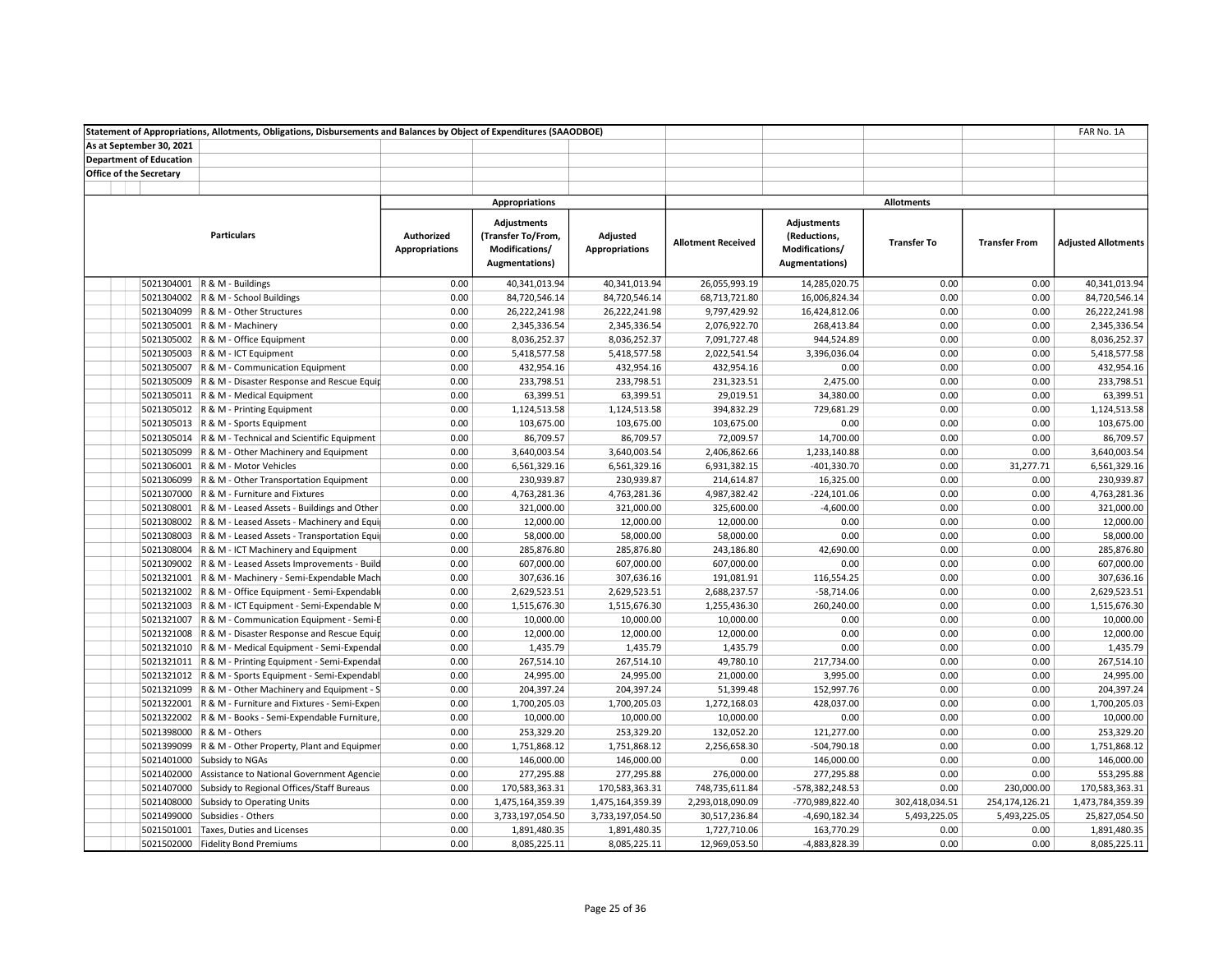Statement of Appropriations, Allotments, Obligations, Disbursements and Balances by Object of Expenditures (SAAODBOE)

FAR No. 1A

As at September 30, 2021

Department of Education

Office of the Secretary

| Particulars | | Appropriations | | | Allotments | | | | |
|---|---|---|---|---|---|---|---|---|---|
| | | Authorized Appropriations | Adjustments (Transfer To/From, Modifications/ Augmentations) | Adjusted Appropriations | Allotment Received | Adjustments (Reductions, Modifications/ Augmentations) | Transfer To | Transfer From | Adjusted Allotments |
| 5021304001 | R & M - Buildings | 0.00 | 40,341,013.94 | 40,341,013.94 | 26,055,993.19 | 14,285,020.75 | 0.00 | 0.00 | 40,341,013.94 |
| 5021304002 | R & M - School Buildings | 0.00 | 84,720,546.14 | 84,720,546.14 | 68,713,721.80 | 16,006,824.34 | 0.00 | 0.00 | 84,720,546.14 |
| 5021304099 | R & M - Other Structures | 0.00 | 26,222,241.98 | 26,222,241.98 | 9,797,429.92 | 16,424,812.06 | 0.00 | 0.00 | 26,222,241.98 |
| 5021305001 | R & M - Machinery | 0.00 | 2,345,336.54 | 2,345,336.54 | 2,076,922.70 | 268,413.84 | 0.00 | 0.00 | 2,345,336.54 |
| 5021305002 | R & M - Office Equipment | 0.00 | 8,036,252.37 | 8,036,252.37 | 7,091,727.48 | 944,524.89 | 0.00 | 0.00 | 8,036,252.37 |
| 5021305003 | R & M - ICT Equipment | 0.00 | 5,418,577.58 | 5,418,577.58 | 2,022,541.54 | 3,396,036.04 | 0.00 | 0.00 | 5,418,577.58 |
| 5021305007 | R & M - Communication Equipment | 0.00 | 432,954.16 | 432,954.16 | 432,954.16 | 0.00 | 0.00 | 0.00 | 432,954.16 |
| 5021305009 | R & M - Disaster Response and Rescue Equip | 0.00 | 233,798.51 | 233,798.51 | 231,323.51 | 2,475.00 | 0.00 | 0.00 | 233,798.51 |
| 5021305011 | R & M - Medical Equipment | 0.00 | 63,399.51 | 63,399.51 | 29,019.51 | 34,380.00 | 0.00 | 0.00 | 63,399.51 |
| 5021305012 | R & M - Printing Equipment | 0.00 | 1,124,513.58 | 1,124,513.58 | 394,832.29 | 729,681.29 | 0.00 | 0.00 | 1,124,513.58 |
| 5021305013 | R & M - Sports Equipment | 0.00 | 103,675.00 | 103,675.00 | 103,675.00 | 0.00 | 0.00 | 0.00 | 103,675.00 |
| 5021305014 | R & M - Technical and Scientific Equipment | 0.00 | 86,709.57 | 86,709.57 | 72,009.57 | 14,700.00 | 0.00 | 0.00 | 86,709.57 |
| 5021305099 | R & M - Other Machinery and Equipment | 0.00 | 3,640,003.54 | 3,640,003.54 | 2,406,862.66 | 1,233,140.88 | 0.00 | 0.00 | 3,640,003.54 |
| 5021306001 | R & M - Motor Vehicles | 0.00 | 6,561,329.16 | 6,561,329.16 | 6,931,382.15 | -401,330.70 | 0.00 | 31,277.71 | 6,561,329.16 |
| 5021306099 | R & M - Other Transportation Equipment | 0.00 | 230,939.87 | 230,939.87 | 214,614.87 | 16,325.00 | 0.00 | 0.00 | 230,939.87 |
| 5021307000 | R & M - Furniture and Fixtures | 0.00 | 4,763,281.36 | 4,763,281.36 | 4,987,382.42 | -224,101.06 | 0.00 | 0.00 | 4,763,281.36 |
| 5021308001 | R & M - Leased Assets - Buildings and Other | 0.00 | 321,000.00 | 321,000.00 | 325,600.00 | -4,600.00 | 0.00 | 0.00 | 321,000.00 |
| 5021308002 | R & M - Leased Assets - Machinery and Equi | 0.00 | 12,000.00 | 12,000.00 | 12,000.00 | 0.00 | 0.00 | 0.00 | 12,000.00 |
| 5021308003 | R & M - Leased Assets - Transportation Equi | 0.00 | 58,000.00 | 58,000.00 | 58,000.00 | 0.00 | 0.00 | 0.00 | 58,000.00 |
| 5021308004 | R & M - ICT Machinery and Equipment | 0.00 | 285,876.80 | 285,876.80 | 243,186.80 | 42,690.00 | 0.00 | 0.00 | 285,876.80 |
| 5021309002 | R & M - Leased Assets Improvements - Build | 0.00 | 607,000.00 | 607,000.00 | 607,000.00 | 0.00 | 0.00 | 0.00 | 607,000.00 |
| 5021321001 | R & M - Machinery - Semi-Expendable Mach | 0.00 | 307,636.16 | 307,636.16 | 191,081.91 | 116,554.25 | 0.00 | 0.00 | 307,636.16 |
| 5021321002 | R & M - Office Equipment - Semi-Expendable | 0.00 | 2,629,523.51 | 2,629,523.51 | 2,688,237.57 | -58,714.06 | 0.00 | 0.00 | 2,629,523.51 |
| 5021321003 | R & M - ICT Equipment - Semi-Expendable M | 0.00 | 1,515,676.30 | 1,515,676.30 | 1,255,436.30 | 260,240.00 | 0.00 | 0.00 | 1,515,676.30 |
| 5021321007 | R & M - Communication Equipment - Semi-E | 0.00 | 10,000.00 | 10,000.00 | 10,000.00 | 0.00 | 0.00 | 0.00 | 10,000.00 |
| 5021321008 | R & M - Disaster Response and Rescue Equip | 0.00 | 12,000.00 | 12,000.00 | 12,000.00 | 0.00 | 0.00 | 0.00 | 12,000.00 |
| 5021321010 | R & M - Medical Equipment - Semi-Expendal | 0.00 | 1,435.79 | 1,435.79 | 1,435.79 | 0.00 | 0.00 | 0.00 | 1,435.79 |
| 5021321011 | R & M - Printing Equipment - Semi-Expendal | 0.00 | 267,514.10 | 267,514.10 | 49,780.10 | 217,734.00 | 0.00 | 0.00 | 267,514.10 |
| 5021321012 | R & M - Sports Equipment - Semi-Expendabl | 0.00 | 24,995.00 | 24,995.00 | 21,000.00 | 3,995.00 | 0.00 | 0.00 | 24,995.00 |
| 5021321099 | R & M - Other Machinery and Equipment - S | 0.00 | 204,397.24 | 204,397.24 | 51,399.48 | 152,997.76 | 0.00 | 0.00 | 204,397.24 |
| 5021322001 | R & M - Furniture and Fixtures - Semi-Expen | 0.00 | 1,700,205.03 | 1,700,205.03 | 1,272,168.03 | 428,037.00 | 0.00 | 0.00 | 1,700,205.03 |
| 5021322002 | R & M - Books - Semi-Expendable Furniture, | 0.00 | 10,000.00 | 10,000.00 | 10,000.00 | 0.00 | 0.00 | 0.00 | 10,000.00 |
| 5021398000 | R & M - Others | 0.00 | 253,329.20 | 253,329.20 | 132,052.20 | 121,277.00 | 0.00 | 0.00 | 253,329.20 |
| 5021399099 | R & M - Other Property, Plant and Equipmer | 0.00 | 1,751,868.12 | 1,751,868.12 | 2,256,658.30 | -504,790.18 | 0.00 | 0.00 | 1,751,868.12 |
| 5021401000 | Subsidy to NGAs | 0.00 | 146,000.00 | 146,000.00 | 0.00 | 146,000.00 | 0.00 | 0.00 | 146,000.00 |
| 5021402000 | Assistance to National Government Agencie | 0.00 | 277,295.88 | 277,295.88 | 276,000.00 | 277,295.88 | 0.00 | 0.00 | 553,295.88 |
| 5021407000 | Subsidy to Regional Offices/Staff Bureaus | 0.00 | 170,583,363.31 | 170,583,363.31 | 748,735,611.84 | -578,382,248.53 | 0.00 | 230,000.00 | 170,583,363.31 |
| 5021408000 | Subsidy to Operating Units | 0.00 | 1,475,164,359.39 | 1,475,164,359.39 | 2,293,018,090.09 | -770,989,822.40 | 302,418,034.51 | 254,174,126.21 | 1,473,784,359.39 |
| 5021499000 | Subsidies - Others | 0.00 | 3,733,197,054.50 | 3,733,197,054.50 | 30,517,236.84 | -4,690,182.34 | 5,493,225.05 | 5,493,225.05 | 25,827,054.50 |
| 5021501001 | Taxes, Duties and Licenses | 0.00 | 1,891,480.35 | 1,891,480.35 | 1,727,710.06 | 163,770.29 | 0.00 | 0.00 | 1,891,480.35 |
| 5021502000 | Fidelity Bond Premiums | 0.00 | 8,085,225.11 | 8,085,225.11 | 12,969,053.50 | -4,883,828.39 | 0.00 | 0.00 | 8,085,225.11 |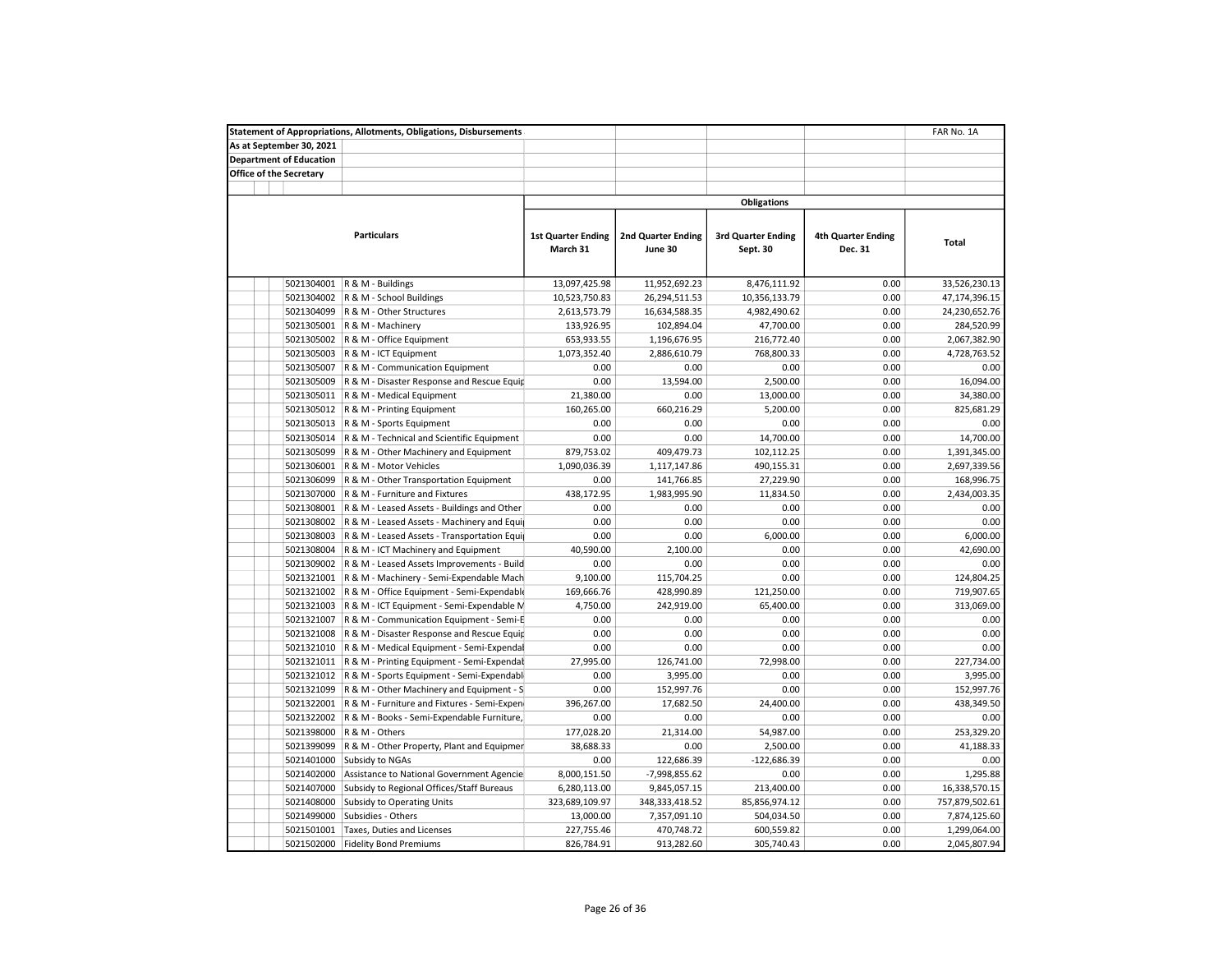| Statement of Appropriations, Allotments, Obligations, Disbursements | | | | | | FAR No. 1A |
|---|---|---|---|---|---|---|
| As at September 30, 2021 | | | | | | |
| Department of Education | | | | | | |
| Office of the Secretary | | | | | | |
| | | Obligations | | | | |
| Particulars | | 1st Quarter Ending March 31 | 2nd Quarter Ending June 30 | 3rd Quarter Ending Sept. 30 | 4th Quarter Ending Dec. 31 | Total |
| 5021304001 | R & M - Buildings | 13,097,425.98 | 11,952,692.23 | 8,476,111.92 | 0.00 | 33,526,230.13 |
| 5021304002 | R & M - School Buildings | 10,523,750.83 | 26,294,511.53 | 10,356,133.79 | 0.00 | 47,174,396.15 |
| 5021304099 | R & M - Other Structures | 2,613,573.79 | 16,634,588.35 | 4,982,490.62 | 0.00 | 24,230,652.76 |
| 5021305001 | R & M - Machinery | 133,926.95 | 102,894.04 | 47,700.00 | 0.00 | 284,520.99 |
| 5021305002 | R & M - Office Equipment | 653,933.55 | 1,196,676.95 | 216,772.40 | 0.00 | 2,067,382.90 |
| 5021305003 | R & M - ICT Equipment | 1,073,352.40 | 2,886,610.79 | 768,800.33 | 0.00 | 4,728,763.52 |
| 5021305007 | R & M - Communication Equipment | 0.00 | 0.00 | 0.00 | 0.00 | 0.00 |
| 5021305009 | R & M - Disaster Response and Rescue Equip | 0.00 | 13,594.00 | 2,500.00 | 0.00 | 16,094.00 |
| 5021305011 | R & M - Medical Equipment | 21,380.00 | 0.00 | 13,000.00 | 0.00 | 34,380.00 |
| 5021305012 | R & M - Printing Equipment | 160,265.00 | 660,216.29 | 5,200.00 | 0.00 | 825,681.29 |
| 5021305013 | R & M - Sports Equipment | 0.00 | 0.00 | 0.00 | 0.00 | 0.00 |
| 5021305014 | R & M - Technical and Scientific Equipment | 0.00 | 0.00 | 14,700.00 | 0.00 | 14,700.00 |
| 5021305099 | R & M - Other Machinery and Equipment | 879,753.02 | 409,479.73 | 102,112.25 | 0.00 | 1,391,345.00 |
| 5021306001 | R & M - Motor Vehicles | 1,090,036.39 | 1,117,147.86 | 490,155.31 | 0.00 | 2,697,339.56 |
| 5021306099 | R & M - Other Transportation Equipment | 0.00 | 141,766.85 | 27,229.90 | 0.00 | 168,996.75 |
| 5021307000 | R & M - Furniture and Fixtures | 438,172.95 | 1,983,995.90 | 11,834.50 | 0.00 | 2,434,003.35 |
| 5021308001 | R & M - Leased Assets - Buildings and Other | 0.00 | 0.00 | 0.00 | 0.00 | 0.00 |
| 5021308002 | R & M - Leased Assets - Machinery and Equi | 0.00 | 0.00 | 0.00 | 0.00 | 0.00 |
| 5021308003 | R & M - Leased Assets - Transportation Equi | 0.00 | 0.00 | 6,000.00 | 0.00 | 6,000.00 |
| 5021308004 | R & M - ICT Machinery and Equipment | 40,590.00 | 2,100.00 | 0.00 | 0.00 | 42,690.00 |
| 5021309002 | R & M - Leased Assets Improvements - Build | 0.00 | 0.00 | 0.00 | 0.00 | 0.00 |
| 5021321001 | R & M - Machinery - Semi-Expendable Mach | 9,100.00 | 115,704.25 | 0.00 | 0.00 | 124,804.25 |
| 5021321002 | R & M - Office Equipment - Semi-Expendable | 169,666.76 | 428,990.89 | 121,250.00 | 0.00 | 719,907.65 |
| 5021321003 | R & M - ICT Equipment - Semi-Expendable M | 4,750.00 | 242,919.00 | 65,400.00 | 0.00 | 313,069.00 |
| 5021321007 | R & M - Communication Equipment - Semi-E | 0.00 | 0.00 | 0.00 | 0.00 | 0.00 |
| 5021321008 | R & M - Disaster Response and Rescue Equip | 0.00 | 0.00 | 0.00 | 0.00 | 0.00 |
| 5021321010 | R & M - Medical Equipment - Semi-Expendal | 0.00 | 0.00 | 0.00 | 0.00 | 0.00 |
| 5021321011 | R & M - Printing Equipment - Semi-Expendal | 27,995.00 | 126,741.00 | 72,998.00 | 0.00 | 227,734.00 |
| 5021321012 | R & M - Sports Equipment - Semi-Expendabl | 0.00 | 3,995.00 | 0.00 | 0.00 | 3,995.00 |
| 5021321099 | R & M - Other Machinery and Equipment - S | 0.00 | 152,997.76 | 0.00 | 0.00 | 152,997.76 |
| 5021322001 | R & M - Furniture and Fixtures - Semi-Expen | 396,267.00 | 17,682.50 | 24,400.00 | 0.00 | 438,349.50 |
| 5021322002 | R & M - Books - Semi-Expendable Furniture, | 0.00 | 0.00 | 0.00 | 0.00 | 0.00 |
| 5021398000 | R & M - Others | 177,028.20 | 21,314.00 | 54,987.00 | 0.00 | 253,329.20 |
| 5021399099 | R & M - Other Property, Plant and Equipmer | 38,688.33 | 0.00 | 2,500.00 | 0.00 | 41,188.33 |
| 5021401000 | Subsidy to NGAs | 0.00 | 122,686.39 | -122,686.39 | 0.00 | 0.00 |
| 5021402000 | Assistance to National Government Agencie | 8,000,151.50 | -7,998,855.62 | 0.00 | 0.00 | 1,295.88 |
| 5021407000 | Subsidy to Regional Offices/Staff Bureaus | 6,280,113.00 | 9,845,057.15 | 213,400.00 | 0.00 | 16,338,570.15 |
| 5021408000 | Subsidy to Operating Units | 323,689,109.97 | 348,333,418.52 | 85,856,974.12 | 0.00 | 757,879,502.61 |
| 5021499000 | Subsidies - Others | 13,000.00 | 7,357,091.10 | 504,034.50 | 0.00 | 7,874,125.60 |
| 5021501001 | Taxes, Duties and Licenses | 227,755.46 | 470,748.72 | 600,559.82 | 0.00 | 1,299,064.00 |
| 5021502000 | Fidelity Bond Premiums | 826,784.91 | 913,282.60 | 305,740.43 | 0.00 | 2,045,807.94 |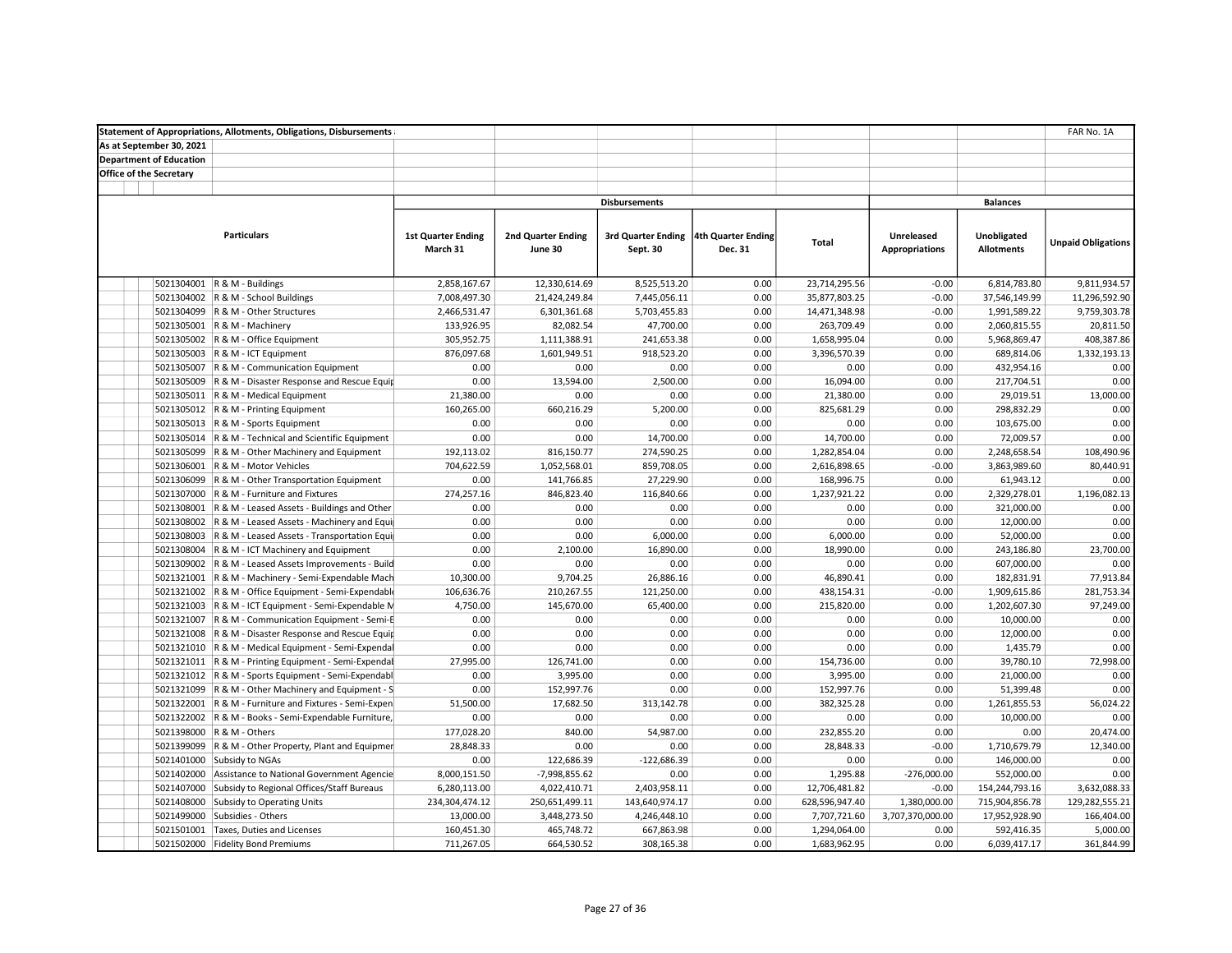**Statement of Appropriations, Allotments, Obligations, Disbursements**

FAR No. 1A

**As at September 30, 2021**

**Department of Education**

**Office of the Secretary**

| Particulars | | Disbursements | | | | | Balances | | |
|---|---|---|---|---|---|---|---|---|---|
| | | 1st Quarter Ending March 31 | 2nd Quarter Ending June 30 | 3rd Quarter Ending Sept. 30 | 4th Quarter Ending Dec. 31 | Total | Unreleased Appropriations | Unobligated Allotments | Unpaid Obligations |
| 5021304001 | R & M - Buildings | 2,858,167.67 | 12,330,614.69 | 8,525,513.20 | 0.00 | 23,714,295.56 | -0.00 | 6,814,783.80 | 9,811,934.57 |
| 5021304002 | R & M - School Buildings | 7,008,497.30 | 21,424,249.84 | 7,445,056.11 | 0.00 | 35,877,803.25 | -0.00 | 37,546,149.99 | 11,296,592.90 |
| 5021304099 | R & M - Other Structures | 2,466,531.47 | 6,301,361.68 | 5,703,455.83 | 0.00 | 14,471,348.98 | -0.00 | 1,991,589.22 | 9,759,303.78 |
| 5021305001 | R & M - Machinery | 133,926.95 | 82,082.54 | 47,700.00 | 0.00 | 263,709.49 | 0.00 | 2,060,815.55 | 20,811.50 |
| 5021305002 | R & M - Office Equipment | 305,952.75 | 1,111,388.91 | 241,653.38 | 0.00 | 1,658,995.04 | 0.00 | 5,968,869.47 | 408,387.86 |
| 5021305003 | R & M - ICT Equipment | 876,097.68 | 1,601,949.51 | 918,523.20 | 0.00 | 3,396,570.39 | 0.00 | 689,814.06 | 1,332,193.13 |
| 5021305007 | R & M - Communication Equipment | 0.00 | 0.00 | 0.00 | 0.00 | 0.00 | 0.00 | 432,954.16 | 0.00 |
| 5021305009 | R & M - Disaster Response and Rescue Equip | 0.00 | 13,594.00 | 2,500.00 | 0.00 | 16,094.00 | 0.00 | 217,704.51 | 0.00 |
| 5021305011 | R & M - Medical Equipment | 21,380.00 | 0.00 | 0.00 | 0.00 | 21,380.00 | 0.00 | 29,019.51 | 13,000.00 |
| 5021305012 | R & M - Printing Equipment | 160,265.00 | 660,216.29 | 5,200.00 | 0.00 | 825,681.29 | 0.00 | 298,832.29 | 0.00 |
| 5021305013 | R & M - Sports Equipment | 0.00 | 0.00 | 0.00 | 0.00 | 0.00 | 0.00 | 103,675.00 | 0.00 |
| 5021305014 | R & M - Technical and Scientific Equipment | 0.00 | 0.00 | 14,700.00 | 0.00 | 14,700.00 | 0.00 | 72,009.57 | 0.00 |
| 5021305099 | R & M - Other Machinery and Equipment | 192,113.02 | 816,150.77 | 274,590.25 | 0.00 | 1,282,854.04 | 0.00 | 2,248,658.54 | 108,490.96 |
| 5021306001 | R & M - Motor Vehicles | 704,622.59 | 1,052,568.01 | 859,708.05 | 0.00 | 2,616,898.65 | -0.00 | 3,863,989.60 | 80,440.91 |
| 5021306099 | R & M - Other Transportation Equipment | 0.00 | 141,766.85 | 27,229.90 | 0.00 | 168,996.75 | 0.00 | 61,943.12 | 0.00 |
| 5021307000 | R & M - Furniture and Fixtures | 274,257.16 | 846,823.40 | 116,840.66 | 0.00 | 1,237,921.22 | 0.00 | 2,329,278.01 | 1,196,082.13 |
| 5021308001 | R & M - Leased Assets - Buildings and Other | 0.00 | 0.00 | 0.00 | 0.00 | 0.00 | 0.00 | 321,000.00 | 0.00 |
| 5021308002 | R & M - Leased Assets - Machinery and Equi | 0.00 | 0.00 | 0.00 | 0.00 | 0.00 | 0.00 | 12,000.00 | 0.00 |
| 5021308003 | R & M - Leased Assets - Transportation Equi | 0.00 | 0.00 | 6,000.00 | 0.00 | 6,000.00 | 0.00 | 52,000.00 | 0.00 |
| 5021308004 | R & M - ICT Machinery and Equipment | 0.00 | 2,100.00 | 16,890.00 | 0.00 | 18,990.00 | 0.00 | 243,186.80 | 23,700.00 |
| 5021309002 | R & M - Leased Assets Improvements - Build | 0.00 | 0.00 | 0.00 | 0.00 | 0.00 | 0.00 | 607,000.00 | 0.00 |
| 5021321001 | R & M - Machinery - Semi-Expendable Mach | 10,300.00 | 9,704.25 | 26,886.16 | 0.00 | 46,890.41 | 0.00 | 182,831.91 | 77,913.84 |
| 5021321002 | R & M - Office Equipment - Semi-Expendable | 106,636.76 | 210,267.55 | 121,250.00 | 0.00 | 438,154.31 | -0.00 | 1,909,615.86 | 281,753.34 |
| 5021321003 | R & M - ICT Equipment - Semi-Expendable M | 4,750.00 | 145,670.00 | 65,400.00 | 0.00 | 215,820.00 | 0.00 | 1,202,607.30 | 97,249.00 |
| 5021321007 | R & M - Communication Equipment - Semi-E | 0.00 | 0.00 | 0.00 | 0.00 | 0.00 | 0.00 | 10,000.00 | 0.00 |
| 5021321008 | R & M - Disaster Response and Rescue Equip | 0.00 | 0.00 | 0.00 | 0.00 | 0.00 | 0.00 | 12,000.00 | 0.00 |
| 5021321010 | R & M - Medical Equipment - Semi-Expendal | 0.00 | 0.00 | 0.00 | 0.00 | 0.00 | 0.00 | 1,435.79 | 0.00 |
| 5021321011 | R & M - Printing Equipment - Semi-Expendal | 27,995.00 | 126,741.00 | 0.00 | 0.00 | 154,736.00 | 0.00 | 39,780.10 | 72,998.00 |
| 5021321012 | R & M - Sports Equipment - Semi-Expendabl | 0.00 | 3,995.00 | 0.00 | 0.00 | 3,995.00 | 0.00 | 21,000.00 | 0.00 |
| 5021321099 | R & M - Other Machinery and Equipment - S | 0.00 | 152,997.76 | 0.00 | 0.00 | 152,997.76 | 0.00 | 51,399.48 | 0.00 |
| 5021322001 | R & M - Furniture and Fixtures - Semi-Expen | 51,500.00 | 17,682.50 | 313,142.78 | 0.00 | 382,325.28 | 0.00 | 1,261,855.53 | 56,024.22 |
| 5021322002 | R & M - Books - Semi-Expendable Furniture, | 0.00 | 0.00 | 0.00 | 0.00 | 0.00 | 0.00 | 10,000.00 | 0.00 |
| 5021398000 | R & M - Others | 177,028.20 | 840.00 | 54,987.00 | 0.00 | 232,855.20 | 0.00 | 0.00 | 20,474.00 |
| 5021399099 | R & M - Other Property, Plant and Equipmer | 28,848.33 | 0.00 | 0.00 | 0.00 | 28,848.33 | -0.00 | 1,710,679.79 | 12,340.00 |
| 5021401000 | Subsidy to NGAs | 0.00 | 122,686.39 | -122,686.39 | 0.00 | 0.00 | 0.00 | 146,000.00 | 0.00 |
| 5021402000 | Assistance to National Government Agencie | 8,000,151.50 | -7,998,855.62 | 0.00 | 0.00 | 1,295.88 | -276,000.00 | 552,000.00 | 0.00 |
| 5021407000 | Subsidy to Regional Offices/Staff Bureaus | 6,280,113.00 | 4,022,410.71 | 2,403,958.11 | 0.00 | 12,706,481.82 | -0.00 | 154,244,793.16 | 3,632,088.33 |
| 5021408000 | Subsidy to Operating Units | 234,304,474.12 | 250,651,499.11 | 143,640,974.17 | 0.00 | 628,596,947.40 | 1,380,000.00 | 715,904,856.78 | 129,282,555.21 |
| 5021499000 | Subsidies - Others | 13,000.00 | 3,448,273.50 | 4,246,448.10 | 0.00 | 7,707,721.60 | 3,707,370,000.00 | 17,952,928.90 | 166,404.00 |
| 5021501001 | Taxes, Duties and Licenses | 160,451.30 | 465,748.72 | 667,863.98 | 0.00 | 1,294,064.00 | 0.00 | 592,416.35 | 5,000.00 |
| 5021502000 | Fidelity Bond Premiums | 711,267.05 | 664,530.52 | 308,165.38 | 0.00 | 1,683,962.95 | 0.00 | 6,039,417.17 | 361,844.99 |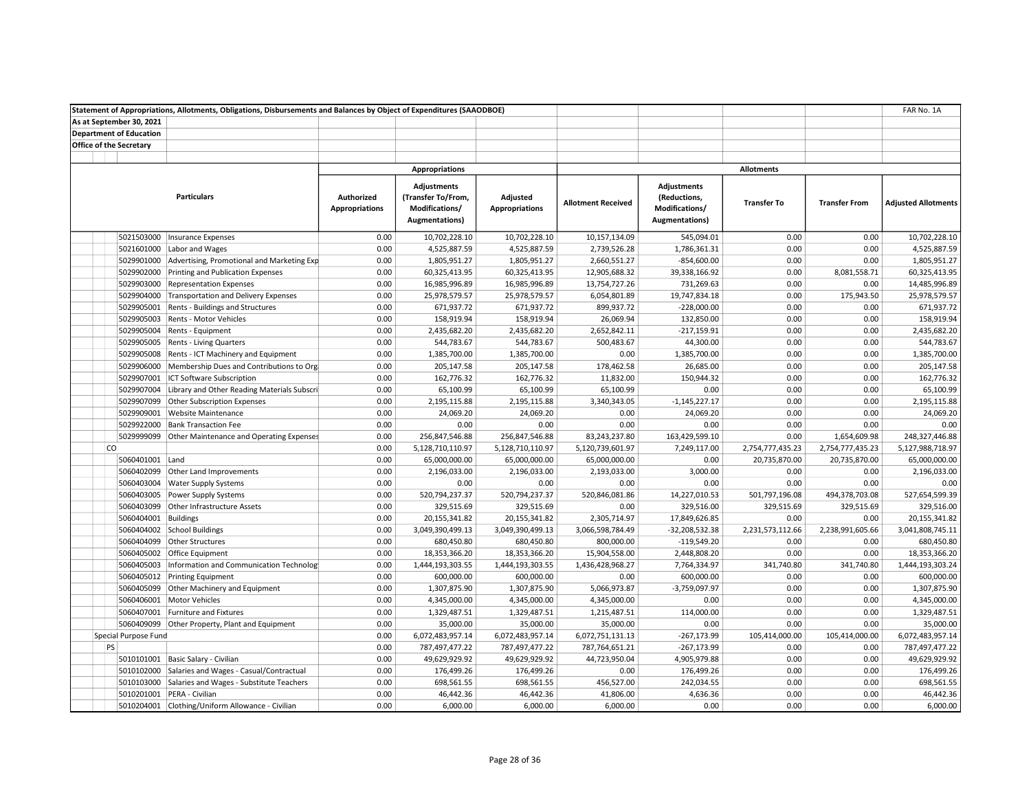Statement of Appropriations, Allotments, Obligations, Disbursements and Balances by Object of Expenditures (SAAODBOE)

FAR No. 1A

As at September 30, 2021

Department of Education

Office of the Secretary

| Particulars | | Appropriations | | | Allotments | | | | |
|---|---|---|---|---|---|---|---|---|---|
| | | Authorized Appropriations | Adjustments (Transfer To/From, Modifications/ Augmentations) | Adjusted Appropriations | Allotment Received | Adjustments (Reductions, Modifications/ Augmentations) | Transfer To | Transfer From | Adjusted Allotments |
| 5021503000 | Insurance Expenses | 0.00 | 10,702,228.10 | 10,702,228.10 | 10,157,134.09 | 545,094.01 | 0.00 | 0.00 | 10,702,228.10 |
| 5021601000 | Labor and Wages | 0.00 | 4,525,887.59 | 4,525,887.59 | 2,739,526.28 | 1,786,361.31 | 0.00 | 0.00 | 4,525,887.59 |
| 5029901000 | Advertising, Promotional and Marketing Exp | 0.00 | 1,805,951.27 | 1,805,951.27 | 2,660,551.27 | -854,600.00 | 0.00 | 0.00 | 1,805,951.27 |
| 5029902000 | Printing and Publication Expenses | 0.00 | 60,325,413.95 | 60,325,413.95 | 12,905,688.32 | 39,338,166.92 | 0.00 | 8,081,558.71 | 60,325,413.95 |
| 5029903000 | Representation Expenses | 0.00 | 16,985,996.89 | 16,985,996.89 | 13,754,727.26 | 731,269.63 | 0.00 | 0.00 | 14,485,996.89 |
| 5029904000 | Transportation and Delivery Expenses | 0.00 | 25,978,579.57 | 25,978,579.57 | 6,054,801.89 | 19,747,834.18 | 0.00 | 175,943.50 | 25,978,579.57 |
| 5029905001 | Rents - Buildings and Structures | 0.00 | 671,937.72 | 671,937.72 | 899,937.72 | -228,000.00 | 0.00 | 0.00 | 671,937.72 |
| 5029905003 | Rents - Motor Vehicles | 0.00 | 158,919.94 | 158,919.94 | 26,069.94 | 132,850.00 | 0.00 | 0.00 | 158,919.94 |
| 5029905004 | Rents - Equipment | 0.00 | 2,435,682.20 | 2,435,682.20 | 2,652,842.11 | -217,159.91 | 0.00 | 0.00 | 2,435,682.20 |
| 5029905005 | Rents - Living Quarters | 0.00 | 544,783.67 | 544,783.67 | 500,483.67 | 44,300.00 | 0.00 | 0.00 | 544,783.67 |
| 5029905008 | Rents - ICT Machinery and Equipment | 0.00 | 1,385,700.00 | 1,385,700.00 | 0.00 | 1,385,700.00 | 0.00 | 0.00 | 1,385,700.00 |
| 5029906000 | Membership Dues and Contributions to Org | 0.00 | 205,147.58 | 205,147.58 | 178,462.58 | 26,685.00 | 0.00 | 0.00 | 205,147.58 |
| 5029907001 | ICT Software Subscription | 0.00 | 162,776.32 | 162,776.32 | 11,832.00 | 150,944.32 | 0.00 | 0.00 | 162,776.32 |
| 5029907004 | Library and Other Reading Materials Subscri | 0.00 | 65,100.99 | 65,100.99 | 65,100.99 | 0.00 | 0.00 | 0.00 | 65,100.99 |
| 5029907099 | Other Subscription Expenses | 0.00 | 2,195,115.88 | 2,195,115.88 | 3,340,343.05 | -1,145,227.17 | 0.00 | 0.00 | 2,195,115.88 |
| 5029909001 | Website Maintenance | 0.00 | 24,069.20 | 24,069.20 | 0.00 | 24,069.20 | 0.00 | 0.00 | 24,069.20 |
| 5029922000 | Bank Transaction Fee | 0.00 | 0.00 | 0.00 | 0.00 | 0.00 | 0.00 | 0.00 | 0.00 |
| 5029999099 | Other Maintenance and Operating Expenses | 0.00 | 256,847,546.88 | 256,847,546.88 | 83,243,237.80 | 163,429,599.10 | 0.00 | 1,654,609.98 | 248,327,446.88 |
| CO | | 0.00 | 5,128,710,110.97 | 5,128,710,110.97 | 5,120,739,601.97 | 7,249,117.00 | 2,754,777,435.23 | 2,754,777,435.23 | 5,127,988,718.97 |
| 5060401001 | Land | 0.00 | 65,000,000.00 | 65,000,000.00 | 65,000,000.00 | 0.00 | 20,735,870.00 | 20,735,870.00 | 65,000,000.00 |
| 5060402099 | Other Land Improvements | 0.00 | 2,196,033.00 | 2,196,033.00 | 2,193,033.00 | 3,000.00 | 0.00 | 0.00 | 2,196,033.00 |
| 5060403004 | Water Supply Systems | 0.00 | 0.00 | 0.00 | 0.00 | 0.00 | 0.00 | 0.00 | 0.00 |
| 5060403005 | Power Supply Systems | 0.00 | 520,794,237.37 | 520,794,237.37 | 520,846,081.86 | 14,227,010.53 | 501,797,196.08 | 494,378,703.08 | 527,654,599.39 |
| 5060403099 | Other Infrastructure Assets | 0.00 | 329,515.69 | 329,515.69 | 0.00 | 329,516.00 | 329,515.69 | 329,515.69 | 329,516.00 |
| 5060404001 | Buildings | 0.00 | 20,155,341.82 | 20,155,341.82 | 2,305,714.97 | 17,849,626.85 | 0.00 | 0.00 | 20,155,341.82 |
| 5060404002 | School Buildings | 0.00 | 3,049,390,499.13 | 3,049,390,499.13 | 3,066,598,784.49 | -32,208,532.38 | 2,231,573,112.66 | 2,238,991,605.66 | 3,041,808,745.11 |
| 5060404099 | Other Structures | 0.00 | 680,450.80 | 680,450.80 | 800,000.00 | -119,549.20 | 0.00 | 0.00 | 680,450.80 |
| 5060405002 | Office Equipment | 0.00 | 18,353,366.20 | 18,353,366.20 | 15,904,558.00 | 2,448,808.20 | 0.00 | 0.00 | 18,353,366.20 |
| 5060405003 | Information and Communication Technolog | 0.00 | 1,444,193,303.55 | 1,444,193,303.55 | 1,436,428,968.27 | 7,764,334.97 | 341,740.80 | 341,740.80 | 1,444,193,303.24 |
| 5060405012 | Printing Equipment | 0.00 | 600,000.00 | 600,000.00 | 0.00 | 600,000.00 | 0.00 | 0.00 | 600,000.00 |
| 5060405099 | Other Machinery and Equipment | 0.00 | 1,307,875.90 | 1,307,875.90 | 5,066,973.87 | -3,759,097.97 | 0.00 | 0.00 | 1,307,875.90 |
| 5060406001 | Motor Vehicles | 0.00 | 4,345,000.00 | 4,345,000.00 | 4,345,000.00 | 0.00 | 0.00 | 0.00 | 4,345,000.00 |
| 5060407001 | Furniture and Fixtures | 0.00 | 1,329,487.51 | 1,329,487.51 | 1,215,487.51 | 114,000.00 | 0.00 | 0.00 | 1,329,487.51 |
| 5060409099 | Other Property, Plant and Equipment | 0.00 | 35,000.00 | 35,000.00 | 35,000.00 | 0.00 | 0.00 | 0.00 | 35,000.00 |
| Special Purpose Fund | | 0.00 | 6,072,483,957.14 | 6,072,483,957.14 | 6,072,751,131.13 | -267,173.99 | 105,414,000.00 | 105,414,000.00 | 6,072,483,957.14 |
| PS | | 0.00 | 787,497,477.22 | 787,497,477.22 | 787,764,651.21 | -267,173.99 | 0.00 | 0.00 | 787,497,477.22 |
| 5010101001 | Basic Salary - Civilian | 0.00 | 49,629,929.92 | 49,629,929.92 | 44,723,950.04 | 4,905,979.88 | 0.00 | 0.00 | 49,629,929.92 |
| 5010102000 | Salaries and Wages - Casual/Contractual | 0.00 | 176,499.26 | 176,499.26 | 0.00 | 176,499.26 | 0.00 | 0.00 | 176,499.26 |
| 5010103000 | Salaries and Wages - Substitute Teachers | 0.00 | 698,561.55 | 698,561.55 | 456,527.00 | 242,034.55 | 0.00 | 0.00 | 698,561.55 |
| 5010201001 | PERA - Civilian | 0.00 | 46,442.36 | 46,442.36 | 41,806.00 | 4,636.36 | 0.00 | 0.00 | 46,442.36 |
| 5010204001 | Clothing/Uniform Allowance - Civilian | 0.00 | 6,000.00 | 6,000.00 | 6,000.00 | 0.00 | 0.00 | 0.00 | 6,000.00 |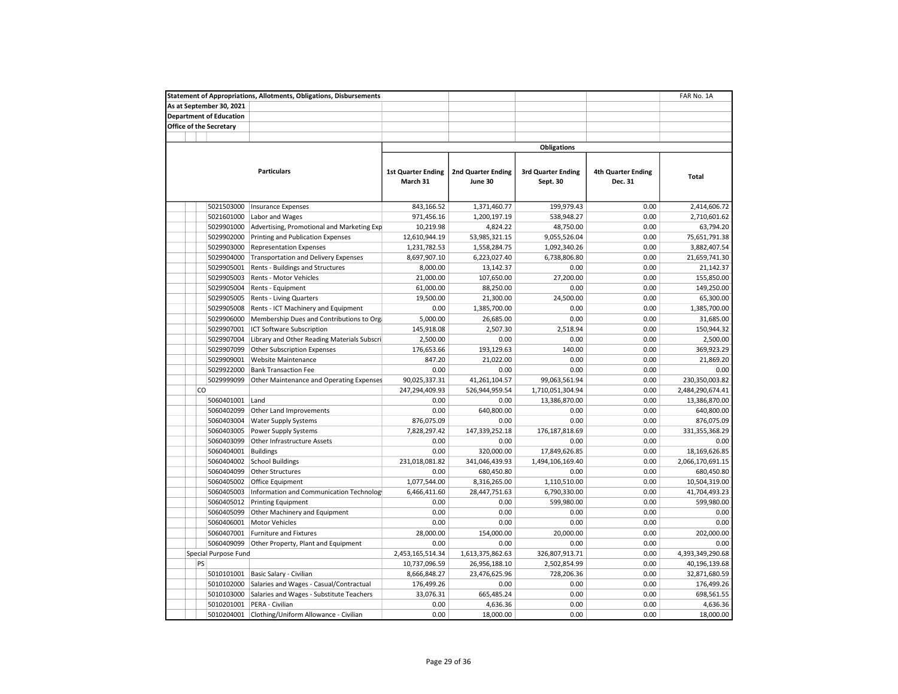**Statement of Appropriations, Allotments, Obligations, Disbursements** — FAR No. 1A

**As at September 30, 2021**

**Department of Education**

**Office of the Secretary**

| | | Obligations | | | | |
|---|---|---|---|---|---|---|
| Particulars | | 1st Quarter Ending March 31 | 2nd Quarter Ending June 30 | 3rd Quarter Ending Sept. 30 | 4th Quarter Ending Dec. 31 | Total |
| 5021503000 | Insurance Expenses | 843,166.52 | 1,371,460.77 | 199,979.43 | 0.00 | 2,414,606.72 |
| 5021601000 | Labor and Wages | 971,456.16 | 1,200,197.19 | 538,948.27 | 0.00 | 2,710,601.62 |
| 5029901000 | Advertising, Promotional and Marketing Exp | 10,219.98 | 4,824.22 | 48,750.00 | 0.00 | 63,794.20 |
| 5029902000 | Printing and Publication Expenses | 12,610,944.19 | 53,985,321.15 | 9,055,526.04 | 0.00 | 75,651,791.38 |
| 5029903000 | Representation Expenses | 1,231,782.53 | 1,558,284.75 | 1,092,340.26 | 0.00 | 3,882,407.54 |
| 5029904000 | Transportation and Delivery Expenses | 8,697,907.10 | 6,223,027.40 | 6,738,806.80 | 0.00 | 21,659,741.30 |
| 5029905001 | Rents - Buildings and Structures | 8,000.00 | 13,142.37 | 0.00 | 0.00 | 21,142.37 |
| 5029905003 | Rents - Motor Vehicles | 21,000.00 | 107,650.00 | 27,200.00 | 0.00 | 155,850.00 |
| 5029905004 | Rents - Equipment | 61,000.00 | 88,250.00 | 0.00 | 0.00 | 149,250.00 |
| 5029905005 | Rents - Living Quarters | 19,500.00 | 21,300.00 | 24,500.00 | 0.00 | 65,300.00 |
| 5029905008 | Rents - ICT Machinery and Equipment | 0.00 | 1,385,700.00 | 0.00 | 0.00 | 1,385,700.00 |
| 5029906000 | Membership Dues and Contributions to Org | 5,000.00 | 26,685.00 | 0.00 | 0.00 | 31,685.00 |
| 5029907001 | ICT Software Subscription | 145,918.08 | 2,507.30 | 2,518.94 | 0.00 | 150,944.32 |
| 5029907004 | Library and Other Reading Materials Subscri | 2,500.00 | 0.00 | 0.00 | 0.00 | 2,500.00 |
| 5029907099 | Other Subscription Expenses | 176,653.66 | 193,129.63 | 140.00 | 0.00 | 369,923.29 |
| 5029909001 | Website Maintenance | 847.20 | 21,022.00 | 0.00 | 0.00 | 21,869.20 |
| 5029922000 | Bank Transaction Fee | 0.00 | 0.00 | 0.00 | 0.00 | 0.00 |
| 5029999099 | Other Maintenance and Operating Expenses | 90,025,337.31 | 41,261,104.57 | 99,063,561.94 | 0.00 | 230,350,003.82 |
| CO | | 247,294,409.93 | 526,944,959.54 | 1,710,051,304.94 | 0.00 | 2,484,290,674.41 |
| 5060401001 | Land | 0.00 | 0.00 | 13,386,870.00 | 0.00 | 13,386,870.00 |
| 5060402099 | Other Land Improvements | 0.00 | 640,800.00 | 0.00 | 0.00 | 640,800.00 |
| 5060403004 | Water Supply Systems | 876,075.09 | 0.00 | 0.00 | 0.00 | 876,075.09 |
| 5060403005 | Power Supply Systems | 7,828,297.42 | 147,339,252.18 | 176,187,818.69 | 0.00 | 331,355,368.29 |
| 5060403099 | Other Infrastructure Assets | 0.00 | 0.00 | 0.00 | 0.00 | 0.00 |
| 5060404001 | Buildings | 0.00 | 320,000.00 | 17,849,626.85 | 0.00 | 18,169,626.85 |
| 5060404002 | School Buildings | 231,018,081.82 | 341,046,439.93 | 1,494,106,169.40 | 0.00 | 2,066,170,691.15 |
| 5060404099 | Other Structures | 0.00 | 680,450.80 | 0.00 | 0.00 | 680,450.80 |
| 5060405002 | Office Equipment | 1,077,544.00 | 8,316,265.00 | 1,110,510.00 | 0.00 | 10,504,319.00 |
| 5060405003 | Information and Communication Technolog | 6,466,411.60 | 28,447,751.63 | 6,790,330.00 | 0.00 | 41,704,493.23 |
| 5060405012 | Printing Equipment | 0.00 | 0.00 | 599,980.00 | 0.00 | 599,980.00 |
| 5060405099 | Other Machinery and Equipment | 0.00 | 0.00 | 0.00 | 0.00 | 0.00 |
| 5060406001 | Motor Vehicles | 0.00 | 0.00 | 0.00 | 0.00 | 0.00 |
| 5060407001 | Furniture and Fixtures | 28,000.00 | 154,000.00 | 20,000.00 | 0.00 | 202,000.00 |
| 5060409099 | Other Property, Plant and Equipment | 0.00 | 0.00 | 0.00 | 0.00 | 0.00 |
| Special Purpose Fund | | 2,453,165,514.34 | 1,613,375,862.63 | 326,807,913.71 | 0.00 | 4,393,349,290.68 |
| PS | | 10,737,096.59 | 26,956,188.10 | 2,502,854.99 | 0.00 | 40,196,139.68 |
| 5010101001 | Basic Salary - Civilian | 8,666,848.27 | 23,476,625.96 | 728,206.36 | 0.00 | 32,871,680.59 |
| 5010102000 | Salaries and Wages - Casual/Contractual | 176,499.26 | 0.00 | 0.00 | 0.00 | 176,499.26 |
| 5010103000 | Salaries and Wages - Substitute Teachers | 33,076.31 | 665,485.24 | 0.00 | 0.00 | 698,561.55 |
| 5010201001 | PERA - Civilian | 0.00 | 4,636.36 | 0.00 | 0.00 | 4,636.36 |
| 5010204001 | Clothing/Uniform Allowance - Civilian | 0.00 | 18,000.00 | 0.00 | 0.00 | 18,000.00 |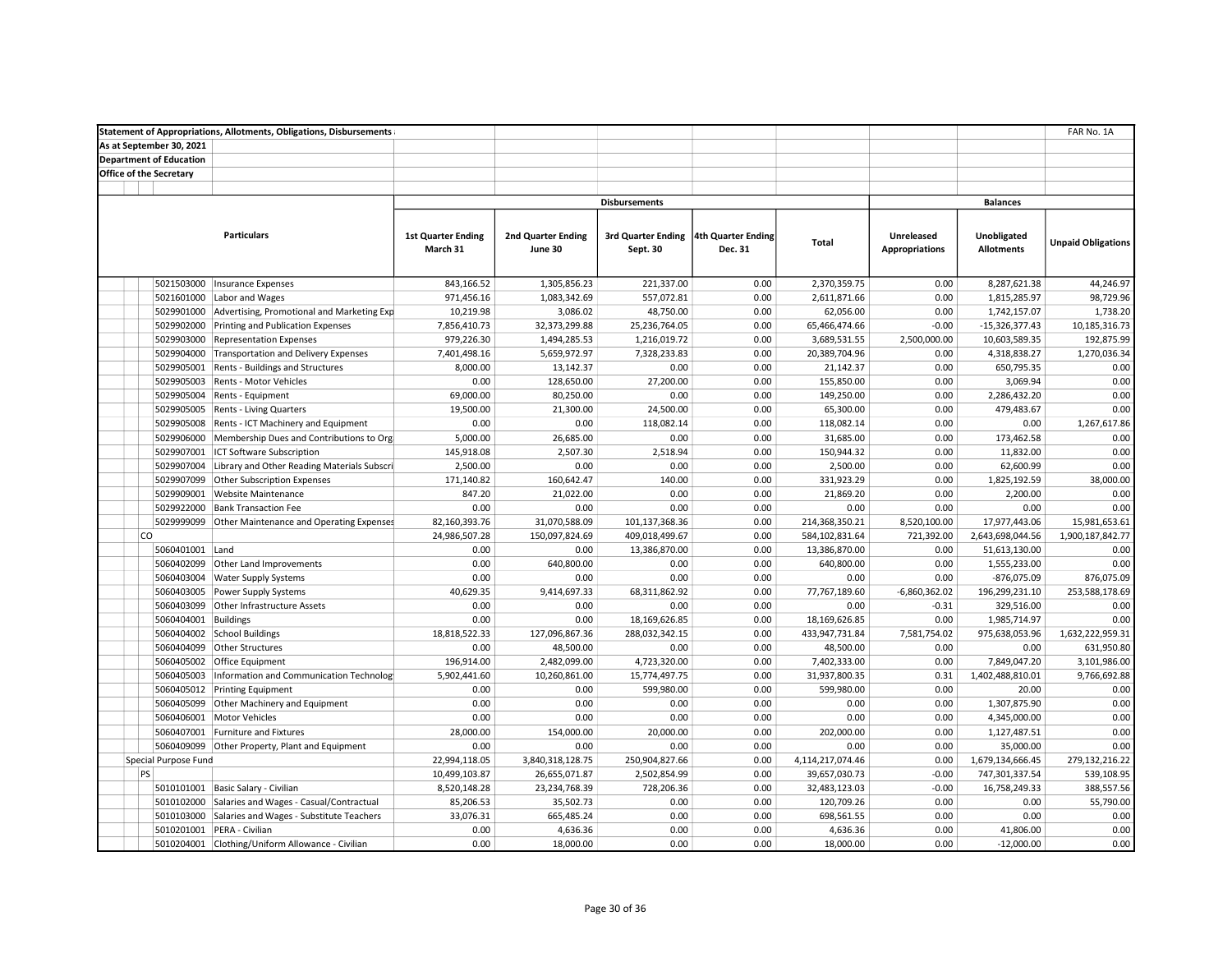**Statement of Appropriations, Allotments, Obligations, Disbursements** | FAR No. 1A

**As at September 30, 2021**

**Department of Education**

**Office of the Secretary**

| | Particulars | Disbursements | | | | | Balances | | |
|---|---|---|---|---|---|---|---|---|---|
| | | 1st Quarter Ending March 31 | 2nd Quarter Ending June 30 | 3rd Quarter Ending Sept. 30 | 4th Quarter Ending Dec. 31 | Total | Unreleased Appropriations | Unobligated Allotments | Unpaid Obligations |
| 5021503000 | Insurance Expenses | 843,166.52 | 1,305,856.23 | 221,337.00 | 0.00 | 2,370,359.75 | 0.00 | 8,287,621.38 | 44,246.97 |
| 5021601000 | Labor and Wages | 971,456.16 | 1,083,342.69 | 557,072.81 | 0.00 | 2,611,871.66 | 0.00 | 1,815,285.97 | 98,729.96 |
| 5029901000 | Advertising, Promotional and Marketing Exp | 10,219.98 | 3,086.02 | 48,750.00 | 0.00 | 62,056.00 | 0.00 | 1,742,157.07 | 1,738.20 |
| 5029902000 | Printing and Publication Expenses | 7,856,410.73 | 32,373,299.88 | 25,236,764.05 | 0.00 | 65,466,474.66 | -0.00 | -15,326,377.43 | 10,185,316.73 |
| 5029903000 | Representation Expenses | 979,226.30 | 1,494,285.53 | 1,216,019.72 | 0.00 | 3,689,531.55 | 2,500,000.00 | 10,603,589.35 | 192,875.99 |
| 5029904000 | Transportation and Delivery Expenses | 7,401,498.16 | 5,659,972.97 | 7,328,233.83 | 0.00 | 20,389,704.96 | 0.00 | 4,318,838.27 | 1,270,036.34 |
| 5029905001 | Rents - Buildings and Structures | 8,000.00 | 13,142.37 | 0.00 | 0.00 | 21,142.37 | 0.00 | 650,795.35 | 0.00 |
| 5029905003 | Rents - Motor Vehicles | 0.00 | 128,650.00 | 27,200.00 | 0.00 | 155,850.00 | 0.00 | 3,069.94 | 0.00 |
| 5029905004 | Rents - Equipment | 69,000.00 | 80,250.00 | 0.00 | 0.00 | 149,250.00 | 0.00 | 2,286,432.20 | 0.00 |
| 5029905005 | Rents - Living Quarters | 19,500.00 | 21,300.00 | 24,500.00 | 0.00 | 65,300.00 | 0.00 | 479,483.67 | 0.00 |
| 5029905008 | Rents - ICT Machinery and Equipment | 0.00 | 0.00 | 118,082.14 | 0.00 | 118,082.14 | 0.00 | 0.00 | 1,267,617.86 |
| 5029906000 | Membership Dues and Contributions to Org | 5,000.00 | 26,685.00 | 0.00 | 0.00 | 31,685.00 | 0.00 | 173,462.58 | 0.00 |
| 5029907001 | ICT Software Subscription | 145,918.08 | 2,507.30 | 2,518.94 | 0.00 | 150,944.32 | 0.00 | 11,832.00 | 0.00 |
| 5029907004 | Library and Other Reading Materials Subscri | 2,500.00 | 0.00 | 0.00 | 0.00 | 2,500.00 | 0.00 | 62,600.99 | 0.00 |
| 5029907099 | Other Subscription Expenses | 171,140.82 | 160,642.47 | 140.00 | 0.00 | 331,923.29 | 0.00 | 1,825,192.59 | 38,000.00 |
| 5029909001 | Website Maintenance | 847.20 | 21,022.00 | 0.00 | 0.00 | 21,869.20 | 0.00 | 2,200.00 | 0.00 |
| 5029922000 | Bank Transaction Fee | 0.00 | 0.00 | 0.00 | 0.00 | 0.00 | 0.00 | 0.00 | 0.00 |
| 5029999099 | Other Maintenance and Operating Expenses | 82,160,393.76 | 31,070,588.09 | 101,137,368.36 | 0.00 | 214,368,350.21 | 8,520,100.00 | 17,977,443.06 | 15,981,653.61 |
| CO | | 24,986,507.28 | 150,097,824.69 | 409,018,499.67 | 0.00 | 584,102,831.64 | 721,392.00 | 2,643,698,044.56 | 1,900,187,842.77 |
| 5060401001 | Land | 0.00 | 0.00 | 13,386,870.00 | 0.00 | 13,386,870.00 | 0.00 | 51,613,130.00 | 0.00 |
| 5060402099 | Other Land Improvements | 0.00 | 640,800.00 | 0.00 | 0.00 | 640,800.00 | 0.00 | 1,555,233.00 | 0.00 |
| 5060403004 | Water Supply Systems | 0.00 | 0.00 | 0.00 | 0.00 | 0.00 | 0.00 | -876,075.09 | 876,075.09 |
| 5060403005 | Power Supply Systems | 40,629.35 | 9,414,697.33 | 68,311,862.92 | 0.00 | 77,767,189.60 | -6,860,362.02 | 196,299,231.10 | 253,588,178.69 |
| 5060403099 | Other Infrastructure Assets | 0.00 | 0.00 | 0.00 | 0.00 | 0.00 | -0.31 | 329,516.00 | 0.00 |
| 5060404001 | Buildings | 0.00 | 0.00 | 18,169,626.85 | 0.00 | 18,169,626.85 | 0.00 | 1,985,714.97 | 0.00 |
| 5060404002 | School Buildings | 18,818,522.33 | 127,096,867.36 | 288,032,342.15 | 0.00 | 433,947,731.84 | 7,581,754.02 | 975,638,053.96 | 1,632,222,959.31 |
| 5060404099 | Other Structures | 0.00 | 48,500.00 | 0.00 | 0.00 | 48,500.00 | 0.00 | 0.00 | 631,950.80 |
| 5060405002 | Office Equipment | 196,914.00 | 2,482,099.00 | 4,723,320.00 | 0.00 | 7,402,333.00 | 0.00 | 7,849,047.20 | 3,101,986.00 |
| 5060405003 | Information and Communication Technolog | 5,902,441.60 | 10,260,861.00 | 15,774,497.75 | 0.00 | 31,937,800.35 | 0.31 | 1,402,488,810.01 | 9,766,692.88 |
| 5060405012 | Printing Equipment | 0.00 | 0.00 | 599,980.00 | 0.00 | 599,980.00 | 0.00 | 20.00 | 0.00 |
| 5060405099 | Other Machinery and Equipment | 0.00 | 0.00 | 0.00 | 0.00 | 0.00 | 0.00 | 1,307,875.90 | 0.00 |
| 5060406001 | Motor Vehicles | 0.00 | 0.00 | 0.00 | 0.00 | 0.00 | 0.00 | 4,345,000.00 | 0.00 |
| 5060407001 | Furniture and Fixtures | 28,000.00 | 154,000.00 | 20,000.00 | 0.00 | 202,000.00 | 0.00 | 1,127,487.51 | 0.00 |
| 5060409099 | Other Property, Plant and Equipment | 0.00 | 0.00 | 0.00 | 0.00 | 0.00 | 0.00 | 35,000.00 | 0.00 |
| Special Purpose Fund | | 22,994,118.05 | 3,840,318,128.75 | 250,904,827.66 | 0.00 | 4,114,217,074.46 | 0.00 | 1,679,134,666.45 | 279,132,216.22 |
| PS | | 10,499,103.87 | 26,655,071.87 | 2,502,854.99 | 0.00 | 39,657,030.73 | -0.00 | 747,301,337.54 | 539,108.95 |
| 5010101001 | Basic Salary - Civilian | 8,520,148.28 | 23,234,768.39 | 728,206.36 | 0.00 | 32,483,123.03 | -0.00 | 16,758,249.33 | 388,557.56 |
| 5010102000 | Salaries and Wages - Casual/Contractual | 85,206.53 | 35,502.73 | 0.00 | 0.00 | 120,709.26 | 0.00 | 0.00 | 55,790.00 |
| 5010103000 | Salaries and Wages - Substitute Teachers | 33,076.31 | 665,485.24 | 0.00 | 0.00 | 698,561.55 | 0.00 | 0.00 | 0.00 |
| 5010201001 | PERA - Civilian | 0.00 | 4,636.36 | 0.00 | 0.00 | 4,636.36 | 0.00 | 41,806.00 | 0.00 |
| 5010204001 | Clothing/Uniform Allowance - Civilian | 0.00 | 18,000.00 | 0.00 | 0.00 | 18,000.00 | 0.00 | -12,000.00 | 0.00 |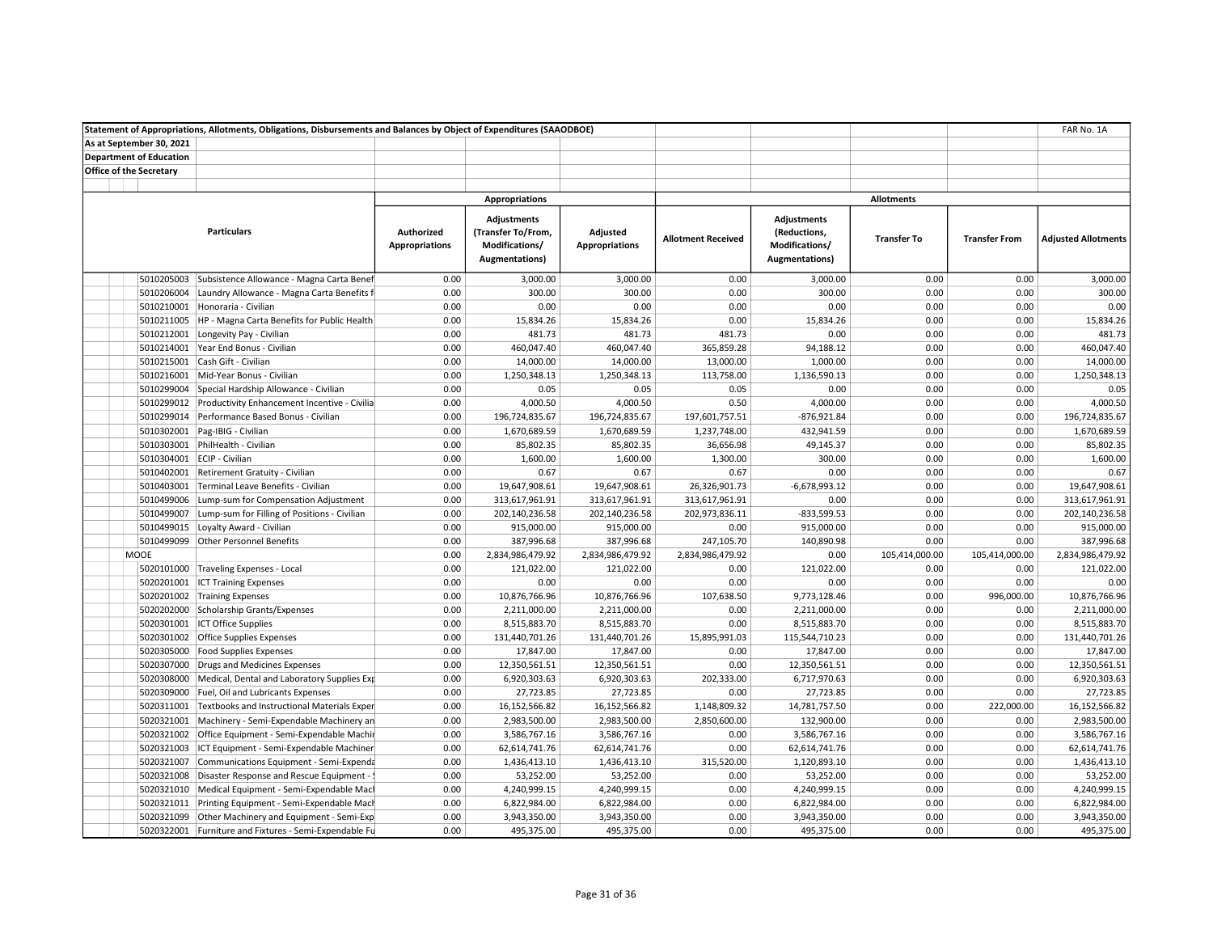Statement of Appropriations, Allotments, Obligations, Disbursements and Balances by Object of Expenditures (SAAODBOE)

FAR No. 1A

As at September 30, 2021

Department of Education

Office of the Secretary

| Particulars | | Appropriations | | | Allotments | | | | |
|---|---|---|---|---|---|---|---|---|---|
| | | Authorized Appropriations | Adjustments (Transfer To/From, Modifications/ Augmentations) | Adjusted Appropriations | Allotment Received | Adjustments (Reductions, Modifications/ Augmentations) | Transfer To | Transfer From | Adjusted Allotments |
| 5010205003 | Subsistence Allowance - Magna Carta Benef | 0.00 | 3,000.00 | 3,000.00 | 0.00 | 3,000.00 | 0.00 | 0.00 | 3,000.00 |
| 5010206004 | Laundry Allowance - Magna Carta Benefits f | 0.00 | 300.00 | 300.00 | 0.00 | 300.00 | 0.00 | 0.00 | 300.00 |
| 5010210001 | Honoraria - Civilian | 0.00 | 0.00 | 0.00 | 0.00 | 0.00 | 0.00 | 0.00 | 0.00 |
| 5010211005 | HP - Magna Carta Benefits for Public Health | 0.00 | 15,834.26 | 15,834.26 | 0.00 | 15,834.26 | 0.00 | 0.00 | 15,834.26 |
| 5010212001 | Longevity Pay - Civilian | 0.00 | 481.73 | 481.73 | 481.73 | 0.00 | 0.00 | 0.00 | 481.73 |
| 5010214001 | Year End Bonus - Civilian | 0.00 | 460,047.40 | 460,047.40 | 365,859.28 | 94,188.12 | 0.00 | 0.00 | 460,047.40 |
| 5010215001 | Cash Gift - Civilian | 0.00 | 14,000.00 | 14,000.00 | 13,000.00 | 1,000.00 | 0.00 | 0.00 | 14,000.00 |
| 5010216001 | Mid-Year Bonus - Civilian | 0.00 | 1,250,348.13 | 1,250,348.13 | 113,758.00 | 1,136,590.13 | 0.00 | 0.00 | 1,250,348.13 |
| 5010299004 | Special Hardship Allowance - Civilian | 0.00 | 0.05 | 0.05 | 0.05 | 0.00 | 0.00 | 0.00 | 0.05 |
| 5010299012 | Productivity Enhancement Incentive - Civilia | 0.00 | 4,000.50 | 4,000.50 | 0.50 | 4,000.00 | 0.00 | 0.00 | 4,000.50 |
| 5010299014 | Performance Based Bonus - Civilian | 0.00 | 196,724,835.67 | 196,724,835.67 | 197,601,757.51 | -876,921.84 | 0.00 | 0.00 | 196,724,835.67 |
| 5010302001 | Pag-IBIG - Civilian | 0.00 | 1,670,689.59 | 1,670,689.59 | 1,237,748.00 | 432,941.59 | 0.00 | 0.00 | 1,670,689.59 |
| 5010303001 | PhilHealth - Civilian | 0.00 | 85,802.35 | 85,802.35 | 36,656.98 | 49,145.37 | 0.00 | 0.00 | 85,802.35 |
| 5010304001 | ECIP - Civilian | 0.00 | 1,600.00 | 1,600.00 | 1,300.00 | 300.00 | 0.00 | 0.00 | 1,600.00 |
| 5010402001 | Retirement Gratuity - Civilian | 0.00 | 0.67 | 0.67 | 0.67 | 0.00 | 0.00 | 0.00 | 0.67 |
| 5010403001 | Terminal Leave Benefits - Civilian | 0.00 | 19,647,908.61 | 19,647,908.61 | 26,326,901.73 | -6,678,993.12 | 0.00 | 0.00 | 19,647,908.61 |
| 5010499006 | Lump-sum for Compensation Adjustment | 0.00 | 313,617,961.91 | 313,617,961.91 | 313,617,961.91 | 0.00 | 0.00 | 0.00 | 313,617,961.91 |
| 5010499007 | Lump-sum for Filling of Positions - Civilian | 0.00 | 202,140,236.58 | 202,140,236.58 | 202,973,836.11 | -833,599.53 | 0.00 | 0.00 | 202,140,236.58 |
| 5010499015 | Loyalty Award - Civilian | 0.00 | 915,000.00 | 915,000.00 | 0.00 | 915,000.00 | 0.00 | 0.00 | 915,000.00 |
| 5010499099 | Other Personnel Benefits | 0.00 | 387,996.68 | 387,996.68 | 247,105.70 | 140,890.98 | 0.00 | 0.00 | 387,996.68 |
| MOOE | | 0.00 | 2,834,986,479.92 | 2,834,986,479.92 | 2,834,986,479.92 | 0.00 | 105,414,000.00 | 105,414,000.00 | 2,834,986,479.92 |
| 5020101000 | Traveling Expenses - Local | 0.00 | 121,022.00 | 121,022.00 | 0.00 | 121,022.00 | 0.00 | 0.00 | 121,022.00 |
| 5020201001 | ICT Training Expenses | 0.00 | 0.00 | 0.00 | 0.00 | 0.00 | 0.00 | 0.00 | 0.00 |
| 5020201002 | Training Expenses | 0.00 | 10,876,766.96 | 10,876,766.96 | 107,638.50 | 9,773,128.46 | 0.00 | 996,000.00 | 10,876,766.96 |
| 5020202000 | Scholarship Grants/Expenses | 0.00 | 2,211,000.00 | 2,211,000.00 | 0.00 | 2,211,000.00 | 0.00 | 0.00 | 2,211,000.00 |
| 5020301001 | ICT Office Supplies | 0.00 | 8,515,883.70 | 8,515,883.70 | 0.00 | 8,515,883.70 | 0.00 | 0.00 | 8,515,883.70 |
| 5020301002 | Office Supplies Expenses | 0.00 | 131,440,701.26 | 131,440,701.26 | 15,895,991.03 | 115,544,710.23 | 0.00 | 0.00 | 131,440,701.26 |
| 5020305000 | Food Supplies Expenses | 0.00 | 17,847.00 | 17,847.00 | 0.00 | 17,847.00 | 0.00 | 0.00 | 17,847.00 |
| 5020307000 | Drugs and Medicines Expenses | 0.00 | 12,350,561.51 | 12,350,561.51 | 0.00 | 12,350,561.51 | 0.00 | 0.00 | 12,350,561.51 |
| 5020308000 | Medical, Dental and Laboratory Supplies Exp | 0.00 | 6,920,303.63 | 6,920,303.63 | 202,333.00 | 6,717,970.63 | 0.00 | 0.00 | 6,920,303.63 |
| 5020309000 | Fuel, Oil and Lubricants Expenses | 0.00 | 27,723.85 | 27,723.85 | 0.00 | 27,723.85 | 0.00 | 0.00 | 27,723.85 |
| 5020311001 | Textbooks and Instructional Materials Exper | 0.00 | 16,152,566.82 | 16,152,566.82 | 1,148,809.32 | 14,781,757.50 | 0.00 | 222,000.00 | 16,152,566.82 |
| 5020321001 | Machinery - Semi-Expendable Machinery an | 0.00 | 2,983,500.00 | 2,983,500.00 | 2,850,600.00 | 132,900.00 | 0.00 | 0.00 | 2,983,500.00 |
| 5020321002 | Office Equipment - Semi-Expendable Machir | 0.00 | 3,586,767.16 | 3,586,767.16 | 0.00 | 3,586,767.16 | 0.00 | 0.00 | 3,586,767.16 |
| 5020321003 | ICT Equipment - Semi-Expendable Machiner | 0.00 | 62,614,741.76 | 62,614,741.76 | 0.00 | 62,614,741.76 | 0.00 | 0.00 | 62,614,741.76 |
| 5020321007 | Communications Equipment - Semi-Expenda | 0.00 | 1,436,413.10 | 1,436,413.10 | 315,520.00 | 1,120,893.10 | 0.00 | 0.00 | 1,436,413.10 |
| 5020321008 | Disaster Response and Rescue Equipment - | 0.00 | 53,252.00 | 53,252.00 | 0.00 | 53,252.00 | 0.00 | 0.00 | 53,252.00 |
| 5020321010 | Medical Equipment - Semi-Expendable Mach | 0.00 | 4,240,999.15 | 4,240,999.15 | 0.00 | 4,240,999.15 | 0.00 | 0.00 | 4,240,999.15 |
| 5020321011 | Printing Equipment - Semi-Expendable Mach | 0.00 | 6,822,984.00 | 6,822,984.00 | 0.00 | 6,822,984.00 | 0.00 | 0.00 | 6,822,984.00 |
| 5020321099 | Other Machinery and Equipment - Semi-Exp | 0.00 | 3,943,350.00 | 3,943,350.00 | 0.00 | 3,943,350.00 | 0.00 | 0.00 | 3,943,350.00 |
| 5020322001 | Furniture and Fixtures - Semi-Expendable Fu | 0.00 | 495,375.00 | 495,375.00 | 0.00 | 495,375.00 | 0.00 | 0.00 | 495,375.00 |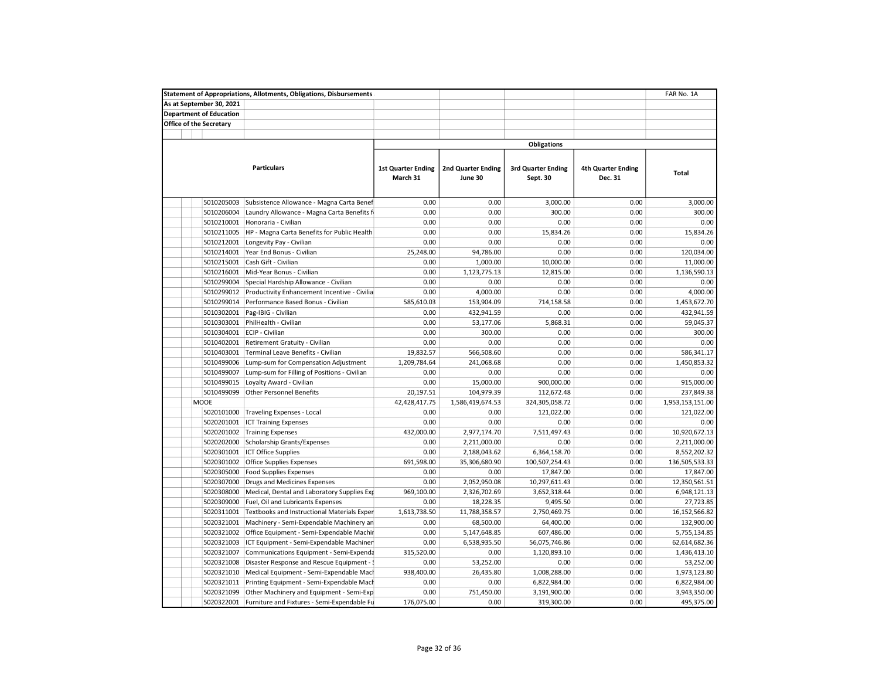Statement of Appropriations, Allotments, Obligations, Disbursements

FAR No. 1A

As at September 30, 2021

Department of Education

Office of the Secretary

| Particulars | | Obligations | | | | |
|---|---|---|---|---|---|---|
| | | 1st Quarter Ending March 31 | 2nd Quarter Ending June 30 | 3rd Quarter Ending Sept. 30 | 4th Quarter Ending Dec. 31 | Total |
| 5010205003 | Subsistence Allowance - Magna Carta Benef | 0.00 | 0.00 | 3,000.00 | 0.00 | 3,000.00 |
| 5010206004 | Laundry Allowance - Magna Carta Benefits f | 0.00 | 0.00 | 300.00 | 0.00 | 300.00 |
| 5010210001 | Honoraria - Civilian | 0.00 | 0.00 | 0.00 | 0.00 | 0.00 |
| 5010211005 | HP - Magna Carta Benefits for Public Health | 0.00 | 0.00 | 15,834.26 | 0.00 | 15,834.26 |
| 5010212001 | Longevity Pay - Civilian | 0.00 | 0.00 | 0.00 | 0.00 | 0.00 |
| 5010214001 | Year End Bonus - Civilian | 25,248.00 | 94,786.00 | 0.00 | 0.00 | 120,034.00 |
| 5010215001 | Cash Gift - Civilian | 0.00 | 1,000.00 | 10,000.00 | 0.00 | 11,000.00 |
| 5010216001 | Mid-Year Bonus - Civilian | 0.00 | 1,123,775.13 | 12,815.00 | 0.00 | 1,136,590.13 |
| 5010299004 | Special Hardship Allowance - Civilian | 0.00 | 0.00 | 0.00 | 0.00 | 0.00 |
| 5010299012 | Productivity Enhancement Incentive - Civilia | 0.00 | 4,000.00 | 0.00 | 0.00 | 4,000.00 |
| 5010299014 | Performance Based Bonus - Civilian | 585,610.03 | 153,904.09 | 714,158.58 | 0.00 | 1,453,672.70 |
| 5010302001 | Pag-IBIG - Civilian | 0.00 | 432,941.59 | 0.00 | 0.00 | 432,941.59 |
| 5010303001 | PhilHealth - Civilian | 0.00 | 53,177.06 | 5,868.31 | 0.00 | 59,045.37 |
| 5010304001 | ECIP - Civilian | 0.00 | 300.00 | 0.00 | 0.00 | 300.00 |
| 5010402001 | Retirement Gratuity - Civilian | 0.00 | 0.00 | 0.00 | 0.00 | 0.00 |
| 5010403001 | Terminal Leave Benefits - Civilian | 19,832.57 | 566,508.60 | 0.00 | 0.00 | 586,341.17 |
| 5010499006 | Lump-sum for Compensation Adjustment | 1,209,784.64 | 241,068.68 | 0.00 | 0.00 | 1,450,853.32 |
| 5010499007 | Lump-sum for Filling of Positions - Civilian | 0.00 | 0.00 | 0.00 | 0.00 | 0.00 |
| 5010499015 | Loyalty Award - Civilian | 0.00 | 15,000.00 | 900,000.00 | 0.00 | 915,000.00 |
| 5010499099 | Other Personnel Benefits | 20,197.51 | 104,979.39 | 112,672.48 | 0.00 | 237,849.38 |
| MOOE | | 42,428,417.75 | 1,586,419,674.53 | 324,305,058.72 | 0.00 | 1,953,153,151.00 |
| 5020101000 | Traveling Expenses - Local | 0.00 | 0.00 | 121,022.00 | 0.00 | 121,022.00 |
| 5020201001 | ICT Training Expenses | 0.00 | 0.00 | 0.00 | 0.00 | 0.00 |
| 5020201002 | Training Expenses | 432,000.00 | 2,977,174.70 | 7,511,497.43 | 0.00 | 10,920,672.13 |
| 5020202000 | Scholarship Grants/Expenses | 0.00 | 2,211,000.00 | 0.00 | 0.00 | 2,211,000.00 |
| 5020301001 | ICT Office Supplies | 0.00 | 2,188,043.62 | 6,364,158.70 | 0.00 | 8,552,202.32 |
| 5020301002 | Office Supplies Expenses | 691,598.00 | 35,306,680.90 | 100,507,254.43 | 0.00 | 136,505,533.33 |
| 5020305000 | Food Supplies Expenses | 0.00 | 0.00 | 17,847.00 | 0.00 | 17,847.00 |
| 5020307000 | Drugs and Medicines Expenses | 0.00 | 2,052,950.08 | 10,297,611.43 | 0.00 | 12,350,561.51 |
| 5020308000 | Medical, Dental and Laboratory Supplies Exp | 969,100.00 | 2,326,702.69 | 3,652,318.44 | 0.00 | 6,948,121.13 |
| 5020309000 | Fuel, Oil and Lubricants Expenses | 0.00 | 18,228.35 | 9,495.50 | 0.00 | 27,723.85 |
| 5020311001 | Textbooks and Instructional Materials Exper | 1,613,738.50 | 11,788,358.57 | 2,750,469.75 | 0.00 | 16,152,566.82 |
| 5020321001 | Machinery - Semi-Expendable Machinery an | 0.00 | 68,500.00 | 64,400.00 | 0.00 | 132,900.00 |
| 5020321002 | Office Equipment - Semi-Expendable Machir | 0.00 | 5,147,648.85 | 607,486.00 | 0.00 | 5,755,134.85 |
| 5020321003 | ICT Equipment - Semi-Expendable Machiner | 0.00 | 6,538,935.50 | 56,075,746.86 | 0.00 | 62,614,682.36 |
| 5020321007 | Communications Equipment - Semi-Expenda | 315,520.00 | 0.00 | 1,120,893.10 | 0.00 | 1,436,413.10 |
| 5020321008 | Disaster Response and Rescue Equipment - S | 0.00 | 53,252.00 | 0.00 | 0.00 | 53,252.00 |
| 5020321010 | Medical Equipment - Semi-Expendable Mach | 938,400.00 | 26,435.80 | 1,008,288.00 | 0.00 | 1,973,123.80 |
| 5020321011 | Printing Equipment - Semi-Expendable Mach | 0.00 | 0.00 | 6,822,984.00 | 0.00 | 6,822,984.00 |
| 5020321099 | Other Machinery and Equipment - Semi-Exp | 0.00 | 751,450.00 | 3,191,900.00 | 0.00 | 3,943,350.00 |
| 5020322001 | Furniture and Fixtures - Semi-Expendable Fu | 176,075.00 | 0.00 | 319,300.00 | 0.00 | 495,375.00 |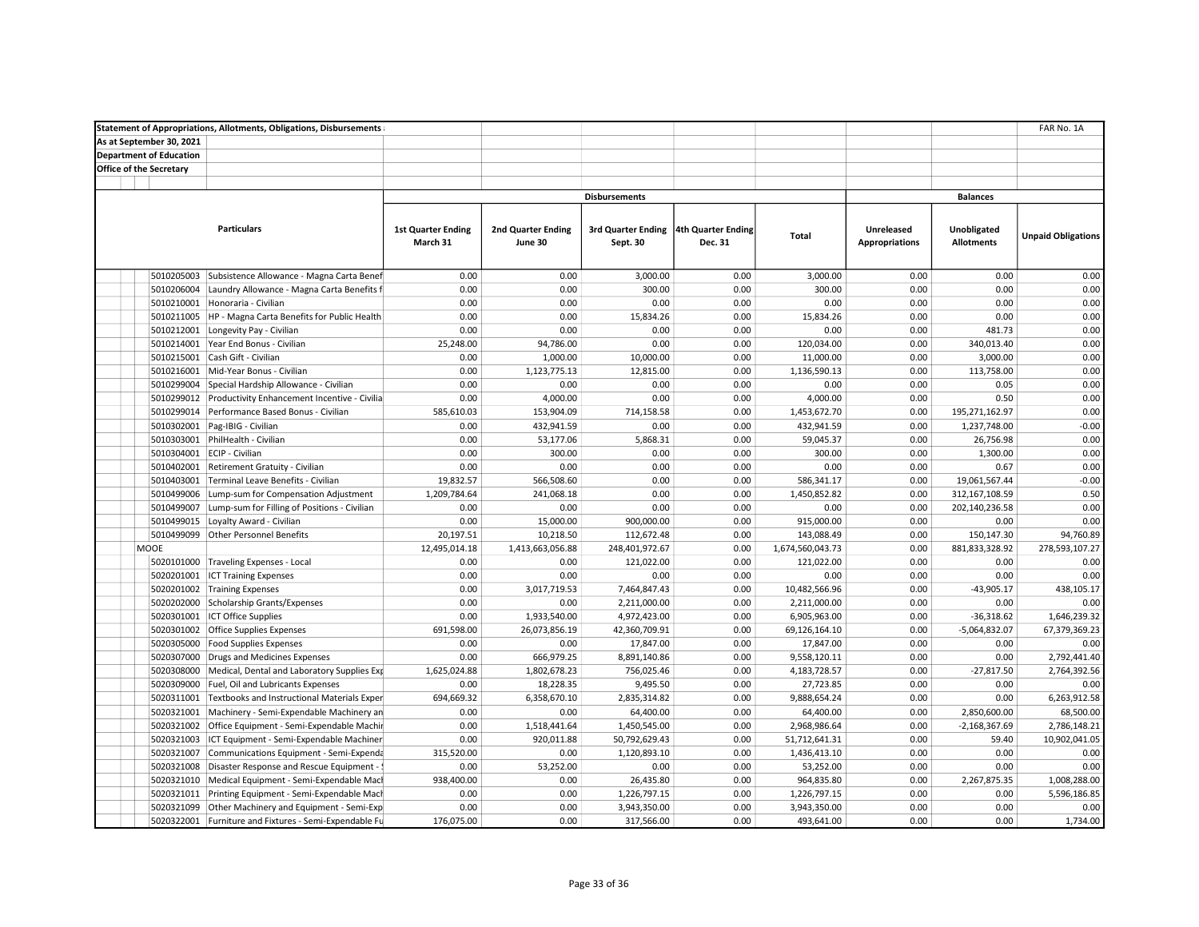Statement of Appropriations, Allotments, Obligations, Disbursements

FAR No. 1A

As at September 30, 2021

Department of Education

Office of the Secretary

| Particulars | | Disbursements | | | | | Balances | | |
|---|---|---|---|---|---|---|---|---|---|
| | | 1st Quarter Ending March 31 | 2nd Quarter Ending June 30 | 3rd Quarter Ending Sept. 30 | 4th Quarter Ending Dec. 31 | Total | Unreleased Appropriations | Unobligated Allotments | Unpaid Obligations |
| 5010205003 | Subsistence Allowance - Magna Carta Benef | 0.00 | 0.00 | 3,000.00 | 0.00 | 3,000.00 | 0.00 | 0.00 | 0.00 |
| 5010206004 | Laundry Allowance - Magna Carta Benefits f | 0.00 | 0.00 | 300.00 | 0.00 | 300.00 | 0.00 | 0.00 | 0.00 |
| 5010210001 | Honoraria - Civilian | 0.00 | 0.00 | 0.00 | 0.00 | 0.00 | 0.00 | 0.00 | 0.00 |
| 5010211005 | HP - Magna Carta Benefits for Public Health | 0.00 | 0.00 | 15,834.26 | 0.00 | 15,834.26 | 0.00 | 0.00 | 0.00 |
| 5010212001 | Longevity Pay - Civilian | 0.00 | 0.00 | 0.00 | 0.00 | 0.00 | 0.00 | 481.73 | 0.00 |
| 5010214001 | Year End Bonus - Civilian | 25,248.00 | 94,786.00 | 0.00 | 0.00 | 120,034.00 | 0.00 | 340,013.40 | 0.00 |
| 5010215001 | Cash Gift - Civilian | 0.00 | 1,000.00 | 10,000.00 | 0.00 | 11,000.00 | 0.00 | 3,000.00 | 0.00 |
| 5010216001 | Mid-Year Bonus - Civilian | 0.00 | 1,123,775.13 | 12,815.00 | 0.00 | 1,136,590.13 | 0.00 | 113,758.00 | 0.00 |
| 5010299004 | Special Hardship Allowance - Civilian | 0.00 | 0.00 | 0.00 | 0.00 | 0.00 | 0.00 | 0.05 | 0.00 |
| 5010299012 | Productivity Enhancement Incentive - Civilia | 0.00 | 4,000.00 | 0.00 | 0.00 | 4,000.00 | 0.00 | 0.50 | 0.00 |
| 5010299014 | Performance Based Bonus - Civilian | 585,610.03 | 153,904.09 | 714,158.58 | 0.00 | 1,453,672.70 | 0.00 | 195,271,162.97 | 0.00 |
| 5010302001 | Pag-IBIG - Civilian | 0.00 | 432,941.59 | 0.00 | 0.00 | 432,941.59 | 0.00 | 1,237,748.00 | -0.00 |
| 5010303001 | PhilHealth - Civilian | 0.00 | 53,177.06 | 5,868.31 | 0.00 | 59,045.37 | 0.00 | 26,756.98 | 0.00 |
| 5010304001 | ECIP - Civilian | 0.00 | 300.00 | 0.00 | 0.00 | 300.00 | 0.00 | 1,300.00 | 0.00 |
| 5010402001 | Retirement Gratuity - Civilian | 0.00 | 0.00 | 0.00 | 0.00 | 0.00 | 0.00 | 0.67 | 0.00 |
| 5010403001 | Terminal Leave Benefits - Civilian | 19,832.57 | 566,508.60 | 0.00 | 0.00 | 586,341.17 | 0.00 | 19,061,567.44 | -0.00 |
| 5010499006 | Lump-sum for Compensation Adjustment | 1,209,784.64 | 241,068.18 | 0.00 | 0.00 | 1,450,852.82 | 0.00 | 312,167,108.59 | 0.50 |
| 5010499007 | Lump-sum for Filling of Positions - Civilian | 0.00 | 0.00 | 0.00 | 0.00 | 0.00 | 0.00 | 202,140,236.58 | 0.00 |
| 5010499015 | Loyalty Award - Civilian | 0.00 | 15,000.00 | 900,000.00 | 0.00 | 915,000.00 | 0.00 | 0.00 | 0.00 |
| 5010499099 | Other Personnel Benefits | 20,197.51 | 10,218.50 | 112,672.48 | 0.00 | 143,088.49 | 0.00 | 150,147.30 | 94,760.89 |
| MOOE | | 12,495,014.18 | 1,413,663,056.88 | 248,401,972.67 | 0.00 | 1,674,560,043.73 | 0.00 | 881,833,328.92 | 278,593,107.27 |
| 5020101000 | Traveling Expenses - Local | 0.00 | 0.00 | 121,022.00 | 0.00 | 121,022.00 | 0.00 | 0.00 | 0.00 |
| 5020201001 | ICT Training Expenses | 0.00 | 0.00 | 0.00 | 0.00 | 0.00 | 0.00 | 0.00 | 0.00 |
| 5020201002 | Training Expenses | 0.00 | 3,017,719.53 | 7,464,847.43 | 0.00 | 10,482,566.96 | 0.00 | -43,905.17 | 438,105.17 |
| 5020202000 | Scholarship Grants/Expenses | 0.00 | 0.00 | 2,211,000.00 | 0.00 | 2,211,000.00 | 0.00 | 0.00 | 0.00 |
| 5020301001 | ICT Office Supplies | 0.00 | 1,933,540.00 | 4,972,423.00 | 0.00 | 6,905,963.00 | 0.00 | -36,318.62 | 1,646,239.32 |
| 5020301002 | Office Supplies Expenses | 691,598.00 | 26,073,856.19 | 42,360,709.91 | 0.00 | 69,126,164.10 | 0.00 | -5,064,832.07 | 67,379,369.23 |
| 5020305000 | Food Supplies Expenses | 0.00 | 0.00 | 17,847.00 | 0.00 | 17,847.00 | 0.00 | 0.00 | 0.00 |
| 5020307000 | Drugs and Medicines Expenses | 0.00 | 666,979.25 | 8,891,140.86 | 0.00 | 9,558,120.11 | 0.00 | 0.00 | 2,792,441.40 |
| 5020308000 | Medical, Dental and Laboratory Supplies Exp | 1,625,024.88 | 1,802,678.23 | 756,025.46 | 0.00 | 4,183,728.57 | 0.00 | -27,817.50 | 2,764,392.56 |
| 5020309000 | Fuel, Oil and Lubricants Expenses | 0.00 | 18,228.35 | 9,495.50 | 0.00 | 27,723.85 | 0.00 | 0.00 | 0.00 |
| 5020311001 | Textbooks and Instructional Materials Exper | 694,669.32 | 6,358,670.10 | 2,835,314.82 | 0.00 | 9,888,654.24 | 0.00 | 0.00 | 6,263,912.58 |
| 5020321001 | Machinery - Semi-Expendable Machinery an | 0.00 | 0.00 | 64,400.00 | 0.00 | 64,400.00 | 0.00 | 2,850,600.00 | 68,500.00 |
| 5020321002 | Office Equipment - Semi-Expendable Machir | 0.00 | 1,518,441.64 | 1,450,545.00 | 0.00 | 2,968,986.64 | 0.00 | -2,168,367.69 | 2,786,148.21 |
| 5020321003 | ICT Equipment - Semi-Expendable Machiner | 0.00 | 920,011.88 | 50,792,629.43 | 0.00 | 51,712,641.31 | 0.00 | 59.40 | 10,902,041.05 |
| 5020321007 | Communications Equipment - Semi-Expenda | 315,520.00 | 0.00 | 1,120,893.10 | 0.00 | 1,436,413.10 | 0.00 | 0.00 | 0.00 |
| 5020321008 | Disaster Response and Rescue Equipment - | 0.00 | 53,252.00 | 0.00 | 0.00 | 53,252.00 | 0.00 | 0.00 | 0.00 |
| 5020321010 | Medical Equipment - Semi-Expendable Macl | 938,400.00 | 0.00 | 26,435.80 | 0.00 | 964,835.80 | 0.00 | 2,267,875.35 | 1,008,288.00 |
| 5020321011 | Printing Equipment - Semi-Expendable Macl | 0.00 | 0.00 | 1,226,797.15 | 0.00 | 1,226,797.15 | 0.00 | 0.00 | 5,596,186.85 |
| 5020321099 | Other Machinery and Equipment - Semi-Exp | 0.00 | 0.00 | 3,943,350.00 | 0.00 | 3,943,350.00 | 0.00 | 0.00 | 0.00 |
| 5020322001 | Furniture and Fixtures - Semi-Expendable Fu | 176,075.00 | 0.00 | 317,566.00 | 0.00 | 493,641.00 | 0.00 | 0.00 | 1,734.00 |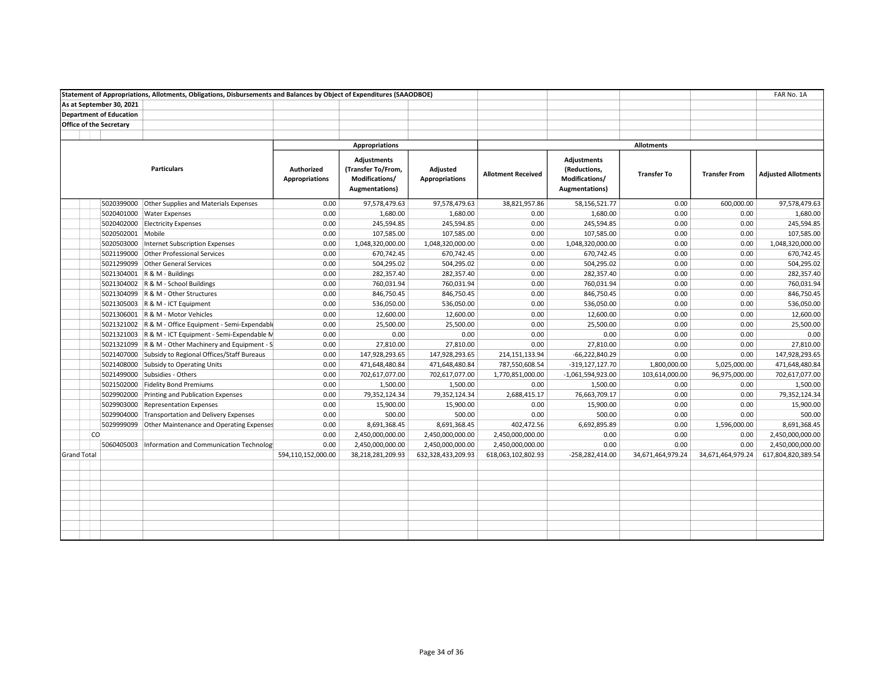**Statement of Appropriations, Allotments, Obligations, Disbursements and Balances by Object of Expenditures (SAAODBOE)**

FAR No. 1A

**As at September 30, 2021**
**Department of Education**
**Office of the Secretary**

| Particulars | | | Appropriations | | | Allotments | | | | |
|---|---|---|---|---|---|---|---|---|---|---|
| | | | Authorized Appropriations | Adjustments (Transfer To/From, Modifications/ Augmentations) | Adjusted Appropriations | Allotment Received | Adjustments (Reductions, Modifications/ Augmentations) | Transfer To | Transfer From | Adjusted Allotments |
| | 5020399000 | Other Supplies and Materials Expenses | 0.00 | 97,578,479.63 | 97,578,479.63 | 38,821,957.86 | 58,156,521.77 | 0.00 | 600,000.00 | 97,578,479.63 |
| | 5020401000 | Water Expenses | 0.00 | 1,680.00 | 1,680.00 | 0.00 | 1,680.00 | 0.00 | 0.00 | 1,680.00 |
| | 5020402000 | Electricity Expenses | 0.00 | 245,594.85 | 245,594.85 | 0.00 | 245,594.85 | 0.00 | 0.00 | 245,594.85 |
| | 5020502001 | Mobile | 0.00 | 107,585.00 | 107,585.00 | 0.00 | 107,585.00 | 0.00 | 0.00 | 107,585.00 |
| | 5020503000 | Internet Subscription Expenses | 0.00 | 1,048,320,000.00 | 1,048,320,000.00 | 0.00 | 1,048,320,000.00 | 0.00 | 0.00 | 1,048,320,000.00 |
| | 5021199000 | Other Professional Services | 0.00 | 670,742.45 | 670,742.45 | 0.00 | 670,742.45 | 0.00 | 0.00 | 670,742.45 |
| | 5021299099 | Other General Services | 0.00 | 504,295.02 | 504,295.02 | 0.00 | 504,295.02 | 0.00 | 0.00 | 504,295.02 |
| | 5021304001 | R & M - Buildings | 0.00 | 282,357.40 | 282,357.40 | 0.00 | 282,357.40 | 0.00 | 0.00 | 282,357.40 |
| | 5021304002 | R & M - School Buildings | 0.00 | 760,031.94 | 760,031.94 | 0.00 | 760,031.94 | 0.00 | 0.00 | 760,031.94 |
| | 5021304099 | R & M - Other Structures | 0.00 | 846,750.45 | 846,750.45 | 0.00 | 846,750.45 | 0.00 | 0.00 | 846,750.45 |
| | 5021305003 | R & M - ICT Equipment | 0.00 | 536,050.00 | 536,050.00 | 0.00 | 536,050.00 | 0.00 | 0.00 | 536,050.00 |
| | 5021306001 | R & M - Motor Vehicles | 0.00 | 12,600.00 | 12,600.00 | 0.00 | 12,600.00 | 0.00 | 0.00 | 12,600.00 |
| | 5021321002 | R & M - Office Equipment - Semi-Expendable | 0.00 | 25,500.00 | 25,500.00 | 0.00 | 25,500.00 | 0.00 | 0.00 | 25,500.00 |
| | 5021321003 | R & M - ICT Equipment - Semi-Expendable M | 0.00 | 0.00 | 0.00 | 0.00 | 0.00 | 0.00 | 0.00 | 0.00 |
| | 5021321099 | R & M - Other Machinery and Equipment - S | 0.00 | 27,810.00 | 27,810.00 | 0.00 | 27,810.00 | 0.00 | 0.00 | 27,810.00 |
| | 5021407000 | Subsidy to Regional Offices/Staff Bureaus | 0.00 | 147,928,293.65 | 147,928,293.65 | 214,151,133.94 | -66,222,840.29 | 0.00 | 0.00 | 147,928,293.65 |
| | 5021408000 | Subsidy to Operating Units | 0.00 | 471,648,480.84 | 471,648,480.84 | 787,550,608.54 | -319,127,127.70 | 1,800,000.00 | 5,025,000.00 | 471,648,480.84 |
| | 5021499000 | Subsidies - Others | 0.00 | 702,617,077.00 | 702,617,077.00 | 1,770,851,000.00 | -1,061,594,923.00 | 103,614,000.00 | 96,975,000.00 | 702,617,077.00 |
| | 5021502000 | Fidelity Bond Premiums | 0.00 | 1,500.00 | 1,500.00 | 0.00 | 1,500.00 | 0.00 | 0.00 | 1,500.00 |
| | 5029902000 | Printing and Publication Expenses | 0.00 | 79,352,124.34 | 79,352,124.34 | 2,688,415.17 | 76,663,709.17 | 0.00 | 0.00 | 79,352,124.34 |
| | 5029903000 | Representation Expenses | 0.00 | 15,900.00 | 15,900.00 | 0.00 | 15,900.00 | 0.00 | 0.00 | 15,900.00 |
| | 5029904000 | Transportation and Delivery Expenses | 0.00 | 500.00 | 500.00 | 0.00 | 500.00 | 0.00 | 0.00 | 500.00 |
| | 5029999099 | Other Maintenance and Operating Expenses | 0.00 | 8,691,368.45 | 8,691,368.45 | 402,472.56 | 6,692,895.89 | 0.00 | 1,596,000.00 | 8,691,368.45 |
| CO | | | 0.00 | 2,450,000,000.00 | 2,450,000,000.00 | 2,450,000,000.00 | 0.00 | 0.00 | 0.00 | 2,450,000,000.00 |
| | 5060405003 | Information and Communication Technolog | 0.00 | 2,450,000,000.00 | 2,450,000,000.00 | 2,450,000,000.00 | 0.00 | 0.00 | 0.00 | 2,450,000,000.00 |
| Grand Total | | | 594,110,152,000.00 | 38,218,281,209.93 | 632,328,433,209.93 | 618,063,102,802.93 | -258,282,414.00 | 34,671,464,979.24 | 34,671,464,979.24 | 617,804,820,389.54 |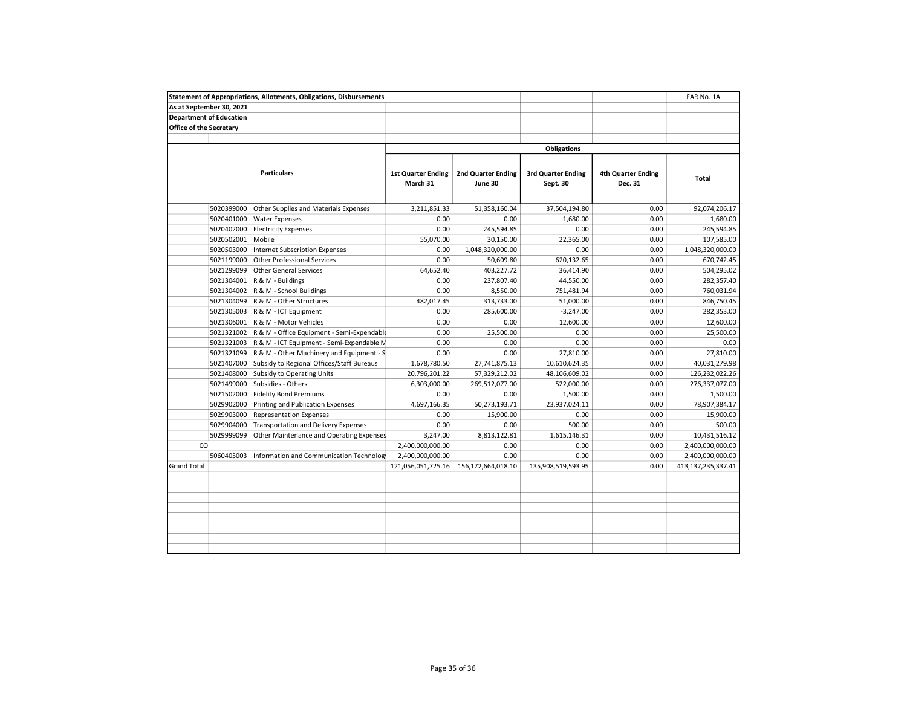**Statement of Appropriations, Allotments, Obligations, Disbursements** FAR No. 1A

**As at September 30, 2021**

**Department of Education**

**Office of the Secretary**

| | | | Obligations | | | | |
|---|---|---|---|---|---|---|---|
| Particulars | | | 1st Quarter Ending March 31 | 2nd Quarter Ending June 30 | 3rd Quarter Ending Sept. 30 | 4th Quarter Ending Dec. 31 | Total |
| | 5020399000 | Other Supplies and Materials Expenses | 3,211,851.33 | 51,358,160.04 | 37,504,194.80 | 0.00 | 92,074,206.17 |
| | 5020401000 | Water Expenses | 0.00 | 0.00 | 1,680.00 | 0.00 | 1,680.00 |
| | 5020402000 | Electricity Expenses | 0.00 | 245,594.85 | 0.00 | 0.00 | 245,594.85 |
| | 5020502001 | Mobile | 55,070.00 | 30,150.00 | 22,365.00 | 0.00 | 107,585.00 |
| | 5020503000 | Internet Subscription Expenses | 0.00 | 1,048,320,000.00 | 0.00 | 0.00 | 1,048,320,000.00 |
| | 5021199000 | Other Professional Services | 0.00 | 50,609.80 | 620,132.65 | 0.00 | 670,742.45 |
| | 5021299099 | Other General Services | 64,652.40 | 403,227.72 | 36,414.90 | 0.00 | 504,295.02 |
| | 5021304001 | R & M - Buildings | 0.00 | 237,807.40 | 44,550.00 | 0.00 | 282,357.40 |
| | 5021304002 | R & M - School Buildings | 0.00 | 8,550.00 | 751,481.94 | 0.00 | 760,031.94 |
| | 5021304099 | R & M - Other Structures | 482,017.45 | 313,733.00 | 51,000.00 | 0.00 | 846,750.45 |
| | 5021305003 | R & M - ICT Equipment | 0.00 | 285,600.00 | -3,247.00 | 0.00 | 282,353.00 |
| | 5021306001 | R & M - Motor Vehicles | 0.00 | 0.00 | 12,600.00 | 0.00 | 12,600.00 |
| | 5021321002 | R & M - Office Equipment - Semi-Expendable | 0.00 | 25,500.00 | 0.00 | 0.00 | 25,500.00 |
| | 5021321003 | R & M - ICT Equipment - Semi-Expendable M | 0.00 | 0.00 | 0.00 | 0.00 | 0.00 |
| | 5021321099 | R & M - Other Machinery and Equipment - S | 0.00 | 0.00 | 27,810.00 | 0.00 | 27,810.00 |
| | 5021407000 | Subsidy to Regional Offices/Staff Bureaus | 1,678,780.50 | 27,741,875.13 | 10,610,624.35 | 0.00 | 40,031,279.98 |
| | 5021408000 | Subsidy to Operating Units | 20,796,201.22 | 57,329,212.02 | 48,106,609.02 | 0.00 | 126,232,022.26 |
| | 5021499000 | Subsidies - Others | 6,303,000.00 | 269,512,077.00 | 522,000.00 | 0.00 | 276,337,077.00 |
| | 5021502000 | Fidelity Bond Premiums | 0.00 | 0.00 | 1,500.00 | 0.00 | 1,500.00 |
| | 5029902000 | Printing and Publication Expenses | 4,697,166.35 | 50,273,193.71 | 23,937,024.11 | 0.00 | 78,907,384.17 |
| | 5029903000 | Representation Expenses | 0.00 | 15,900.00 | 0.00 | 0.00 | 15,900.00 |
| | 5029904000 | Transportation and Delivery Expenses | 0.00 | 0.00 | 500.00 | 0.00 | 500.00 |
| | 5029999099 | Other Maintenance and Operating Expenses | 3,247.00 | 8,813,122.81 | 1,615,146.31 | 0.00 | 10,431,516.12 |
| CO | | | 2,400,000,000.00 | 0.00 | 0.00 | 0.00 | 2,400,000,000.00 |
| | 5060405003 | Information and Communication Technolog | 2,400,000,000.00 | 0.00 | 0.00 | 0.00 | 2,400,000,000.00 |
| Grand Total | | | 121,056,051,725.16 | 156,172,664,018.10 | 135,908,519,593.95 | 0.00 | 413,137,235,337.41 |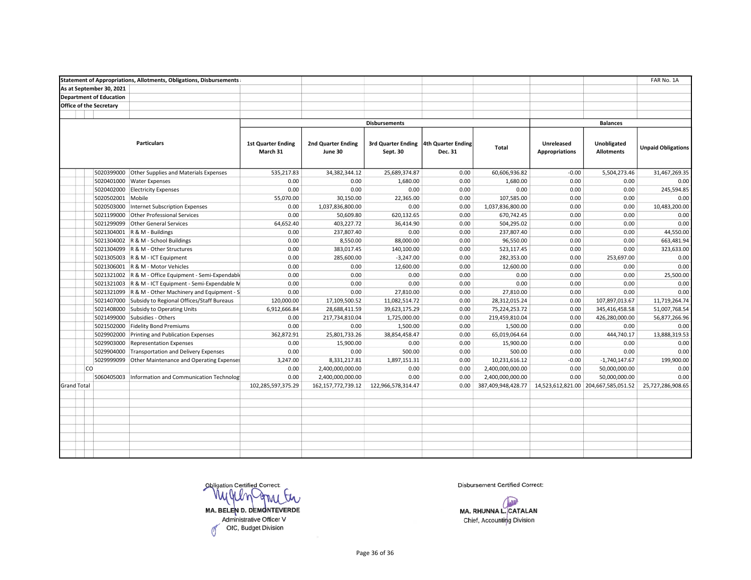| Statement of Appropriations, Allotments, Obligations, Disbursements | | | | | | | | | FAR No. 1A |
|---|---|---|---|---|---|---|---|---|---|
| As at September 30, 2021 | | | | | | | | | |
| Department of Education | | | | | | | | | |
| Office of the Secretary | | | | | | | | | |
| | | Disbursements | | | | | Balances | | |
| Particulars | | 1st Quarter Ending March 31 | 2nd Quarter Ending June 30 | 3rd Quarter Ending Sept. 30 | 4th Quarter Ending Dec. 31 | Total | Unreleased Appropriations | Unobligated Allotments | Unpaid Obligations |
| 5020399000 | Other Supplies and Materials Expenses | 535,217.83 | 34,382,344.12 | 25,689,374.87 | 0.00 | 60,606,936.82 | -0.00 | 5,504,273.46 | 31,467,269.35 |
| 5020401000 | Water Expenses | 0.00 | 0.00 | 1,680.00 | 0.00 | 1,680.00 | 0.00 | 0.00 | 0.00 |
| 5020402000 | Electricity Expenses | 0.00 | 0.00 | 0.00 | 0.00 | 0.00 | 0.00 | 0.00 | 245,594.85 |
| 5020502001 | Mobile | 55,070.00 | 30,150.00 | 22,365.00 | 0.00 | 107,585.00 | 0.00 | 0.00 | 0.00 |
| 5020503000 | Internet Subscription Expenses | 0.00 | 1,037,836,800.00 | 0.00 | 0.00 | 1,037,836,800.00 | 0.00 | 0.00 | 10,483,200.00 |
| 5021199000 | Other Professional Services | 0.00 | 50,609.80 | 620,132.65 | 0.00 | 670,742.45 | 0.00 | 0.00 | 0.00 |
| 5021299099 | Other General Services | 64,652.40 | 403,227.72 | 36,414.90 | 0.00 | 504,295.02 | 0.00 | 0.00 | 0.00 |
| 5021304001 | R & M - Buildings | 0.00 | 237,807.40 | 0.00 | 0.00 | 237,807.40 | 0.00 | 0.00 | 44,550.00 |
| 5021304002 | R & M - School Buildings | 0.00 | 8,550.00 | 88,000.00 | 0.00 | 96,550.00 | 0.00 | 0.00 | 663,481.94 |
| 5021304099 | R & M - Other Structures | 0.00 | 383,017.45 | 140,100.00 | 0.00 | 523,117.45 | 0.00 | 0.00 | 323,633.00 |
| 5021305003 | R & M - ICT Equipment | 0.00 | 285,600.00 | -3,247.00 | 0.00 | 282,353.00 | 0.00 | 253,697.00 | 0.00 |
| 5021306001 | R & M - Motor Vehicles | 0.00 | 0.00 | 12,600.00 | 0.00 | 12,600.00 | 0.00 | 0.00 | 0.00 |
| 5021321002 | R & M - Office Equipment - Semi-Expendable | 0.00 | 0.00 | 0.00 | 0.00 | 0.00 | 0.00 | 0.00 | 25,500.00 |
| 5021321003 | R & M - ICT Equipment - Semi-Expendable M | 0.00 | 0.00 | 0.00 | 0.00 | 0.00 | 0.00 | 0.00 | 0.00 |
| 5021321099 | R & M - Other Machinery and Equipment - S | 0.00 | 0.00 | 27,810.00 | 0.00 | 27,810.00 | 0.00 | 0.00 | 0.00 |
| 5021407000 | Subsidy to Regional Offices/Staff Bureaus | 120,000.00 | 17,109,500.52 | 11,082,514.72 | 0.00 | 28,312,015.24 | 0.00 | 107,897,013.67 | 11,719,264.74 |
| 5021408000 | Subsidy to Operating Units | 6,912,666.84 | 28,688,411.59 | 39,623,175.29 | 0.00 | 75,224,253.72 | 0.00 | 345,416,458.58 | 51,007,768.54 |
| 5021499000 | Subsidies - Others | 0.00 | 217,734,810.04 | 1,725,000.00 | 0.00 | 219,459,810.04 | 0.00 | 426,280,000.00 | 56,877,266.96 |
| 5021502000 | Fidelity Bond Premiums | 0.00 | 0.00 | 1,500.00 | 0.00 | 1,500.00 | 0.00 | 0.00 | 0.00 |
| 5029902000 | Printing and Publication Expenses | 362,872.91 | 25,801,733.26 | 38,854,458.47 | 0.00 | 65,019,064.64 | 0.00 | 444,740.17 | 13,888,319.53 |
| 5029903000 | Representation Expenses | 0.00 | 15,900.00 | 0.00 | 0.00 | 15,900.00 | 0.00 | 0.00 | 0.00 |
| 5029904000 | Transportation and Delivery Expenses | 0.00 | 0.00 | 500.00 | 0.00 | 500.00 | 0.00 | 0.00 | 0.00 |
| 5029999099 | Other Maintenance and Operating Expenses | 3,247.00 | 8,331,217.81 | 1,897,151.31 | 0.00 | 10,231,616.12 | -0.00 | -1,740,147.67 | 199,900.00 |
| CO | | 0.00 | 2,400,000,000.00 | 0.00 | 0.00 | 2,400,000,000.00 | 0.00 | 50,000,000.00 | 0.00 |
| 5060405003 | Information and Communication Technolog | 0.00 | 2,400,000,000.00 | 0.00 | 0.00 | 2,400,000,000.00 | 0.00 | 50,000,000.00 | 0.00 |
| Grand Total | | 102,285,597,375.29 | 162,157,772,739.12 | 122,966,578,314.47 | 0.00 | 387,409,948,428.77 | 14,523,612,821.00 | 204,667,585,051.52 | 25,727,286,908.65 |

Obligation Certified Correct:

MA. BELEN D. DEMONTEVERDE
Administrative Officer V
OIC, Budget Division

Disbursement Certified Correct:

MA. RHUNNA L. CATALAN
Chief, Accounting Division